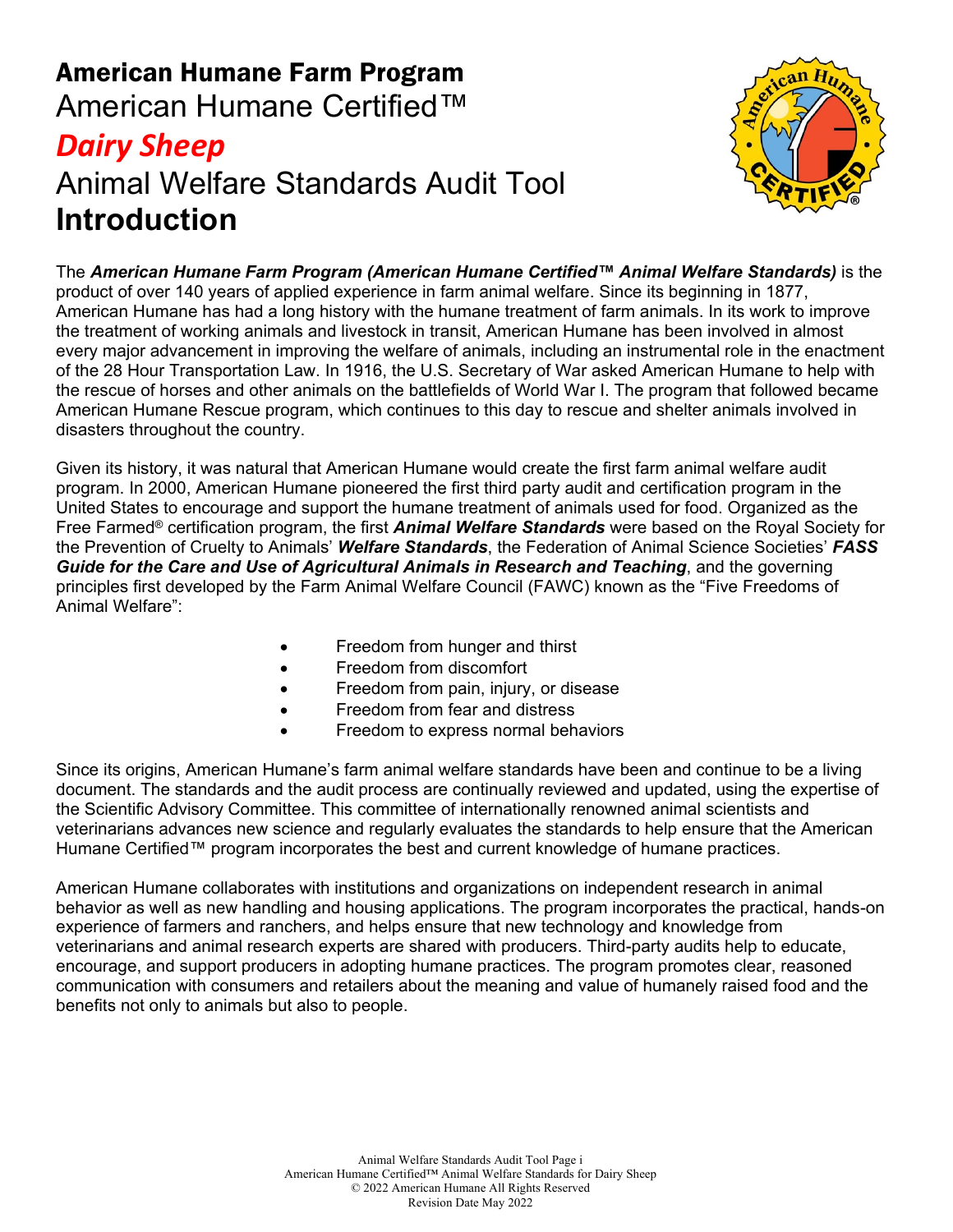# American Humane Farm Program

American Humane Certified™

***Dairy Sheep***

Animal Welfare Standards Audit Tool

**Introduction**

The ***American Humane Farm Program (American Humane Certified™ Animal Welfare Standards)*** is the product of over 140 years of applied experience in farm animal welfare. Since its beginning in 1877, American Humane has had a long history with the humane treatment of farm animals. In its work to improve the treatment of working animals and livestock in transit, American Humane has been involved in almost every major advancement in improving the welfare of animals, including an instrumental role in the enactment of the 28 Hour Transportation Law. In 1916, the U.S. Secretary of War asked American Humane to help with the rescue of horses and other animals on the battlefields of World War I. The program that followed became American Humane Rescue program, which continues to this day to rescue and shelter animals involved in disasters throughout the country.

Given its history, it was natural that American Humane would create the first farm animal welfare audit program. In 2000, American Humane pioneered the first third party audit and certification program in the United States to encourage and support the humane treatment of animals used for food. Organized as the Free Farmed® certification program, the first ***Animal Welfare Standards*** were based on the Royal Society for the Prevention of Cruelty to Animals' ***Welfare Standards***, the Federation of Animal Science Societies' ***FASS Guide for the Care and Use of Agricultural Animals in Research and Teaching***, and the governing principles first developed by the Farm Animal Welfare Council (FAWC) known as the "Five Freedoms of Animal Welfare":

- Freedom from hunger and thirst
- Freedom from discomfort
- Freedom from pain, injury, or disease
- Freedom from fear and distress
- Freedom to express normal behaviors

Since its origins, American Humane's farm animal welfare standards have been and continue to be a living document. The standards and the audit process are continually reviewed and updated, using the expertise of the Scientific Advisory Committee. This committee of internationally renowned animal scientists and veterinarians advances new science and regularly evaluates the standards to help ensure that the American Humane Certified™ program incorporates the best and current knowledge of humane practices.

American Humane collaborates with institutions and organizations on independent research in animal behavior as well as new handling and housing applications. The program incorporates the practical, hands-on experience of farmers and ranchers, and helps ensure that new technology and knowledge from veterinarians and animal research experts are shared with producers. Third-party audits help to educate, encourage, and support producers in adopting humane practices. The program promotes clear, reasoned communication with consumers and retailers about the meaning and value of humanely raised food and the benefits not only to animals but also to people.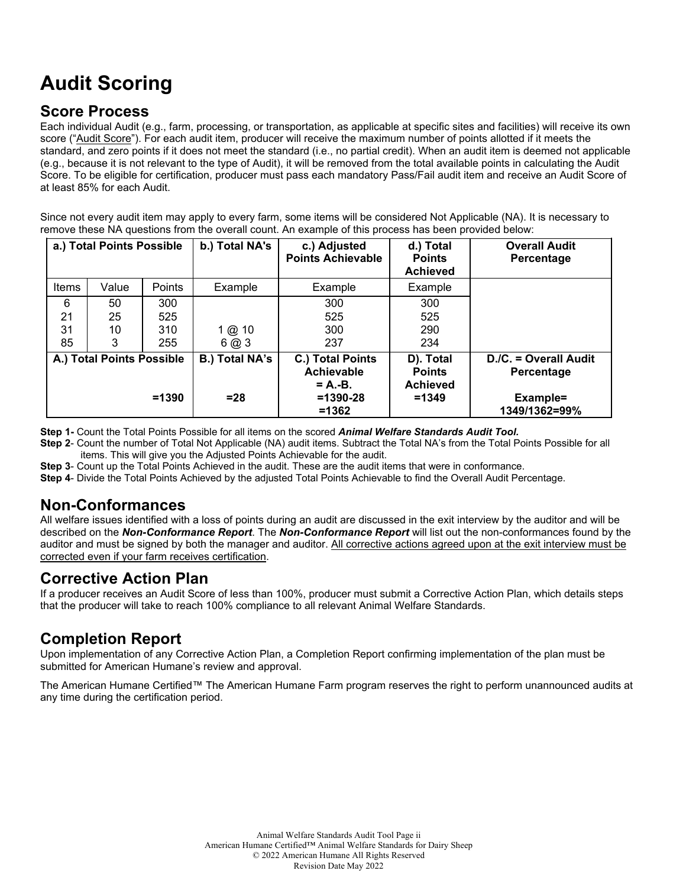# Audit Scoring

## Score Process

Each individual Audit (e.g., farm, processing, or transportation, as applicable at specific sites and facilities) will receive its own score ("Audit Score"). For each audit item, producer will receive the maximum number of points allotted if it meets the standard, and zero points if it does not meet the standard (i.e., no partial credit). When an audit item is deemed not applicable (e.g., because it is not relevant to the type of Audit), it will be removed from the total available points in calculating the Audit Score. To be eligible for certification, producer must pass each mandatory Pass/Fail audit item and receive an Audit Score of at least 85% for each Audit.

Since not every audit item may apply to every farm, some items will be considered Not Applicable (NA). It is necessary to remove these NA questions from the overall count. An example of this process has been provided below:

| a.) Total Points Possible | | | b.) Total NA's | c.) Adjusted Points Achievable | d.) Total Points Achieved | Overall Audit Percentage |
|---|---|---|---|---|---|---|
| Items | Value | Points | Example | Example | Example | |
| 6 | 50 | 300 | | 300 | 300 | |
| 21 | 25 | 525 | | 525 | 525 | |
| 31 | 10 | 310 | 1 @ 10 | 300 | 290 | |
| 85 | 3 | 255 | 6 @ 3 | 237 | 234 | |
| **A.) Total Points Possible** | | **=1390** | **B.) Total NA's =28** | **C.) Total Points Achievable = A.-B. =1390-28 =1362** | **D). Total Points Achieved =1349** | **D./C. = Overall Audit Percentage Example= 1349/1362=99%** |

**Step 1-** Count the Total Points Possible for all items on the scored ***Animal Welfare Standards Audit Tool.***

**Step 2**- Count the number of Total Not Applicable (NA) audit items. Subtract the Total NA's from the Total Points Possible for all items. This will give you the Adjusted Points Achievable for the audit.

**Step 3**- Count up the Total Points Achieved in the audit. These are the audit items that were in conformance.

**Step 4**- Divide the Total Points Achieved by the adjusted Total Points Achievable to find the Overall Audit Percentage.

## Non-Conformances

All welfare issues identified with a loss of points during an audit are discussed in the exit interview by the auditor and will be described on the ***Non-Conformance Report***. The ***Non-Conformance Report*** will list out the non-conformances found by the auditor and must be signed by both the manager and auditor. All corrective actions agreed upon at the exit interview must be corrected even if your farm receives certification.

## Corrective Action Plan

If a producer receives an Audit Score of less than 100%, producer must submit a Corrective Action Plan, which details steps that the producer will take to reach 100% compliance to all relevant Animal Welfare Standards.

## Completion Report

Upon implementation of any Corrective Action Plan, a Completion Report confirming implementation of the plan must be submitted for American Humane's review and approval.

The American Humane Certified™ The American Humane Farm program reserves the right to perform unannounced audits at any time during the certification period.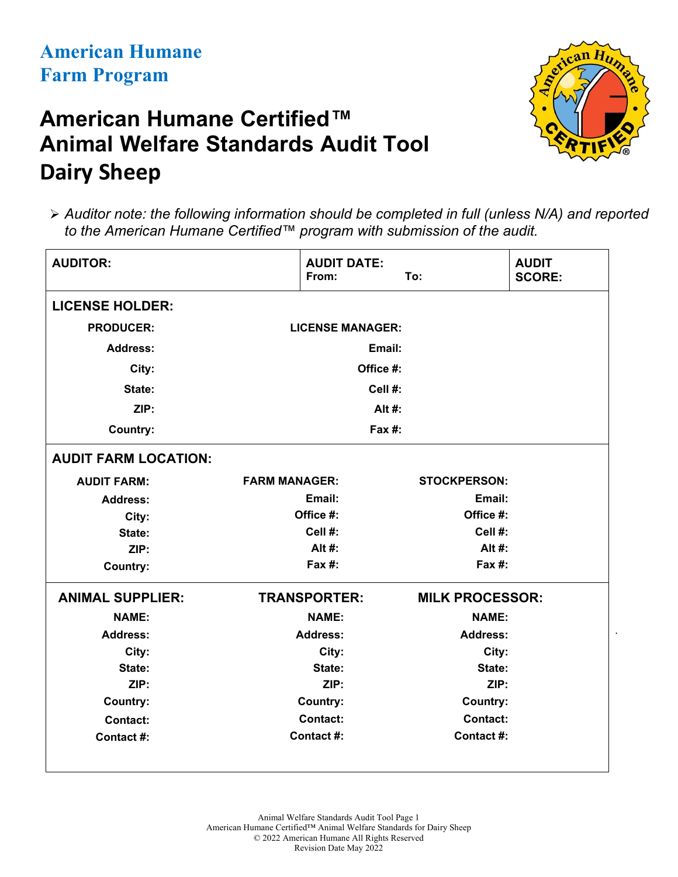**American Humane**
**Farm Program**

# American Humane Certified™ Animal Welfare Standards Audit Tool
## Dairy Sheep

- *Auditor note: the following information should be completed in full (unless N/A) and reported to the American Humane Certified™ program with submission of the audit.*

| **AUDITOR:** | **AUDIT DATE:** From: To: | **AUDIT SCORE:** |
|---|---|---|

**LICENSE HOLDER:**

| | |
|---|---|
| **PRODUCER:** | **LICENSE MANAGER:** |
| **Address:** | **Email:** |
| **City:** | **Office #:** |
| **State:** | **Cell #:** |
| **ZIP:** | **Alt #:** |
| **Country:** | **Fax #:** |

**AUDIT FARM LOCATION:**

| | | |
|---|---|---|
| **AUDIT FARM:** | **FARM MANAGER:** | **STOCKPERSON:** |
| **Address:** | **Email:** | **Email:** |
| **City:** | **Office #:** | **Office #:** |
| **State:** | **Cell #:** | **Cell #:** |
| **ZIP:** | **Alt #:** | **Alt #:** |
| **Country:** | **Fax #:** | **Fax #:** |

| **ANIMAL SUPPLIER:** | **TRANSPORTER:** | **MILK PROCESSOR:** |
|---|---|---|
| **NAME:** | **NAME:** | **NAME:** |
| **Address:** | **Address:** | **Address:** |
| **City:** | **City:** | **City:** |
| **State:** | **State:** | **State:** |
| **ZIP:** | **ZIP:** | **ZIP:** |
| **Country:** | **Country:** | **Country:** |
| **Contact:** | **Contact:** | **Contact:** |
| **Contact #:** | **Contact #:** | **Contact #:** |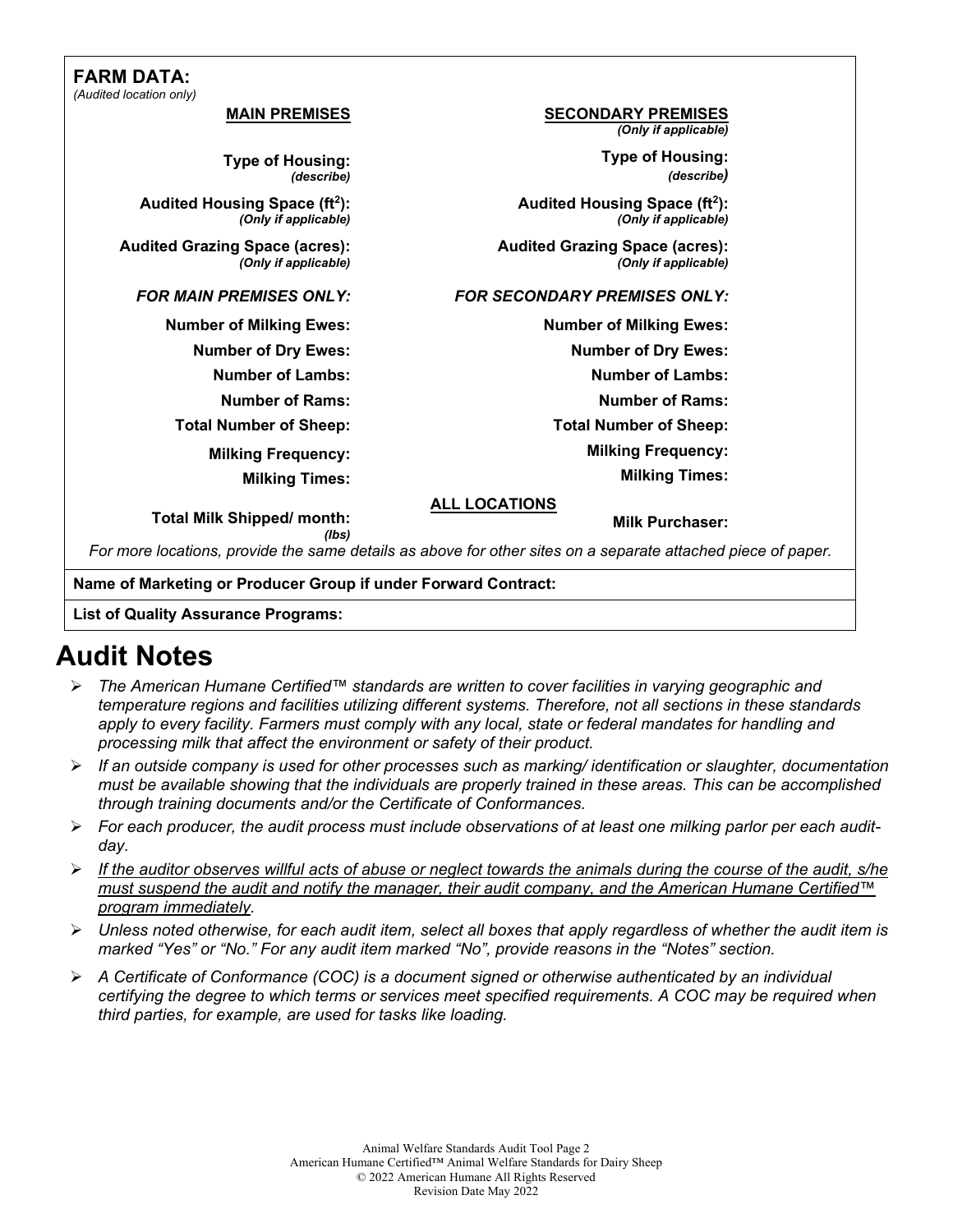**FARM DATA:**
*(Audited location only)*

| MAIN PREMISES | SECONDARY PREMISES *(Only if applicable)* |
| --- | --- |
| **Type of Housing:** *(describe)* | **Type of Housing:** *(describe)* |
| **Audited Housing Space ($ft^2$):** *(Only if applicable)* | **Audited Housing Space ($ft^2$):** *(Only if applicable)* |
| **Audited Grazing Space (acres):** *(Only if applicable)* | **Audited Grazing Space (acres):** *(Only if applicable)* |
| ***FOR MAIN PREMISES ONLY:*** | ***FOR SECONDARY PREMISES ONLY:*** |
| **Number of Milking Ewes:** | **Number of Milking Ewes:** |
| **Number of Dry Ewes:** | **Number of Dry Ewes:** |
| **Number of Lambs:** | **Number of Lambs:** |
| **Number of Rams:** | **Number of Rams:** |
| **Total Number of Sheep:** | **Total Number of Sheep:** |
| **Milking Frequency:** | **Milking Frequency:** |
| **Milking Times:** | **Milking Times:** |

**ALL LOCATIONS**

| | |
| --- | --- |
| **Total Milk Shipped/ month:** *(lbs)* | **Milk Purchaser:** |

*For more locations, provide the same details as above for other sites on a separate attached piece of paper.*

**Name of Marketing or Producer Group if under Forward Contract:**

**List of Quality Assurance Programs:**

# Audit Notes

- *The American Humane Certified™ standards are written to cover facilities in varying geographic and temperature regions and facilities utilizing different systems. Therefore, not all sections in these standards apply to every facility. Farmers must comply with any local, state or federal mandates for handling and processing milk that affect the environment or safety of their product.*
- *If an outside company is used for other processes such as marking/ identification or slaughter, documentation must be available showing that the individuals are properly trained in these areas. This can be accomplished through training documents and/or the Certificate of Conformances.*
- *For each producer, the audit process must include observations of at least one milking parlor per each audit-day.*
- *If the auditor observes willful acts of abuse or neglect towards the animals during the course of the audit, s/he must suspend the audit and notify the manager, their audit company, and the American Humane Certified™ program immediately.*
- *Unless noted otherwise, for each audit item, select all boxes that apply regardless of whether the audit item is marked "Yes" or "No." For any audit item marked "No", provide reasons in the "Notes" section.*
- *A Certificate of Conformance (COC) is a document signed or otherwise authenticated by an individual certifying the degree to which terms or services meet specified requirements. A COC may be required when third parties, for example, are used for tasks like loading.*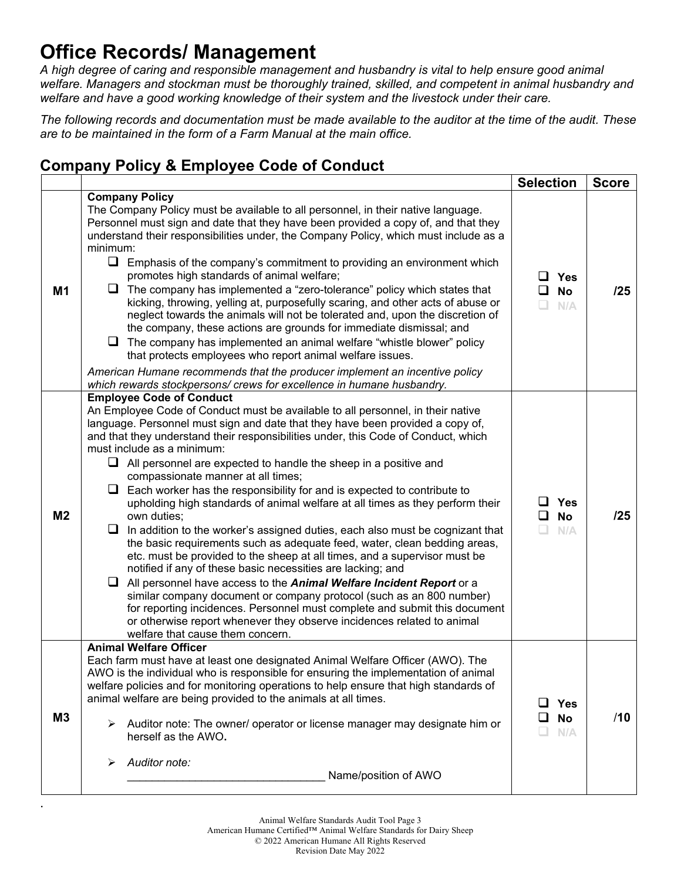# Office Records/ Management

*A high degree of caring and responsible management and husbandry is vital to help ensure good animal welfare. Managers and stockman must be thoroughly trained, skilled, and competent in animal husbandry and welfare and have a good working knowledge of their system and the livestock under their care.*

*The following records and documentation must be made available to the auditor at the time of the audit. These are to be maintained in the form of a Farm Manual at the main office.*

## Company Policy & Employee Code of Conduct

| | | Selection | Score |
|---|---|---|---|
| M1 | **Company Policy**<br>The Company Policy must be available to all personnel, in their native language. Personnel must sign and date that they have been provided a copy of, and that they understand their responsibilities under, the Company Policy, which must include as a minimum:<br>❑ Emphasis of the company's commitment to providing an environment which promotes high standards of animal welfare;<br>❑ The company has implemented a "zero-tolerance" policy which states that kicking, throwing, yelling at, purposefully scaring, and other acts of abuse or neglect towards the animals will not be tolerated and, upon the discretion of the company, these actions are grounds for immediate dismissal; and<br>❑ The company has implemented an animal welfare "whistle blower" policy that protects employees who report animal welfare issues.<br>*American Humane recommends that the producer implement an incentive policy which rewards stockpersons/ crews for excellence in humane husbandry.* | ❑ Yes<br>❑ No<br>❑ N/A | /25 |
| M2 | **Employee Code of Conduct**<br>An Employee Code of Conduct must be available to all personnel, in their native language. Personnel must sign and date that they have been provided a copy of, and that they understand their responsibilities under, this Code of Conduct, which must include as a minimum:<br>❑ All personnel are expected to handle the sheep in a positive and compassionate manner at all times;<br>❑ Each worker has the responsibility for and is expected to contribute to upholding high standards of animal welfare at all times as they perform their own duties;<br>❑ In addition to the worker's assigned duties, each also must be cognizant that the basic requirements such as adequate feed, water, clean bedding areas, etc. must be provided to the sheep at all times, and a supervisor must be notified if any of these basic necessities are lacking; and<br>❑ All personnel have access to the ***Animal Welfare Incident Report*** or a similar company document or company protocol (such as an 800 number) for reporting incidences. Personnel must complete and submit this document or otherwise report whenever they observe incidences related to animal welfare that cause them concern. | ❑ Yes<br>❑ No<br>❑ N/A | /25 |
| M3 | **Animal Welfare Officer**<br>Each farm must have at least one designated Animal Welfare Officer (AWO). The AWO is the individual who is responsible for ensuring the implementation of animal welfare policies and for monitoring operations to help ensure that high standards of animal welfare are being provided to the animals at all times.<br>➢ Auditor note: The owner/ operator or license manager may designate him or herself as the AWO.<br>➢ *Auditor note:*<br>_______________________________ Name/position of AWO | ❑ Yes<br>❑ No<br>❑ N/A | /10 |

.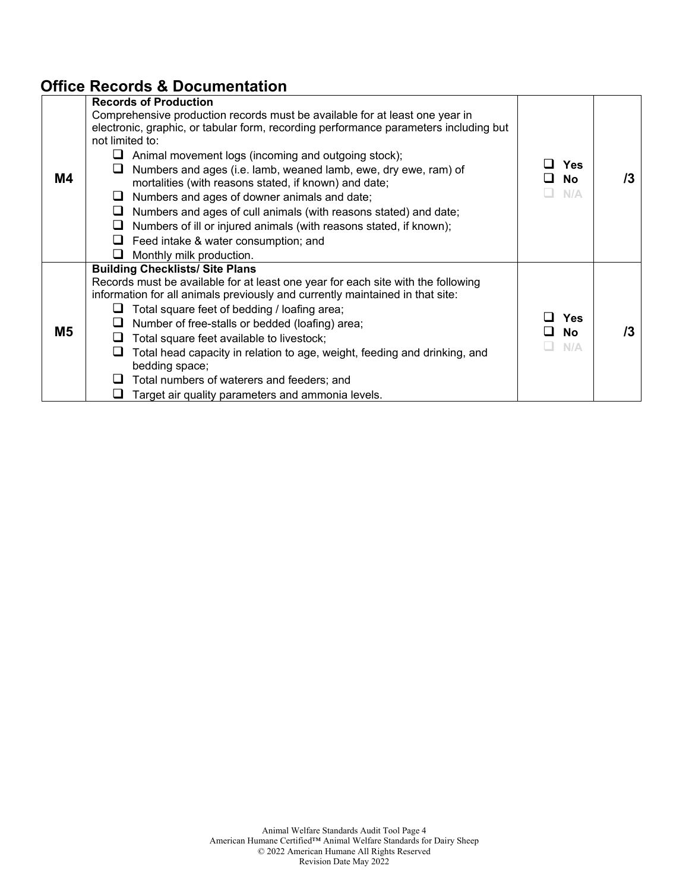## Office Records & Documentation

| | | | |
|---|---|---|---|
| **M4** | **Records of Production**<br>Comprehensive production records must be available for at least one year in electronic, graphic, or tabular form, recording performance parameters including but not limited to:<br>❑ Animal movement logs (incoming and outgoing stock);<br>❑ Numbers and ages (i.e. lamb, weaned lamb, ewe, dry ewe, ram) of mortalities (with reasons stated, if known) and date;<br>❑ Numbers and ages of downer animals and date;<br>❑ Numbers and ages of cull animals (with reasons stated) and date;<br>❑ Numbers of ill or injured animals (with reasons stated, if known);<br>❑ Feed intake & water consumption; and<br>❑ Monthly milk production. | ❑ **Yes**<br>❑ **No**<br>❑ **N/A** | **/3** |
| **M5** | **Building Checklists/ Site Plans**<br>Records must be available for at least one year for each site with the following information for all animals previously and currently maintained in that site:<br>❑ Total square feet of bedding / loafing area;<br>❑ Number of free-stalls or bedded (loafing) area;<br>❑ Total square feet available to livestock;<br>❑ Total head capacity in relation to age, weight, feeding and drinking, and bedding space;<br>❑ Total numbers of waterers and feeders; and<br>❑ Target air quality parameters and ammonia levels. | ❑ **Yes**<br>❑ **No**<br>❑ **N/A** | **/3** |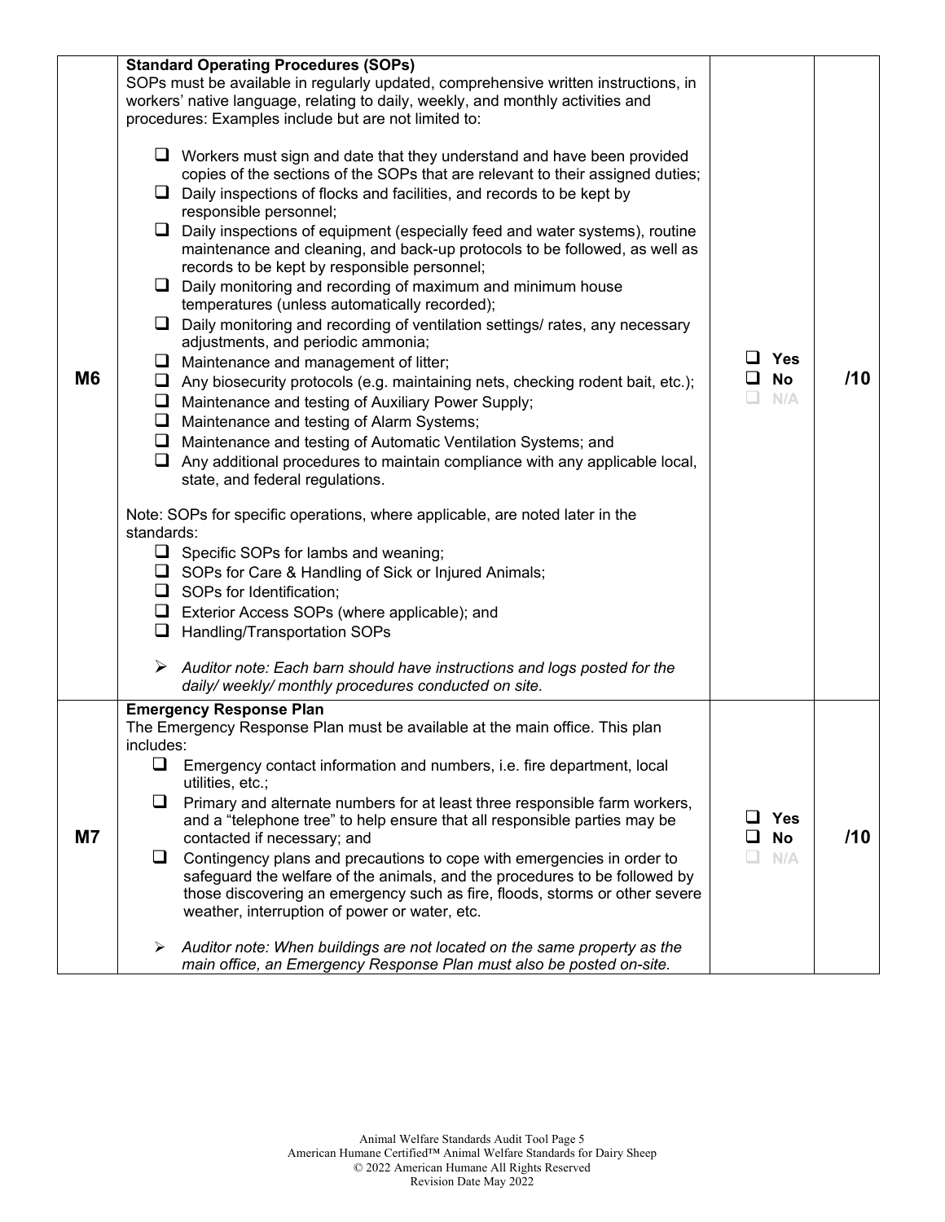| | | | |
|---|---|---|---|
| M6 | **Standard Operating Procedures (SOPs)**<br>SOPs must be available in regularly updated, comprehensive written instructions, in workers' native language, relating to daily, weekly, and monthly activities and procedures: Examples include but are not limited to:<br><br>❑ Workers must sign and date that they understand and have been provided copies of the sections of the SOPs that are relevant to their assigned duties;<br>❑ Daily inspections of flocks and facilities, and records to be kept by responsible personnel;<br>❑ Daily inspections of equipment (especially feed and water systems), routine maintenance and cleaning, and back-up protocols to be followed, as well as records to be kept by responsible personnel;<br>❑ Daily monitoring and recording of maximum and minimum house temperatures (unless automatically recorded);<br>❑ Daily monitoring and recording of ventilation settings/ rates, any necessary adjustments, and periodic ammonia;<br>❑ Maintenance and management of litter;<br>❑ Any biosecurity protocols (e.g. maintaining nets, checking rodent bait, etc.);<br>❑ Maintenance and testing of Auxiliary Power Supply;<br>❑ Maintenance and testing of Alarm Systems;<br>❑ Maintenance and testing of Automatic Ventilation Systems; and<br>❑ Any additional procedures to maintain compliance with any applicable local, state, and federal regulations.<br><br>Note: SOPs for specific operations, where applicable, are noted later in the standards:<br>❑ Specific SOPs for lambs and weaning;<br>❑ SOPs for Care & Handling of Sick or Injured Animals;<br>❑ SOPs for Identification;<br>❑ Exterior Access SOPs (where applicable); and<br>❑ Handling/Transportation SOPs<br><br>➢ *Auditor note: Each barn should have instructions and logs posted for the daily/ weekly/ monthly procedures conducted on site.* | ❑ Yes<br>❑ No<br>❑ N/A | /10 |
| M7 | **Emergency Response Plan**<br>The Emergency Response Plan must be available at the main office. This plan includes:<br>❑ Emergency contact information and numbers, i.e. fire department, local utilities, etc.;<br>❑ Primary and alternate numbers for at least three responsible farm workers, and a "telephone tree" to help ensure that all responsible parties may be contacted if necessary; and<br>❑ Contingency plans and precautions to cope with emergencies in order to safeguard the welfare of the animals, and the procedures to be followed by those discovering an emergency such as fire, floods, storms or other severe weather, interruption of power or water, etc.<br><br>➢ *Auditor note: When buildings are not located on the same property as the main office, an Emergency Response Plan must also be posted on-site.* | ❑ Yes<br>❑ No<br>❑ N/A | /10 |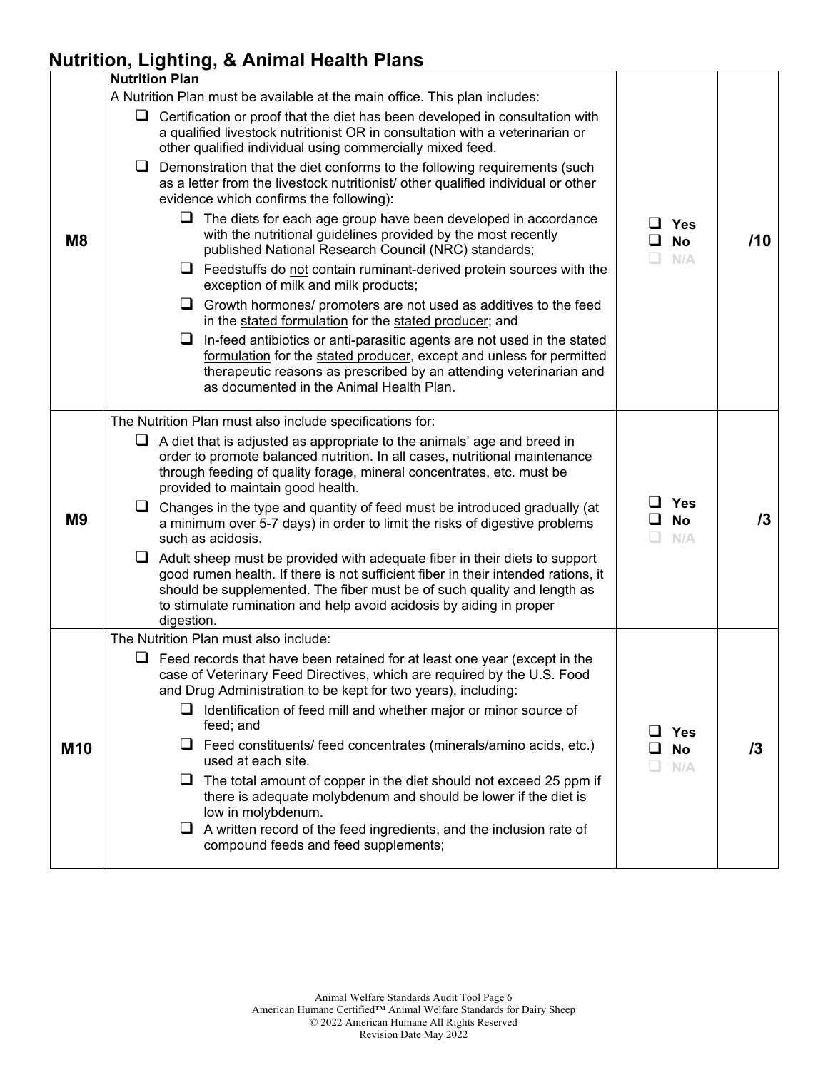## Nutrition, Lighting, & Animal Health Plans

| | | | |
|---|---|---|---|
| M8 | **Nutrition Plan**<br>A Nutrition Plan must be available at the main office. This plan includes:<br>❑ Certification or proof that the diet has been developed in consultation with a qualified livestock nutritionist OR in consultation with a veterinarian or other qualified individual using commercially mixed feed.<br>❑ Demonstration that the diet conforms to the following requirements (such as a letter from the livestock nutritionist/ other qualified individual or other evidence which confirms the following):<br>&nbsp;&nbsp;&nbsp;&nbsp;❑ The diets for each age group have been developed in accordance with the nutritional guidelines provided by the most recently published National Research Council (NRC) standards;<br>&nbsp;&nbsp;&nbsp;&nbsp;❑ Feedstuffs do not contain ruminant-derived protein sources with the exception of milk and milk products;<br>&nbsp;&nbsp;&nbsp;&nbsp;❑ Growth hormones/ promoters are not used as additives to the feed in the stated formulation for the stated producer; and<br>&nbsp;&nbsp;&nbsp;&nbsp;❑ In-feed antibiotics or anti-parasitic agents are not used in the stated formulation for the stated producer, except and unless for permitted therapeutic reasons as prescribed by an attending veterinarian and as documented in the Animal Health Plan. | ❑ Yes<br>❑ No<br>❑ N/A | /10 |
| M9 | The Nutrition Plan must also include specifications for:<br>❑ A diet that is adjusted as appropriate to the animals' age and breed in order to promote balanced nutrition. In all cases, nutritional maintenance through feeding of quality forage, mineral concentrates, etc. must be provided to maintain good health.<br>❑ Changes in the type and quantity of feed must be introduced gradually (at a minimum over 5-7 days) in order to limit the risks of digestive problems such as acidosis.<br>❑ Adult sheep must be provided with adequate fiber in their diets to support good rumen health. If there is not sufficient fiber in their intended rations, it should be supplemented. The fiber must be of such quality and length as to stimulate rumination and help avoid acidosis by aiding in proper digestion. | ❑ Yes<br>❑ No<br>❑ N/A | /3 |
| M10 | The Nutrition Plan must also include:<br>❑ Feed records that have been retained for at least one year (except in the case of Veterinary Feed Directives, which are required by the U.S. Food and Drug Administration to be kept for two years), including:<br>&nbsp;&nbsp;&nbsp;&nbsp;❑ Identification of feed mill and whether major or minor source of feed; and<br>&nbsp;&nbsp;&nbsp;&nbsp;❑ Feed constituents/ feed concentrates (minerals/amino acids, etc.) used at each site.<br>&nbsp;&nbsp;&nbsp;&nbsp;❑ The total amount of copper in the diet should not exceed 25 ppm if there is adequate molybdenum and should be lower if the diet is low in molybdenum.<br>&nbsp;&nbsp;&nbsp;&nbsp;❑ A written record of the feed ingredients, and the inclusion rate of compound feeds and feed supplements; | ❑ Yes<br>❑ No<br>❑ N/A | /3 |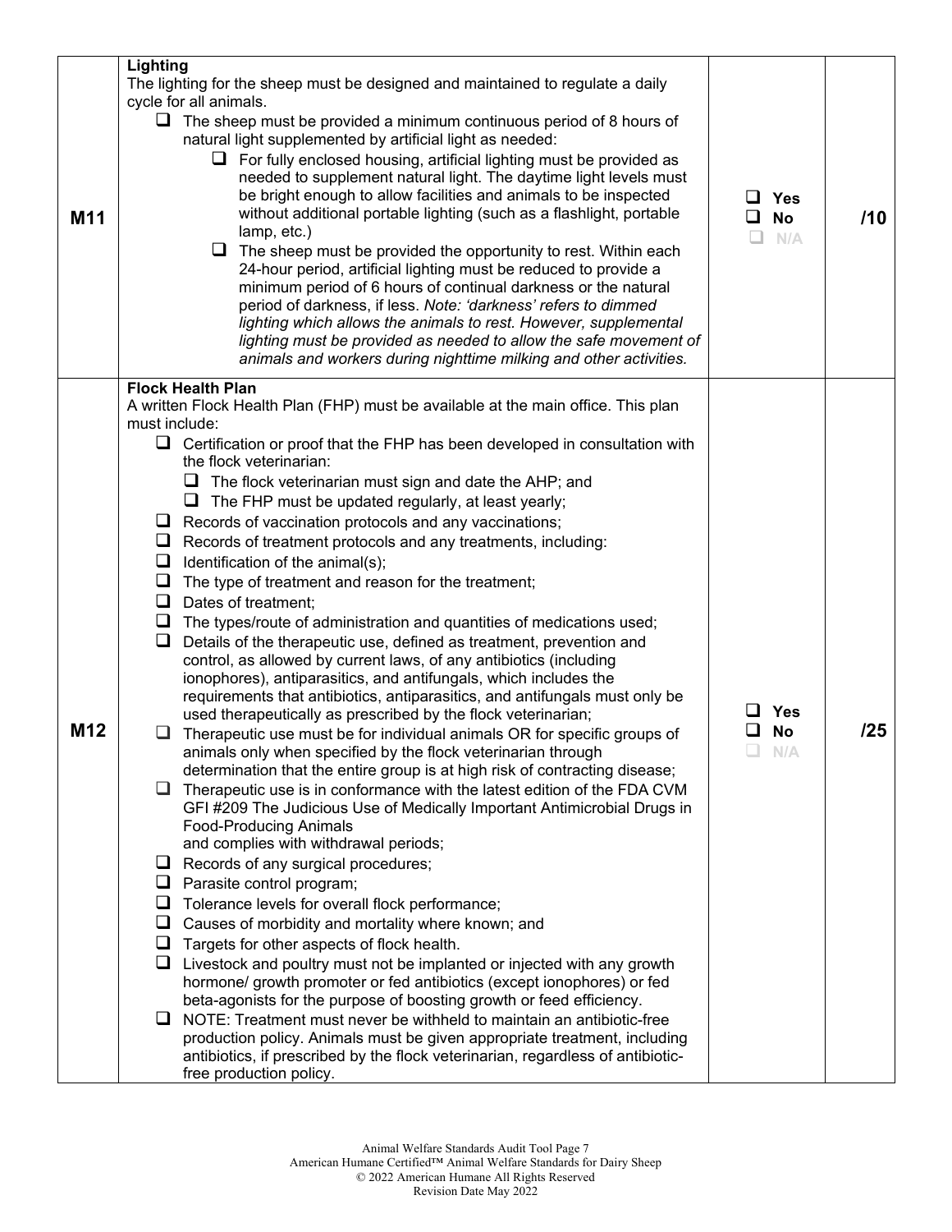| | | | |
|---|---|---|---|
| M11 | **Lighting**<br>The lighting for the sheep must be designed and maintained to regulate a daily cycle for all animals.<br>❑ The sheep must be provided a minimum continuous period of 8 hours of natural light supplemented by artificial light as needed:<br>&nbsp;&nbsp;&nbsp;&nbsp;❑ For fully enclosed housing, artificial lighting must be provided as needed to supplement natural light. The daytime light levels must be bright enough to allow facilities and animals to be inspected without additional portable lighting (such as a flashlight, portable lamp, etc.)<br>&nbsp;&nbsp;&nbsp;&nbsp;❑ The sheep must be provided the opportunity to rest. Within each 24-hour period, artificial lighting must be reduced to provide a minimum period of 6 hours of continual darkness or the natural period of darkness, if less. *Note: 'darkness' refers to dimmed lighting which allows the animals to rest. However, supplemental lighting must be provided as needed to allow the safe movement of animals and workers during nighttime milking and other activities.* | ❑ Yes<br>❑ No<br>❑ N/A | /10 |
| M12 | **Flock Health Plan**<br>A written Flock Health Plan (FHP) must be available at the main office. This plan must include:<br>❑ Certification or proof that the FHP has been developed in consultation with the flock veterinarian:<br>&nbsp;&nbsp;&nbsp;&nbsp;❑ The flock veterinarian must sign and date the AHP; and<br>&nbsp;&nbsp;&nbsp;&nbsp;❑ The FHP must be updated regularly, at least yearly;<br>❑ Records of vaccination protocols and any vaccinations;<br>❑ Records of treatment protocols and any treatments, including:<br>❑ Identification of the animal(s);<br>❑ The type of treatment and reason for the treatment;<br>❑ Dates of treatment;<br>❑ The types/route of administration and quantities of medications used;<br>❑ Details of the therapeutic use, defined as treatment, prevention and control, as allowed by current laws, of any antibiotics (including ionophores), antiparasitics, and antifungals, which includes the requirements that antibiotics, antiparasitics, and antifungals must only be used therapeutically as prescribed by the flock veterinarian;<br>❑ Therapeutic use must be for individual animals OR for specific groups of animals only when specified by the flock veterinarian through determination that the entire group is at high risk of contracting disease;<br>❑ Therapeutic use is in conformance with the latest edition of the FDA CVM GFI #209 The Judicious Use of Medically Important Antimicrobial Drugs in Food-Producing Animals and complies with withdrawal periods;<br>❑ Records of any surgical procedures;<br>❑ Parasite control program;<br>❑ Tolerance levels for overall flock performance;<br>❑ Causes of morbidity and mortality where known; and<br>❑ Targets for other aspects of flock health.<br>❑ Livestock and poultry must not be implanted or injected with any growth hormone/ growth promoter or fed antibiotics (except ionophores) or fed beta-agonists for the purpose of boosting growth or feed efficiency.<br>❑ NOTE: Treatment must never be withheld to maintain an antibiotic-free production policy. Animals must be given appropriate treatment, including antibiotics, if prescribed by the flock veterinarian, regardless of antibiotic-free production policy. | ❑ Yes<br>❑ No<br>❑ N/A | /25 |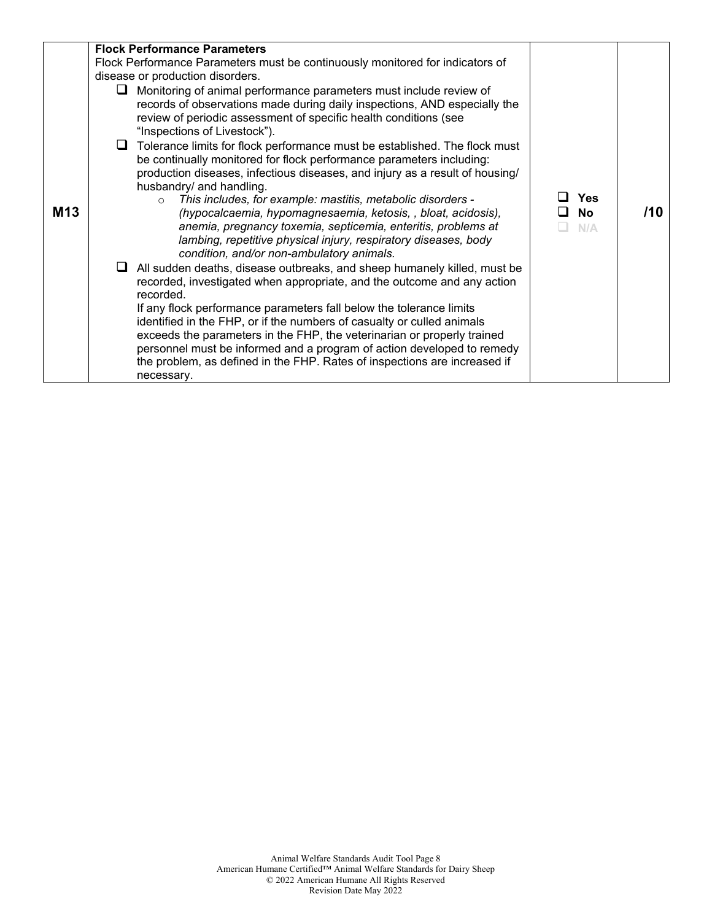| | | | |
|---|---|---|---|
| **M13** | **Flock Performance Parameters**<br>Flock Performance Parameters must be continuously monitored for indicators of disease or production disorders.<br>❑ Monitoring of animal performance parameters must include review of records of observations made during daily inspections, AND especially the review of periodic assessment of specific health conditions (see "Inspections of Livestock").<br>❑ Tolerance limits for flock performance must be established. The flock must be continually monitored for flock performance parameters including: production diseases, infectious diseases, and injury as a result of housing/ husbandry/ and handling.<br>&nbsp;&nbsp;&nbsp;&nbsp;○ *This includes, for example: mastitis, metabolic disorders - (hypocalcaemia, hypomagnesaemia, ketosis, , bloat, acidosis), anemia, pregnancy toxemia, septicemia, enteritis, problems at lambing, repetitive physical injury, respiratory diseases, body condition, and/or non-ambulatory animals.*<br>❑ All sudden deaths, disease outbreaks, and sheep humanely killed, must be recorded, investigated when appropriate, and the outcome and any action recorded.<br>If any flock performance parameters fall below the tolerance limits identified in the FHP, or if the numbers of casualty or culled animals exceeds the parameters in the FHP, the veterinarian or properly trained personnel must be informed and a program of action developed to remedy the problem, as defined in the FHP. Rates of inspections are increased if necessary. | ❑ **Yes**<br>❑ **No**<br>❑ N/A | **/10** |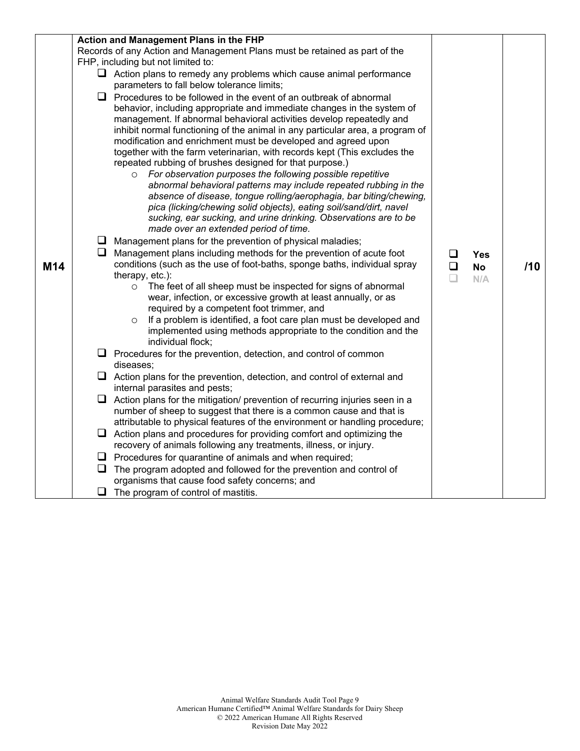| | | | |
|---|---|---|---|
| M14 | **Action and Management Plans in the FHP**<br>Records of any Action and Management Plans must be retained as part of the FHP, including but not limited to:<br>❑ Action plans to remedy any problems which cause animal performance parameters to fall below tolerance limits;<br>❑ Procedures to be followed in the event of an outbreak of abnormal behavior, including appropriate and immediate changes in the system of management. If abnormal behavioral activities develop repeatedly and inhibit normal functioning of the animal in any particular area, a program of modification and enrichment must be developed and agreed upon together with the farm veterinarian, with records kept (This excludes the repeated rubbing of brushes designed for that purpose.)<br>○ *For observation purposes the following possible repetitive abnormal behavioral patterns may include repeated rubbing in the absence of disease, tongue rolling/aerophagia, bar biting/chewing, pica (licking/chewing solid objects), eating soil/sand/dirt, navel sucking, ear sucking, and urine drinking. Observations are to be made over an extended period of time.*<br>❑ Management plans for the prevention of physical maladies;<br>❑ Management plans including methods for the prevention of acute foot conditions (such as the use of foot-baths, sponge baths, individual spray therapy, etc.):<br>○ The feet of all sheep must be inspected for signs of abnormal wear, infection, or excessive growth at least annually, or as required by a competent foot trimmer, and<br>○ If a problem is identified, a foot care plan must be developed and implemented using methods appropriate to the condition and the individual flock;<br>❑ Procedures for the prevention, detection, and control of common diseases;<br>❑ Action plans for the prevention, detection, and control of external and internal parasites and pests;<br>❑ Action plans for the mitigation/ prevention of recurring injuries seen in a number of sheep to suggest that there is a common cause and that is attributable to physical features of the environment or handling procedure;<br>❑ Action plans and procedures for providing comfort and optimizing the recovery of animals following any treatments, illness, or injury.<br>❑ Procedures for quarantine of animals and when required;<br>❑ The program adopted and followed for the prevention and control of organisms that cause food safety concerns; and<br>❑ The program of control of mastitis. | ❑ Yes<br>❑ No<br>❑ N/A | /10 |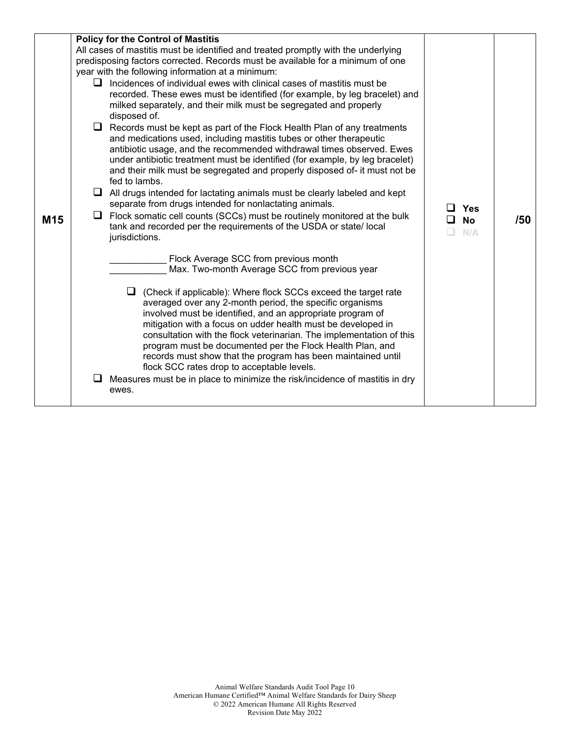| M15 | **Policy for the Control of Mastitis**<br>All cases of mastitis must be identified and treated promptly with the underlying predisposing factors corrected. Records must be available for a minimum of one year with the following information at a minimum:<br>❑ Incidences of individual ewes with clinical cases of mastitis must be recorded. These ewes must be identified (for example, by leg bracelet) and milked separately, and their milk must be segregated and properly disposed of.<br>❑ Records must be kept as part of the Flock Health Plan of any treatments and medications used, including mastitis tubes or other therapeutic antibiotic usage, and the recommended withdrawal times observed. Ewes under antibiotic treatment must be identified (for example, by leg bracelet) and their milk must be segregated and properly disposed of- it must not be fed to lambs.<br>❑ All drugs intended for lactating animals must be clearly labeled and kept separate from drugs intended for nonlactating animals.<br>❑ Flock somatic cell counts (SCCs) must be routinely monitored at the bulk tank and recorded per the requirements of the USDA or state/ local jurisdictions.<br><br>___________ Flock Average SCC from previous month<br>___________ Max. Two-month Average SCC from previous year<br><br>❑ (Check if applicable): Where flock SCCs exceed the target rate averaged over any 2-month period, the specific organisms involved must be identified, and an appropriate program of mitigation with a focus on udder health must be developed in consultation with the flock veterinarian. The implementation of this program must be documented per the Flock Health Plan, and records must show that the program has been maintained until flock SCC rates drop to acceptable levels.<br>❑ Measures must be in place to minimize the risk/incidence of mastitis in dry ewes. | ❑ Yes<br>❑ No<br>❑ N/A | /50 |
|---|---|---|---|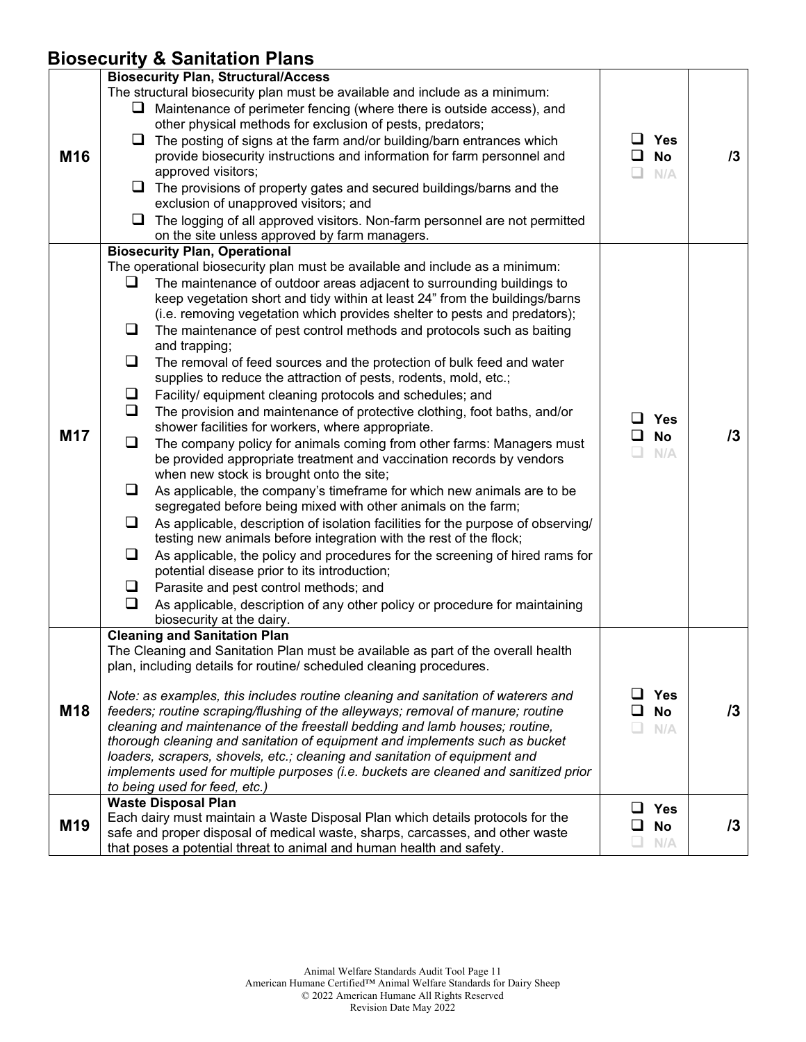## Biosecurity & Sanitation Plans

| | | | |
|---|---|---|---|
| M16 | **Biosecurity Plan, Structural/Access**<br>The structural biosecurity plan must be available and include as a minimum:<br>❑ Maintenance of perimeter fencing (where there is outside access), and other physical methods for exclusion of pests, predators;<br>❑ The posting of signs at the farm and/or building/barn entrances which provide biosecurity instructions and information for farm personnel and approved visitors;<br>❑ The provisions of property gates and secured buildings/barns and the exclusion of unapproved visitors; and<br>❑ The logging of all approved visitors. Non-farm personnel are not permitted on the site unless approved by farm managers. | ❑ **Yes**<br>❑ **No**<br>❑ N/A | **/3** |
| M17 | **Biosecurity Plan, Operational**<br>The operational biosecurity plan must be available and include as a minimum:<br>❑ The maintenance of outdoor areas adjacent to surrounding buildings to keep vegetation short and tidy within at least 24" from the buildings/barns (i.e. removing vegetation which provides shelter to pests and predators);<br>❑ The maintenance of pest control methods and protocols such as baiting and trapping;<br>❑ The removal of feed sources and the protection of bulk feed and water supplies to reduce the attraction of pests, rodents, mold, etc.;<br>❑ Facility/ equipment cleaning protocols and schedules; and<br>❑ The provision and maintenance of protective clothing, foot baths, and/or shower facilities for workers, where appropriate.<br>❑ The company policy for animals coming from other farms: Managers must be provided appropriate treatment and vaccination records by vendors when new stock is brought onto the site;<br>❑ As applicable, the company's timeframe for which new animals are to be segregated before being mixed with other animals on the farm;<br>❑ As applicable, description of isolation facilities for the purpose of observing/ testing new animals before integration with the rest of the flock;<br>❑ As applicable, the policy and procedures for the screening of hired rams for potential disease prior to its introduction;<br>❑ Parasite and pest control methods; and<br>❑ As applicable, description of any other policy or procedure for maintaining biosecurity at the dairy. | ❑ **Yes**<br>❑ **No**<br>❑ N/A | **/3** |
| M18 | **Cleaning and Sanitation Plan**<br>The Cleaning and Sanitation Plan must be available as part of the overall health plan, including details for routine/ scheduled cleaning procedures.<br><br>*Note: as examples, this includes routine cleaning and sanitation of waterers and feeders; routine scraping/flushing of the alleyways; removal of manure; routine cleaning and maintenance of the freestall bedding and lamb houses; routine, thorough cleaning and sanitation of equipment and implements such as bucket loaders, scrapers, shovels, etc.; cleaning and sanitation of equipment and implements used for multiple purposes (i.e. buckets are cleaned and sanitized prior to being used for feed, etc.)* | ❑ **Yes**<br>❑ **No**<br>❑ N/A | **/3** |
| M19 | **Waste Disposal Plan**<br>Each dairy must maintain a Waste Disposal Plan which details protocols for the safe and proper disposal of medical waste, sharps, carcasses, and other waste that poses a potential threat to animal and human health and safety. | ❑ **Yes**<br>❑ **No**<br>❑ N/A | **/3** |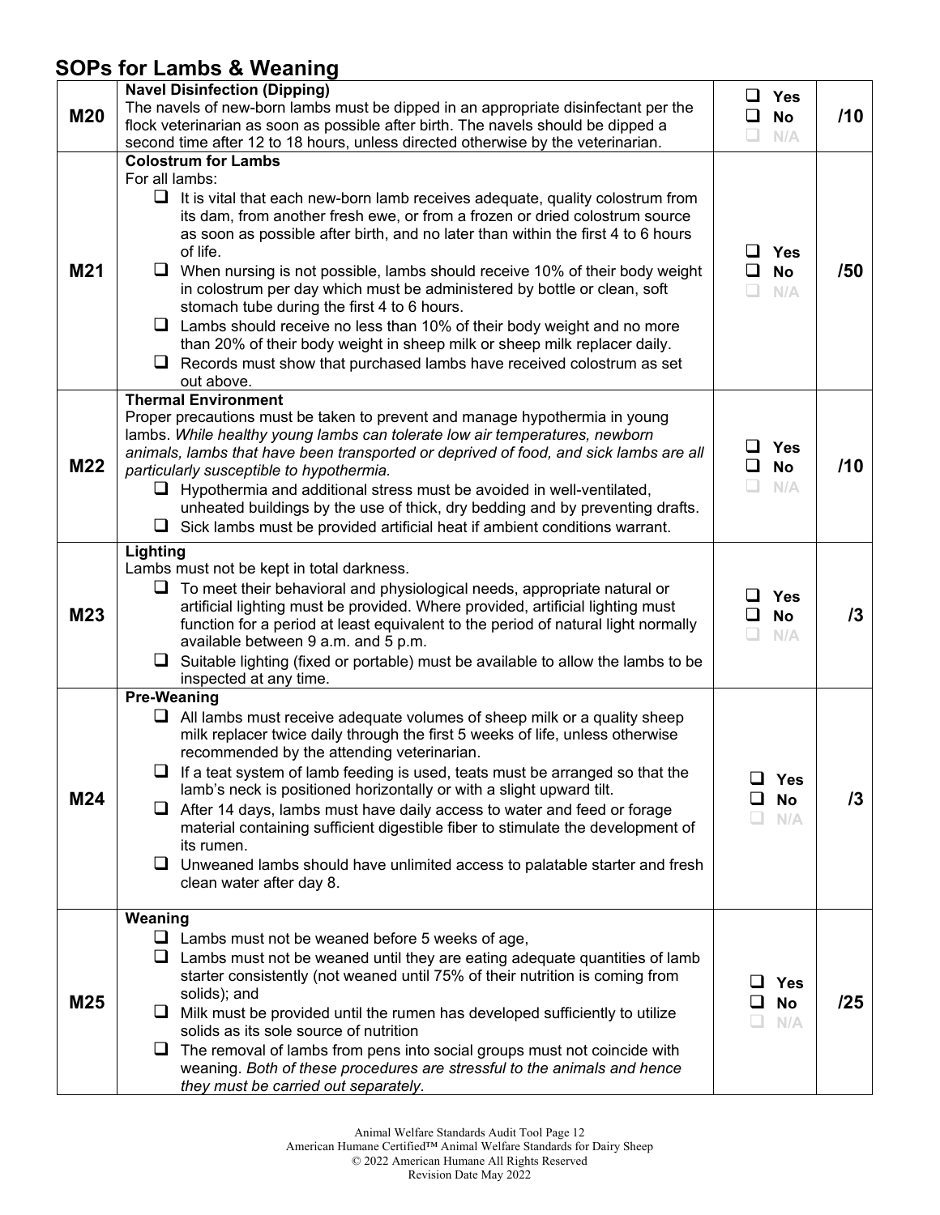## SOPs for Lambs & Weaning

| | | | |
|---|---|---|---|
| **M20** | **Navel Disinfection (Dipping)**<br>The navels of new-born lambs must be dipped in an appropriate disinfectant per the flock veterinarian as soon as possible after birth. The navels should be dipped a second time after 12 to 18 hours, unless directed otherwise by the veterinarian. | ❑ Yes<br>❑ No<br>❑ N/A | /10 |
| **M21** | **Colostrum for Lambs**<br>For all lambs:<br>❑ It is vital that each new-born lamb receives adequate, quality colostrum from its dam, from another fresh ewe, or from a frozen or dried colostrum source as soon as possible after birth, and no later than within the first 4 to 6 hours of life.<br>❑ When nursing is not possible, lambs should receive 10% of their body weight in colostrum per day which must be administered by bottle or clean, soft stomach tube during the first 4 to 6 hours.<br>❑ Lambs should receive no less than 10% of their body weight and no more than 20% of their body weight in sheep milk or sheep milk replacer daily.<br>❑ Records must show that purchased lambs have received colostrum as set out above. | ❑ Yes<br>❑ No<br>❑ N/A | /50 |
| **M22** | **Thermal Environment**<br>Proper precautions must be taken to prevent and manage hypothermia in young lambs. *While healthy young lambs can tolerate low air temperatures, newborn animals, lambs that have been transported or deprived of food, and sick lambs are all particularly susceptible to hypothermia.*<br>❑ Hypothermia and additional stress must be avoided in well-ventilated, unheated buildings by the use of thick, dry bedding and by preventing drafts.<br>❑ Sick lambs must be provided artificial heat if ambient conditions warrant. | ❑ Yes<br>❑ No<br>❑ N/A | /10 |
| **M23** | **Lighting**<br>Lambs must not be kept in total darkness.<br>❑ To meet their behavioral and physiological needs, appropriate natural or artificial lighting must be provided. Where provided, artificial lighting must function for a period at least equivalent to the period of natural light normally available between 9 a.m. and 5 p.m.<br>❑ Suitable lighting (fixed or portable) must be available to allow the lambs to be inspected at any time. | ❑ Yes<br>❑ No<br>❑ N/A | /3 |
| **M24** | **Pre-Weaning**<br>❑ All lambs must receive adequate volumes of sheep milk or a quality sheep milk replacer twice daily through the first 5 weeks of life, unless otherwise recommended by the attending veterinarian.<br>❑ If a teat system of lamb feeding is used, teats must be arranged so that the lamb's neck is positioned horizontally or with a slight upward tilt.<br>❑ After 14 days, lambs must have daily access to water and feed or forage material containing sufficient digestible fiber to stimulate the development of its rumen.<br>❑ Unweaned lambs should have unlimited access to palatable starter and fresh clean water after day 8. | ❑ Yes<br>❑ No<br>❑ N/A | /3 |
| **M25** | **Weaning**<br>❑ Lambs must not be weaned before 5 weeks of age,<br>❑ Lambs must not be weaned until they are eating adequate quantities of lamb starter consistently (not weaned until 75% of their nutrition is coming from solids); and<br>❑ Milk must be provided until the rumen has developed sufficiently to utilize solids as its sole source of nutrition<br>❑ The removal of lambs from pens into social groups must not coincide with weaning. *Both of these procedures are stressful to the animals and hence they must be carried out separately.* | ❑ Yes<br>❑ No<br>❑ N/A | /25 |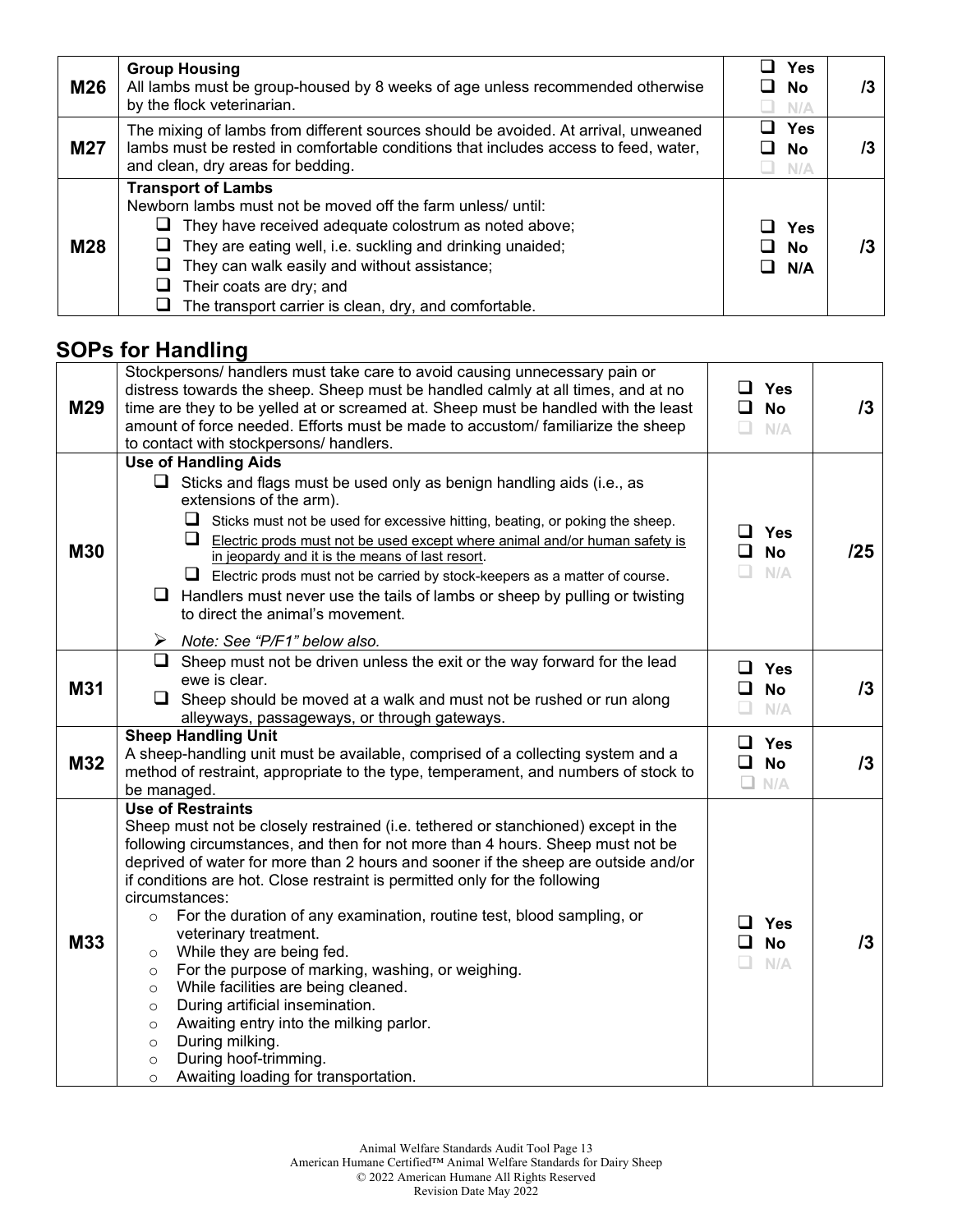| | | | |
|---|---|---|---|
| **M26** | **Group Housing**<br>All lambs must be group-housed by 8 weeks of age unless recommended otherwise by the flock veterinarian. | ❑ Yes<br>❑ No<br>❑ N/A | /3 |
| **M27** | The mixing of lambs from different sources should be avoided. At arrival, unweaned lambs must be rested in comfortable conditions that includes access to feed, water, and clean, dry areas for bedding. | ❑ Yes<br>❑ No<br>❑ N/A | /3 |
| **M28** | **Transport of Lambs**<br>Newborn lambs must not be moved off the farm unless/ until:<br>❑ They have received adequate colostrum as noted above;<br>❑ They are eating well, i.e. suckling and drinking unaided;<br>❑ They can walk easily and without assistance;<br>❑ Their coats are dry; and<br>❑ The transport carrier is clean, dry, and comfortable. | ❑ Yes<br>❑ No<br>❑ N/A | /3 |

## SOPs for Handling

| | | | |
|---|---|---|---|
| **M29** | Stockpersons/ handlers must take care to avoid causing unnecessary pain or distress towards the sheep. Sheep must be handled calmly at all times, and at no time are they to be yelled at or screamed at. Sheep must be handled with the least amount of force needed. Efforts must be made to accustom/ familiarize the sheep to contact with stockpersons/ handlers. | ❑ Yes<br>❑ No<br>❑ N/A | /3 |
| **M30** | **Use of Handling Aids**<br>❑ Sticks and flags must be used only as benign handling aids (i.e., as extensions of the arm).<br>&nbsp;&nbsp;&nbsp;&nbsp;❑ Sticks must not be used for excessive hitting, beating, or poking the sheep.<br>&nbsp;&nbsp;&nbsp;&nbsp;❑ <u>Electric prods must not be used except where animal and/or human safety is in jeopardy and it is the means of last resort</u>.<br>&nbsp;&nbsp;&nbsp;&nbsp;❑ Electric prods must not be carried by stock-keepers as a matter of course.<br>❑ Handlers must never use the tails of lambs or sheep by pulling or twisting to direct the animal's movement.<br>➢ *Note: See "P/F1" below also.* | ❑ Yes<br>❑ No<br>❑ N/A | /25 |
| **M31** | ❑ Sheep must not be driven unless the exit or the way forward for the lead ewe is clear.<br>❑ Sheep should be moved at a walk and must not be rushed or run along alleyways, passageways, or through gateways. | ❑ Yes<br>❑ No<br>❑ N/A | /3 |
| **M32** | **Sheep Handling Unit**<br>A sheep-handling unit must be available, comprised of a collecting system and a method of restraint, appropriate to the type, temperament, and numbers of stock to be managed. | ❑ Yes<br>❑ No<br>❑ N/A | /3 |
| **M33** | **Use of Restraints**<br>Sheep must not be closely restrained (i.e. tethered or stanchioned) except in the following circumstances, and then for not more than 4 hours. Sheep must not be deprived of water for more than 2 hours and sooner if the sheep are outside and/or if conditions are hot. Close restraint is permitted only for the following circumstances:<br>○ For the duration of any examination, routine test, blood sampling, or veterinary treatment.<br>○ While they are being fed.<br>○ For the purpose of marking, washing, or weighing.<br>○ While facilities are being cleaned.<br>○ During artificial insemination.<br>○ Awaiting entry into the milking parlor.<br>○ During milking.<br>○ During hoof-trimming.<br>○ Awaiting loading for transportation. | ❑ Yes<br>❑ No<br>❑ N/A | /3 |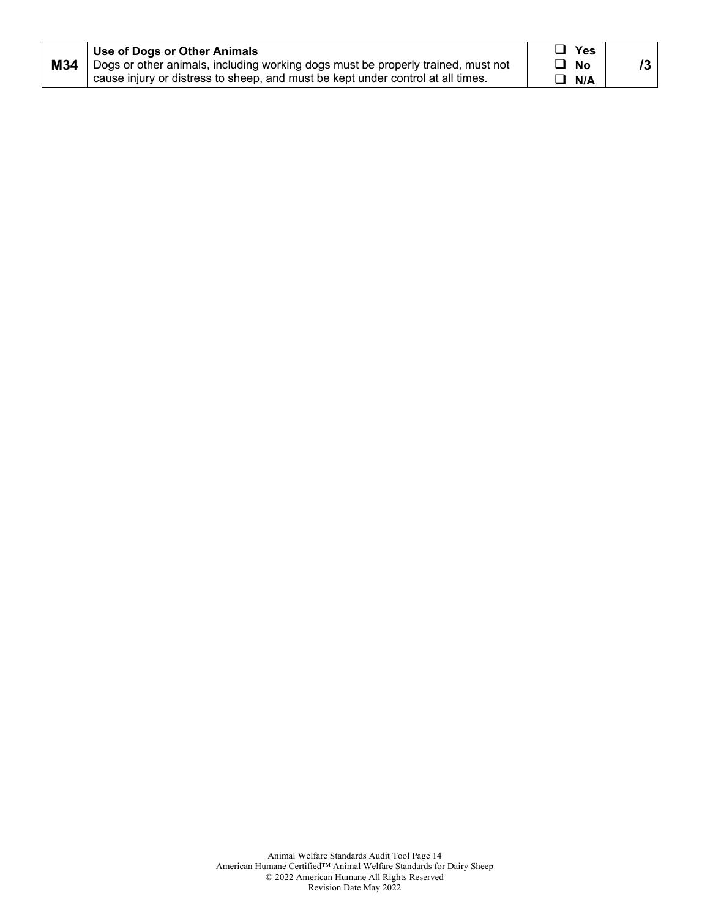| | | | |
|---|---|---|---|
| **M34** | **Use of Dogs or Other Animals**<br>Dogs or other animals, including working dogs must be properly trained, must not cause injury or distress to sheep, and must be kept under control at all times. | ❑ **Yes**<br>❑ **No**<br>❑ **N/A** | **/3** |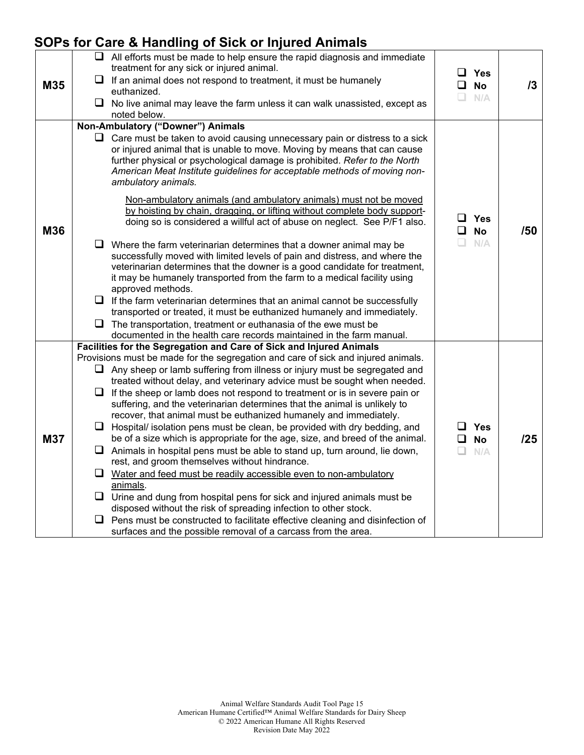## SOPs for Care & Handling of Sick or Injured Animals

| | | | |
|---|---|---|---|
| **M35** | ❑ All efforts must be made to help ensure the rapid diagnosis and immediate treatment for any sick or injured animal.<br>❑ If an animal does not respond to treatment, it must be humanely euthanized.<br>❑ No live animal may leave the farm unless it can walk unassisted, except as noted below. | ❑ **Yes**<br>❑ **No**<br>❑ N/A | **/3** |
| **M36** | **Non-Ambulatory ("Downer") Animals**<br>❑ Care must be taken to avoid causing unnecessary pain or distress to a sick or injured animal that is unable to move. Moving by means that can cause further physical or psychological damage is prohibited. *Refer to the North American Meat Institute guidelines for acceptable methods of moving non-ambulatory animals.*<br><br><u>Non-ambulatory animals (and ambulatory animals) must not be moved by hoisting by chain, dragging, or lifting without complete body support</u>-doing so is considered a willful act of abuse on neglect. See P/F1 also.<br><br>❑ Where the farm veterinarian determines that a downer animal may be successfully moved with limited levels of pain and distress, and where the veterinarian determines that the downer is a good candidate for treatment, it may be humanely transported from the farm to a medical facility using approved methods.<br>❑ If the farm veterinarian determines that an animal cannot be successfully transported or treated, it must be euthanized humanely and immediately.<br>❑ The transportation, treatment or euthanasia of the ewe must be documented in the health care records maintained in the farm manual. | ❑ **Yes**<br>❑ **No**<br>❑ N/A | **/50** |
| **M37** | **Facilities for the Segregation and Care of Sick and Injured Animals**<br>Provisions must be made for the segregation and care of sick and injured animals.<br>❑ Any sheep or lamb suffering from illness or injury must be segregated and treated without delay, and veterinary advice must be sought when needed.<br>❑ If the sheep or lamb does not respond to treatment or is in severe pain or suffering, and the veterinarian determines that the animal is unlikely to recover, that animal must be euthanized humanely and immediately.<br>❑ Hospital/ isolation pens must be clean, be provided with dry bedding, and be of a size which is appropriate for the age, size, and breed of the animal.<br>❑ Animals in hospital pens must be able to stand up, turn around, lie down, rest, and groom themselves without hindrance.<br>❑ <u>Water and feed must be readily accessible even to non-ambulatory animals</u>.<br>❑ Urine and dung from hospital pens for sick and injured animals must be disposed without the risk of spreading infection to other stock.<br>❑ Pens must be constructed to facilitate effective cleaning and disinfection of surfaces and the possible removal of a carcass from the area. | ❑ **Yes**<br>❑ **No**<br>❑ N/A | **/25** |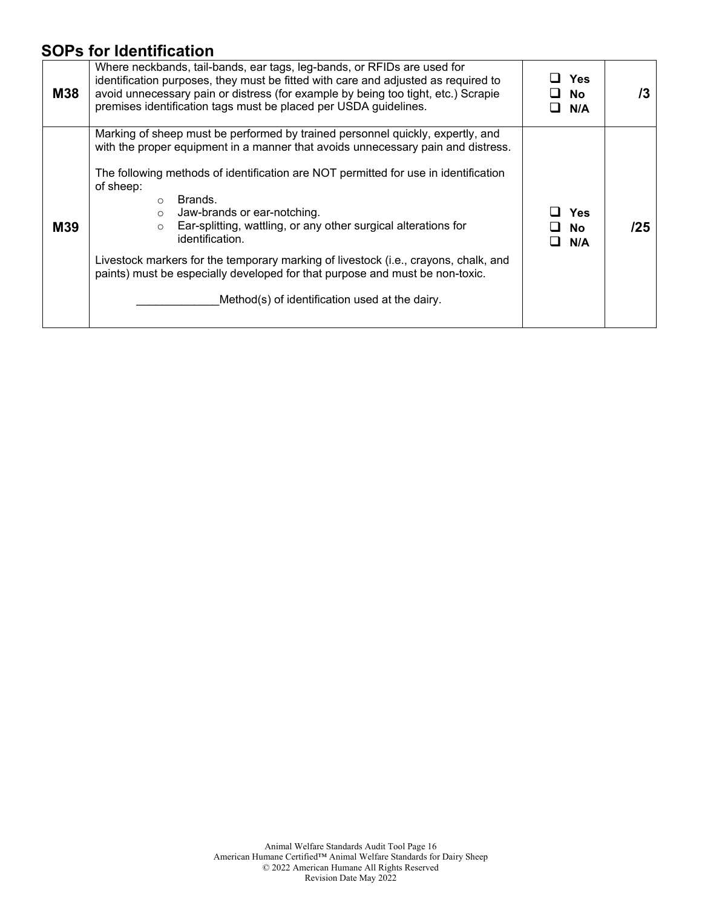## SOPs for Identification

| | | | |
|---|---|---|---|
| **M38** | Where neckbands, tail-bands, ear tags, leg-bands, or RFIDs are used for identification purposes, they must be fitted with care and adjusted as required to avoid unnecessary pain or distress (for example by being too tight, etc.) Scrapie premises identification tags must be placed per USDA guidelines. | ❑ **Yes**<br>❑ **No**<br>❑ **N/A** | **/3** |
| **M39** | Marking of sheep must be performed by trained personnel quickly, expertly, and with the proper equipment in a manner that avoids unnecessary pain and distress.<br><br>The following methods of identification are NOT permitted for use in identification of sheep:<br>○ Brands.<br>○ Jaw-brands or ear-notching.<br>○ Ear-splitting, wattling, or any other surgical alterations for identification.<br><br>Livestock markers for the temporary marking of livestock (i.e., crayons, chalk, and paints) must be especially developed for that purpose and must be non-toxic.<br><br>_____________Method(s) of identification used at the dairy. | ❑ **Yes**<br>❑ **No**<br>❑ **N/A** | **/25** |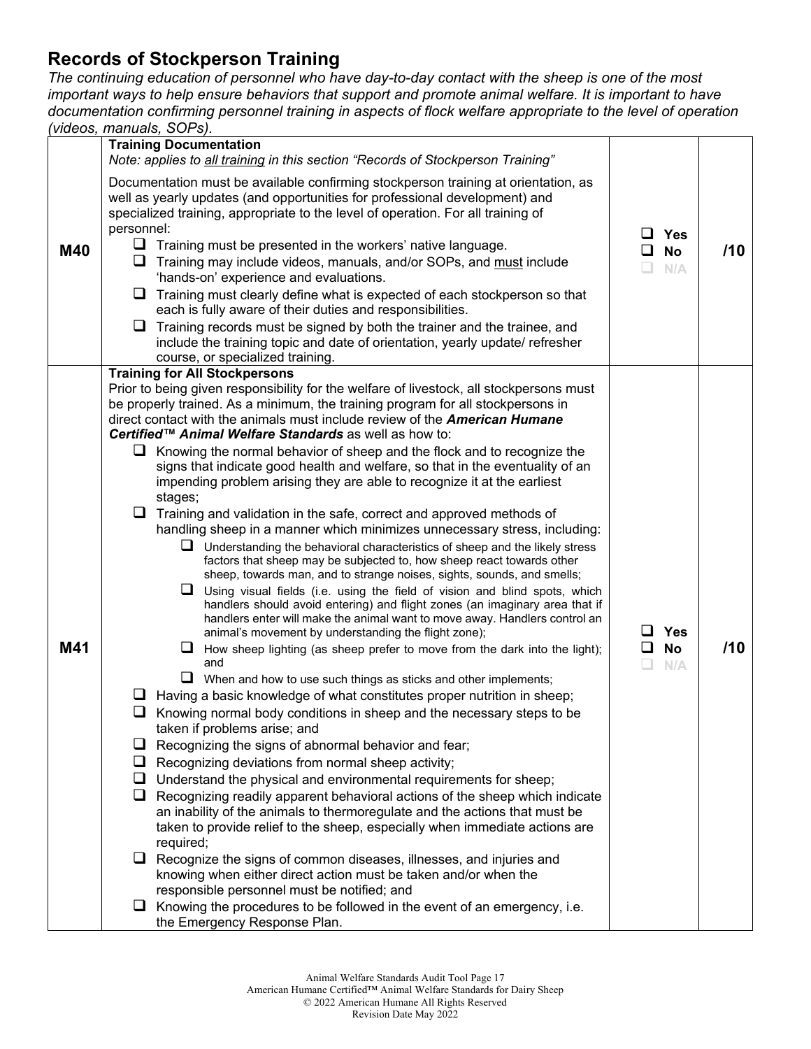## Records of Stockperson Training

*The continuing education of personnel who have day-to-day contact with the sheep is one of the most important ways to help ensure behaviors that support and promote animal welfare. It is important to have documentation confirming personnel training in aspects of flock welfare appropriate to the level of operation (videos, manuals, SOPs).*

| | | | |
|---|---|---|---|
| **M40** | **Training Documentation**<br>*Note: applies to all training in this section "Records of Stockperson Training"*<br><br>Documentation must be available confirming stockperson training at orientation, as well as yearly updates (and opportunities for professional development) and specialized training, appropriate to the level of operation. For all training of personnel:<br>❑ Training must be presented in the workers' native language.<br>❑ Training may include videos, manuals, and/or SOPs, and must include 'hands-on' experience and evaluations.<br>❑ Training must clearly define what is expected of each stockperson so that each is fully aware of their duties and responsibilities.<br>❑ Training records must be signed by both the trainer and the trainee, and include the training topic and date of orientation, yearly update/ refresher course, or specialized training. | ❑ Yes<br>❑ No<br>❑ N/A | /10 |
| **M41** | **Training for All Stockpersons**<br>Prior to being given responsibility for the welfare of livestock, all stockpersons must be properly trained. As a minimum, the training program for all stockpersons in direct contact with the animals must include review of the ***American Humane Certified™ Animal Welfare Standards*** as well as how to:<br>❑ Knowing the normal behavior of sheep and the flock and to recognize the signs that indicate good health and welfare, so that in the eventuality of an impending problem arising they are able to recognize it at the earliest stages;<br>❑ Training and validation in the safe, correct and approved methods of handling sheep in a manner which minimizes unnecessary stress, including:<br>&nbsp;&nbsp;&nbsp;&nbsp;❑ Understanding the behavioral characteristics of sheep and the likely stress factors that sheep may be subjected to, how sheep react towards other sheep, towards man, and to strange noises, sights, sounds, and smells;<br>&nbsp;&nbsp;&nbsp;&nbsp;❑ Using visual fields (i.e. using the field of vision and blind spots, which handlers should avoid entering) and flight zones (an imaginary area that if handlers enter will make the animal want to move away. Handlers control an animal's movement by understanding the flight zone);<br>&nbsp;&nbsp;&nbsp;&nbsp;❑ How sheep lighting (as sheep prefer to move from the dark into the light); and<br>&nbsp;&nbsp;&nbsp;&nbsp;❑ When and how to use such things as sticks and other implements;<br>❑ Having a basic knowledge of what constitutes proper nutrition in sheep;<br>❑ Knowing normal body conditions in sheep and the necessary steps to be taken if problems arise; and<br>❑ Recognizing the signs of abnormal behavior and fear;<br>❑ Recognizing deviations from normal sheep activity;<br>❑ Understand the physical and environmental requirements for sheep;<br>❑ Recognizing readily apparent behavioral actions of the sheep which indicate an inability of the animals to thermoregulate and the actions that must be taken to provide relief to the sheep, especially when immediate actions are required;<br>❑ Recognize the signs of common diseases, illnesses, and injuries and knowing when either direct action must be taken and/or when the responsible personnel must be notified; and<br>❑ Knowing the procedures to be followed in the event of an emergency, i.e. the Emergency Response Plan. | ❑ Yes<br>❑ No<br>❑ N/A | /10 |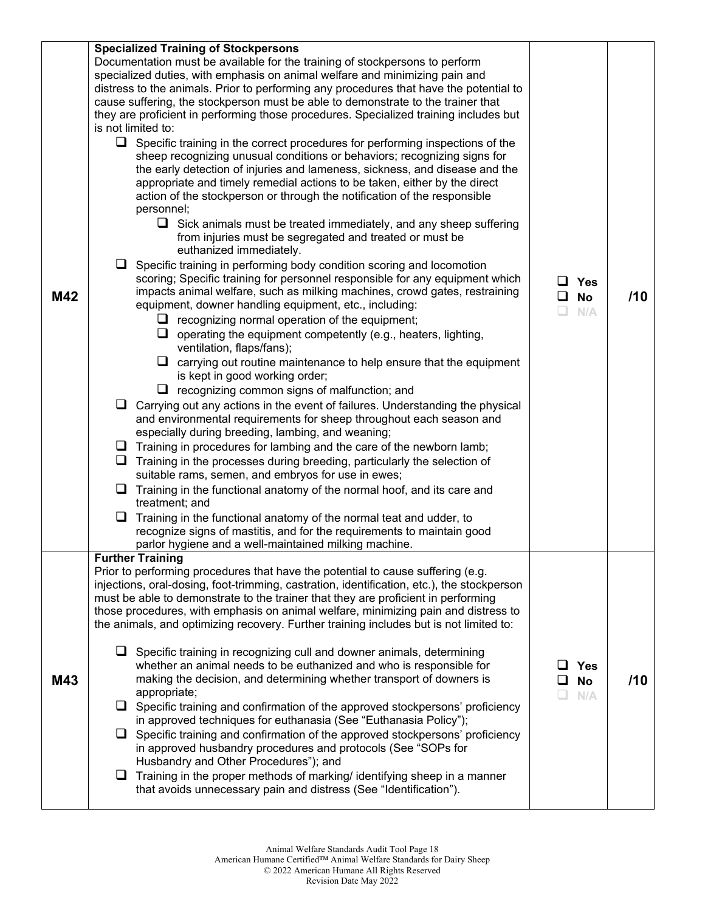| | | | |
|---|---|---|---|
| M42 | **Specialized Training of Stockpersons**<br>Documentation must be available for the training of stockpersons to perform specialized duties, with emphasis on animal welfare and minimizing pain and distress to the animals. Prior to performing any procedures that have the potential to cause suffering, the stockperson must be able to demonstrate to the trainer that they are proficient in performing those procedures. Specialized training includes but is not limited to:<br>❑ Specific training in the correct procedures for performing inspections of the sheep recognizing unusual conditions or behaviors; recognizing signs for the early detection of injuries and lameness, sickness, and disease and the appropriate and timely remedial actions to be taken, either by the direct action of the stockperson or through the notification of the responsible personnel;<br>&nbsp;&nbsp;&nbsp;&nbsp;❑ Sick animals must be treated immediately, and any sheep suffering from injuries must be segregated and treated or must be euthanized immediately.<br>❑ Specific training in performing body condition scoring and locomotion scoring; Specific training for personnel responsible for any equipment which impacts animal welfare, such as milking machines, crowd gates, restraining equipment, downer handling equipment, etc., including:<br>&nbsp;&nbsp;&nbsp;&nbsp;❑ recognizing normal operation of the equipment;<br>&nbsp;&nbsp;&nbsp;&nbsp;❑ operating the equipment competently (e.g., heaters, lighting, ventilation, flaps/fans);<br>&nbsp;&nbsp;&nbsp;&nbsp;❑ carrying out routine maintenance to help ensure that the equipment is kept in good working order;<br>&nbsp;&nbsp;&nbsp;&nbsp;❑ recognizing common signs of malfunction; and<br>❑ Carrying out any actions in the event of failures. Understanding the physical and environmental requirements for sheep throughout each season and especially during breeding, lambing, and weaning;<br>❑ Training in procedures for lambing and the care of the newborn lamb;<br>❑ Training in the processes during breeding, particularly the selection of suitable rams, semen, and embryos for use in ewes;<br>❑ Training in the functional anatomy of the normal hoof, and its care and treatment; and<br>❑ Training in the functional anatomy of the normal teat and udder, to recognize signs of mastitis, and for the requirements to maintain good parlor hygiene and a well-maintained milking machine. | ❑ Yes<br>❑ No<br>❑ N/A | /10 |
| M43 | **Further Training**<br>Prior to performing procedures that have the potential to cause suffering (e.g. injections, oral-dosing, foot-trimming, castration, identification, etc.), the stockperson must be able to demonstrate to the trainer that they are proficient in performing those procedures, with emphasis on animal welfare, minimizing pain and distress to the animals, and optimizing recovery. Further training includes but is not limited to:<br>❑ Specific training in recognizing cull and downer animals, determining whether an animal needs to be euthanized and who is responsible for making the decision, and determining whether transport of downers is appropriate;<br>❑ Specific training and confirmation of the approved stockpersons' proficiency in approved techniques for euthanasia (See "Euthanasia Policy");<br>❑ Specific training and confirmation of the approved stockpersons' proficiency in approved husbandry procedures and protocols (See "SOPs for Husbandry and Other Procedures"); and<br>❑ Training in the proper methods of marking/ identifying sheep in a manner that avoids unnecessary pain and distress (See "Identification"). | ❑ Yes<br>❑ No<br>❑ N/A | /10 |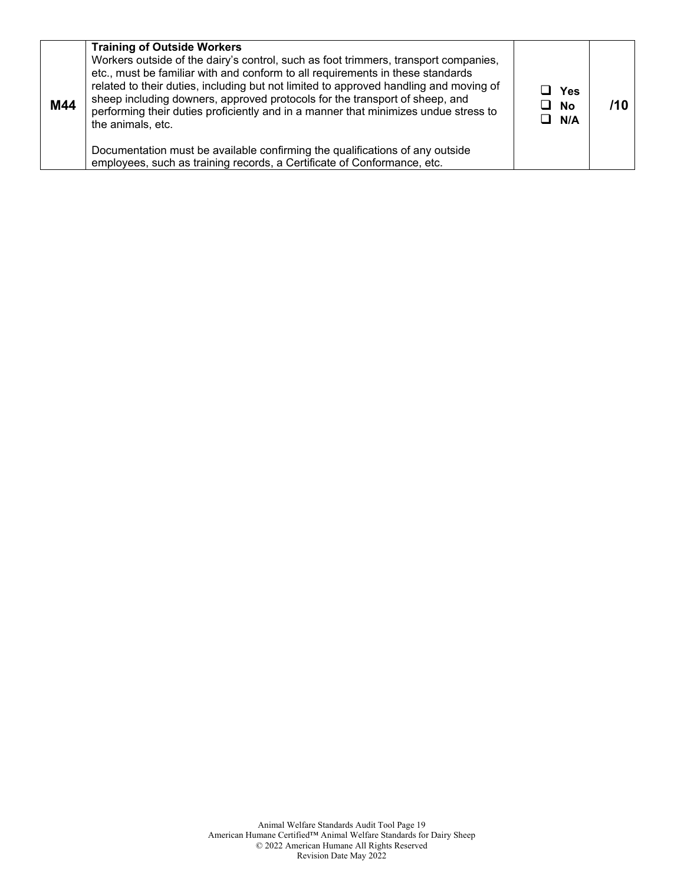| M44 | **Training of Outside Workers**<br>Workers outside of the dairy's control, such as foot trimmers, transport companies, etc., must be familiar with and conform to all requirements in these standards related to their duties, including but not limited to approved handling and moving of sheep including downers, approved protocols for the transport of sheep, and performing their duties proficiently and in a manner that minimizes undue stress to the animals, etc.<br><br>Documentation must be available confirming the qualifications of any outside employees, such as training records, a Certificate of Conformance, etc. | ❑ Yes<br>❑ No<br>❑ N/A | /10 |
|---|---|---|---|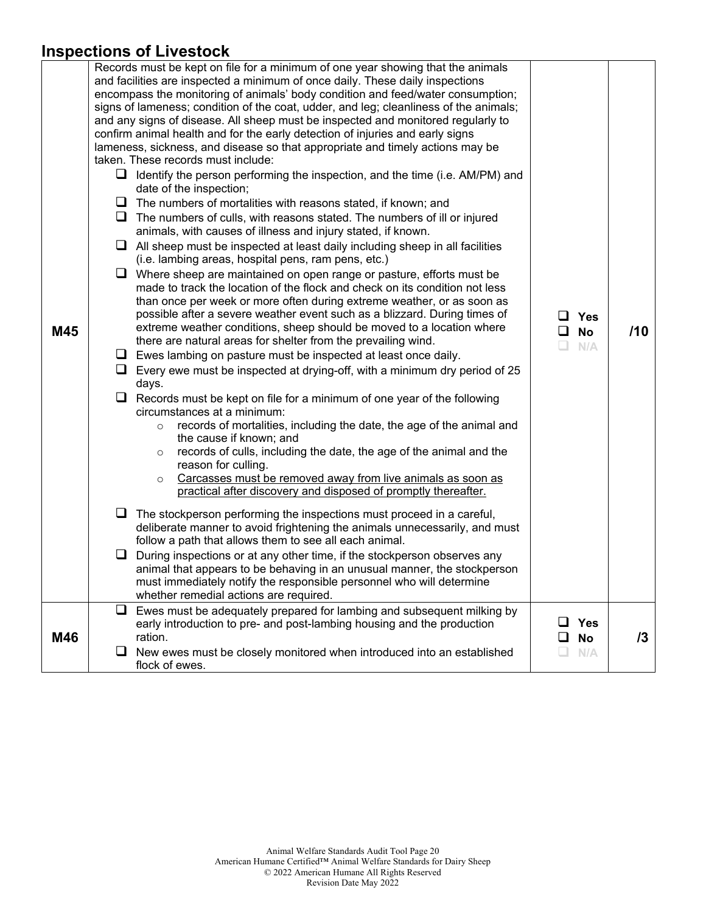## Inspections of Livestock

| | | | |
|---|---|---|---|
| M45 | Records must be kept on file for a minimum of one year showing that the animals and facilities are inspected a minimum of once daily. These daily inspections encompass the monitoring of animals' body condition and feed/water consumption; signs of lameness; condition of the coat, udder, and leg; cleanliness of the animals; and any signs of disease. All sheep must be inspected and monitored regularly to confirm animal health and for the early detection of injuries and early signs lameness, sickness, and disease so that appropriate and timely actions may be taken. These records must include:<br>❑ Identify the person performing the inspection, and the time (i.e. AM/PM) and date of the inspection;<br>❑ The numbers of mortalities with reasons stated, if known; and<br>❑ The numbers of culls, with reasons stated. The numbers of ill or injured animals, with causes of illness and injury stated, if known.<br>❑ All sheep must be inspected at least daily including sheep in all facilities (i.e. lambing areas, hospital pens, ram pens, etc.)<br>❑ Where sheep are maintained on open range or pasture, efforts must be made to track the location of the flock and check on its condition not less than once per week or more often during extreme weather, or as soon as possible after a severe weather event such as a blizzard. During times of extreme weather conditions, sheep should be moved to a location where there are natural areas for shelter from the prevailing wind.<br>❑ Ewes lambing on pasture must be inspected at least once daily.<br>❑ Every ewe must be inspected at drying-off, with a minimum dry period of 25 days.<br>❑ Records must be kept on file for a minimum of one year of the following circumstances at a minimum:<br>○ records of mortalities, including the date, the age of the animal and the cause if known; and<br>○ records of culls, including the date, the age of the animal and the reason for culling.<br>○ Carcasses must be removed away from live animals as soon as practical after discovery and disposed of promptly thereafter.<br>❑ The stockperson performing the inspections must proceed in a careful, deliberate manner to avoid frightening the animals unnecessarily, and must follow a path that allows them to see all each animal.<br>❑ During inspections or at any other time, if the stockperson observes any animal that appears to be behaving in an unusual manner, the stockperson must immediately notify the responsible personnel who will determine whether remedial actions are required. | ❑ Yes<br>❑ No<br>❑ N/A | /10 |
| M46 | ❑ Ewes must be adequately prepared for lambing and subsequent milking by early introduction to pre- and post-lambing housing and the production ration.<br>❑ New ewes must be closely monitored when introduced into an established flock of ewes. | ❑ Yes<br>❑ No<br>❑ N/A | /3 |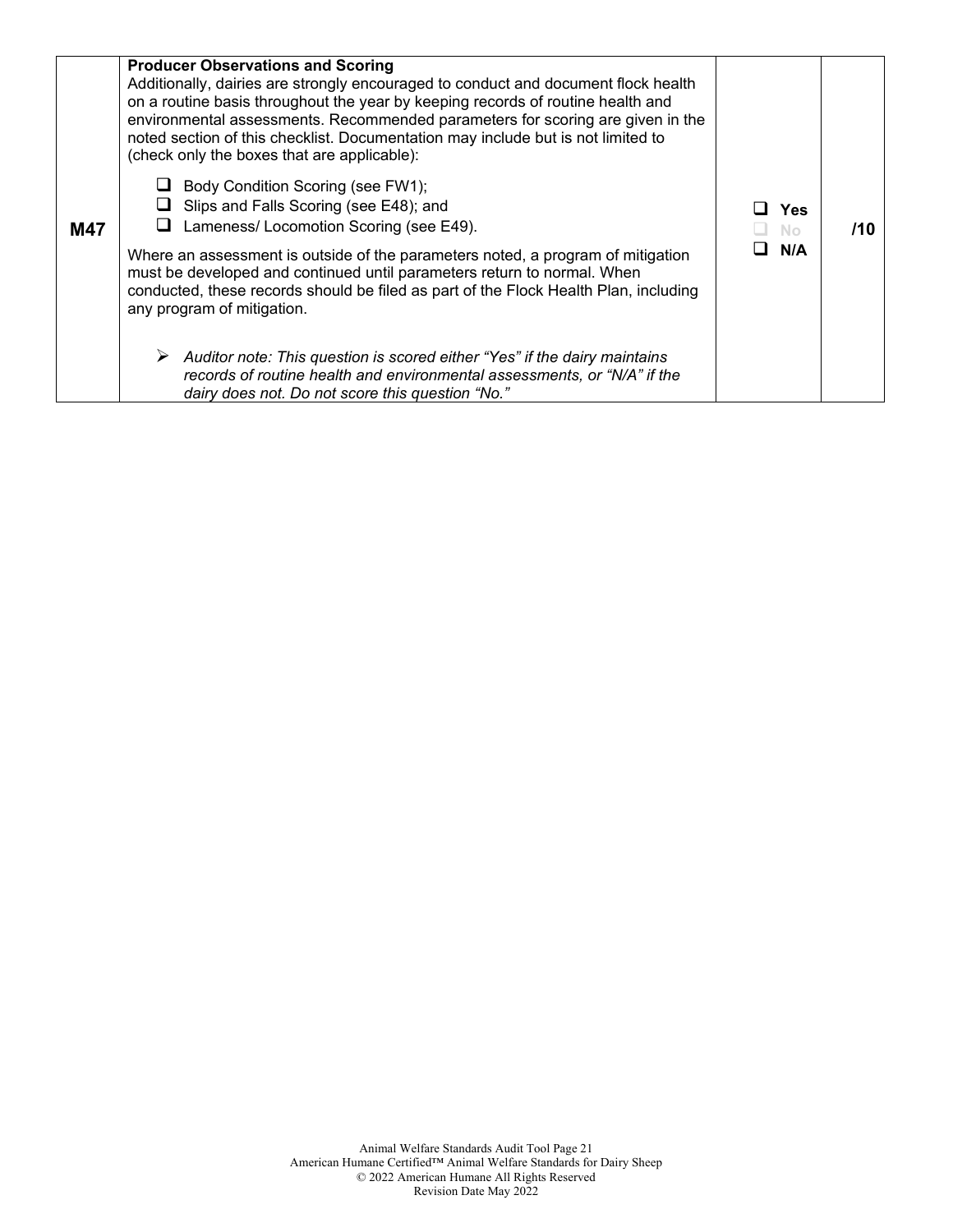| | | | |
|---|---|---|---|
| **M47** | **Producer Observations and Scoring**<br>Additionally, dairies are strongly encouraged to conduct and document flock health on a routine basis throughout the year by keeping records of routine health and environmental assessments. Recommended parameters for scoring are given in the noted section of this checklist. Documentation may include but is not limited to (check only the boxes that are applicable):<br>❑ Body Condition Scoring (see FW1);<br>❑ Slips and Falls Scoring (see E48); and<br>❑ Lameness/ Locomotion Scoring (see E49).<br>Where an assessment is outside of the parameters noted, a program of mitigation must be developed and continued until parameters return to normal. When conducted, these records should be filed as part of the Flock Health Plan, including any program of mitigation.<br>➢ *Auditor note: This question is scored either "Yes" if the dairy maintains records of routine health and environmental assessments, or "N/A" if the dairy does not. Do not score this question "No."* | ❑ **Yes**<br>❑ **No**<br>❑ **N/A** | **/10** |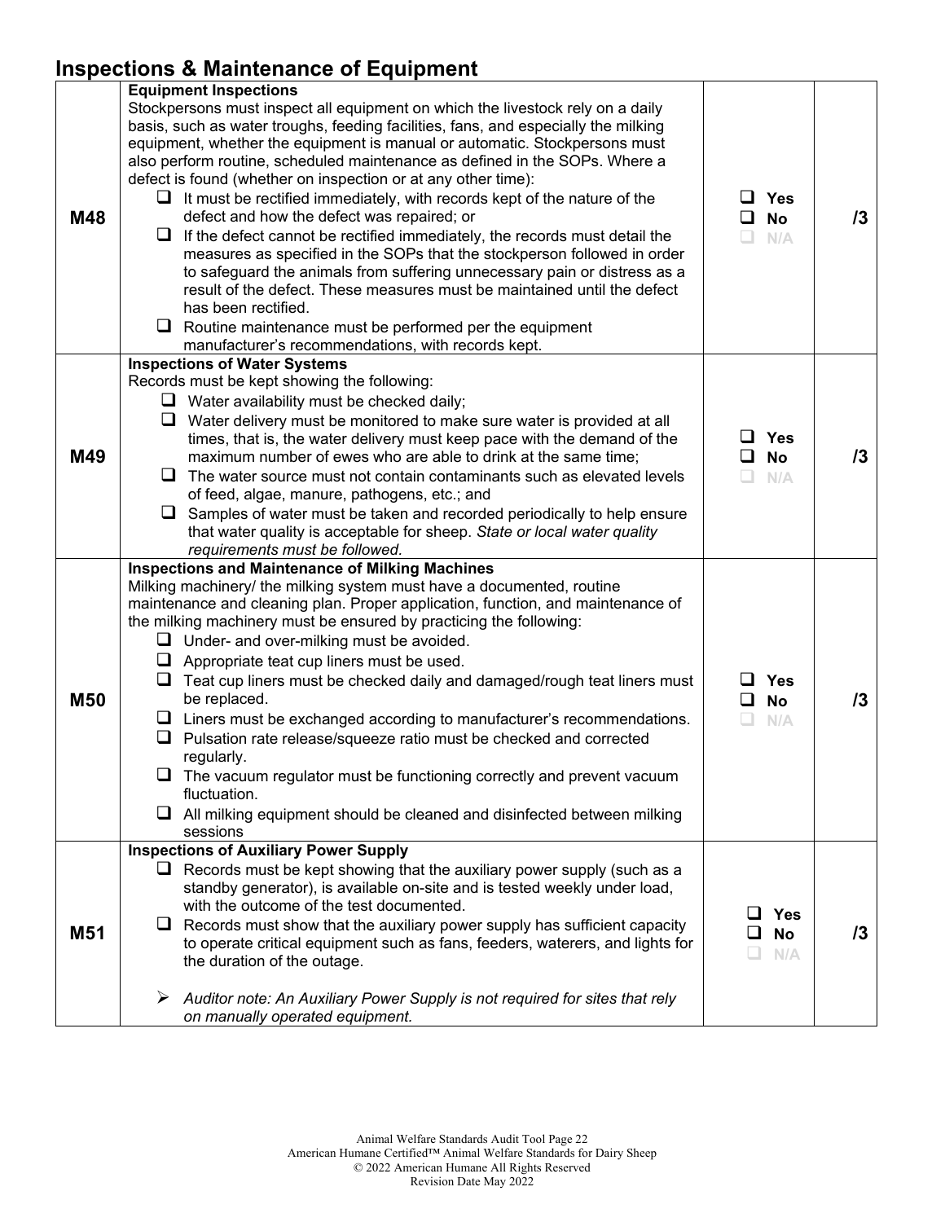## Inspections & Maintenance of Equipment

| | | | |
|---|---|---|---|
| **M48** | **Equipment Inspections**<br>Stockpersons must inspect all equipment on which the livestock rely on a daily basis, such as water troughs, feeding facilities, fans, and especially the milking equipment, whether the equipment is manual or automatic. Stockpersons must also perform routine, scheduled maintenance as defined in the SOPs. Where a defect is found (whether on inspection or at any other time):<br>❑ It must be rectified immediately, with records kept of the nature of the defect and how the defect was repaired; or<br>❑ If the defect cannot be rectified immediately, the records must detail the measures as specified in the SOPs that the stockperson followed in order to safeguard the animals from suffering unnecessary pain or distress as a result of the defect. These measures must be maintained until the defect has been rectified.<br>❑ Routine maintenance must be performed per the equipment manufacturer's recommendations, with records kept. | ❑ Yes<br>❑ No<br>❑ N/A | /3 |
| **M49** | **Inspections of Water Systems**<br>Records must be kept showing the following:<br>❑ Water availability must be checked daily;<br>❑ Water delivery must be monitored to make sure water is provided at all times, that is, the water delivery must keep pace with the demand of the maximum number of ewes who are able to drink at the same time;<br>❑ The water source must not contain contaminants such as elevated levels of feed, algae, manure, pathogens, etc.; and<br>❑ Samples of water must be taken and recorded periodically to help ensure that water quality is acceptable for sheep. *State or local water quality requirements must be followed.* | ❑ Yes<br>❑ No<br>❑ N/A | /3 |
| **M50** | **Inspections and Maintenance of Milking Machines**<br>Milking machinery/ the milking system must have a documented, routine maintenance and cleaning plan. Proper application, function, and maintenance of the milking machinery must be ensured by practicing the following:<br>❑ Under- and over-milking must be avoided.<br>❑ Appropriate teat cup liners must be used.<br>❑ Teat cup liners must be checked daily and damaged/rough teat liners must be replaced.<br>❑ Liners must be exchanged according to manufacturer's recommendations.<br>❑ Pulsation rate release/squeeze ratio must be checked and corrected regularly.<br>❑ The vacuum regulator must be functioning correctly and prevent vacuum fluctuation.<br>❑ All milking equipment should be cleaned and disinfected between milking sessions | ❑ Yes<br>❑ No<br>❑ N/A | /3 |
| **M51** | **Inspections of Auxiliary Power Supply**<br>❑ Records must be kept showing that the auxiliary power supply (such as a standby generator), is available on-site and is tested weekly under load, with the outcome of the test documented.<br>❑ Records must show that the auxiliary power supply has sufficient capacity to operate critical equipment such as fans, feeders, waterers, and lights for the duration of the outage.<br><br>➢ *Auditor note: An Auxiliary Power Supply is not required for sites that rely on manually operated equipment.* | ❑ Yes<br>❑ No<br>❑ N/A | /3 |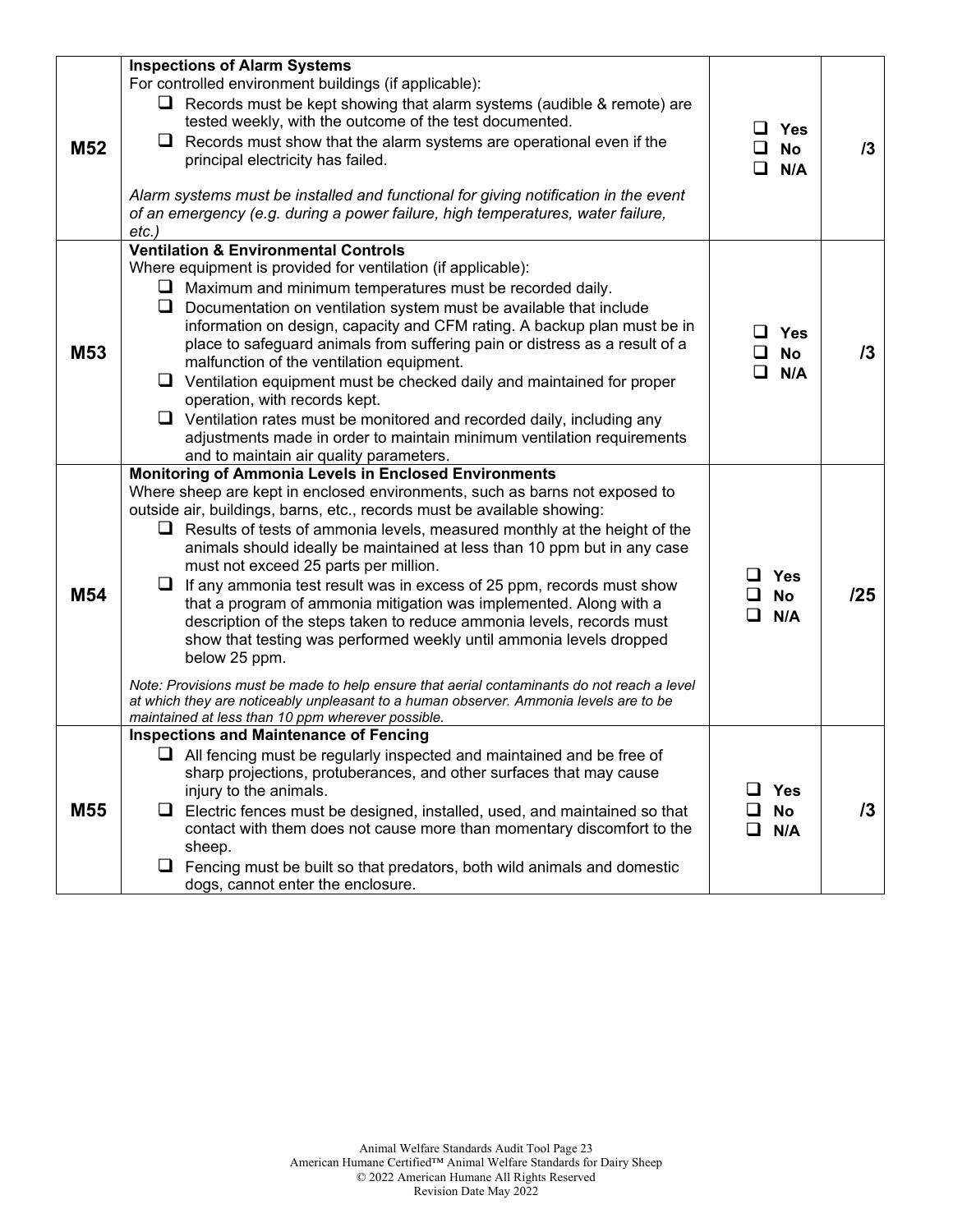| | | | |
|---|---|---|---|
| **M52** | **Inspections of Alarm Systems**<br>For controlled environment buildings (if applicable):<br>❑ Records must be kept showing that alarm systems (audible & remote) are tested weekly, with the outcome of the test documented.<br>❑ Records must show that the alarm systems are operational even if the principal electricity has failed.<br><br>*Alarm systems must be installed and functional for giving notification in the event of an emergency (e.g. during a power failure, high temperatures, water failure, etc.)* | ❑ **Yes**<br>❑ **No**<br>❑ **N/A** | **/3** |
| **M53** | **Ventilation & Environmental Controls**<br>Where equipment is provided for ventilation (if applicable):<br>❑ Maximum and minimum temperatures must be recorded daily.<br>❑ Documentation on ventilation system must be available that include information on design, capacity and CFM rating. A backup plan must be in place to safeguard animals from suffering pain or distress as a result of a malfunction of the ventilation equipment.<br>❑ Ventilation equipment must be checked daily and maintained for proper operation, with records kept.<br>❑ Ventilation rates must be monitored and recorded daily, including any adjustments made in order to maintain minimum ventilation requirements and to maintain air quality parameters. | ❑ **Yes**<br>❑ **No**<br>❑ **N/A** | **/3** |
| **M54** | **Monitoring of Ammonia Levels in Enclosed Environments**<br>Where sheep are kept in enclosed environments, such as barns not exposed to outside air, buildings, barns, etc., records must be available showing:<br>❑ Results of tests of ammonia levels, measured monthly at the height of the animals should ideally be maintained at less than 10 ppm but in any case must not exceed 25 parts per million.<br>❑ If any ammonia test result was in excess of 25 ppm, records must show that a program of ammonia mitigation was implemented. Along with a description of the steps taken to reduce ammonia levels, records must show that testing was performed weekly until ammonia levels dropped below 25 ppm.<br><br>*Note: Provisions must be made to help ensure that aerial contaminants do not reach a level at which they are noticeably unpleasant to a human observer. Ammonia levels are to be maintained at less than 10 ppm wherever possible.* | ❑ **Yes**<br>❑ **No**<br>❑ **N/A** | **/25** |
| **M55** | **Inspections and Maintenance of Fencing**<br>❑ All fencing must be regularly inspected and maintained and be free of sharp projections, protuberances, and other surfaces that may cause injury to the animals.<br>❑ Electric fences must be designed, installed, used, and maintained so that contact with them does not cause more than momentary discomfort to the sheep.<br>❑ Fencing must be built so that predators, both wild animals and domestic dogs, cannot enter the enclosure. | ❑ **Yes**<br>❑ **No**<br>❑ **N/A** | **/3** |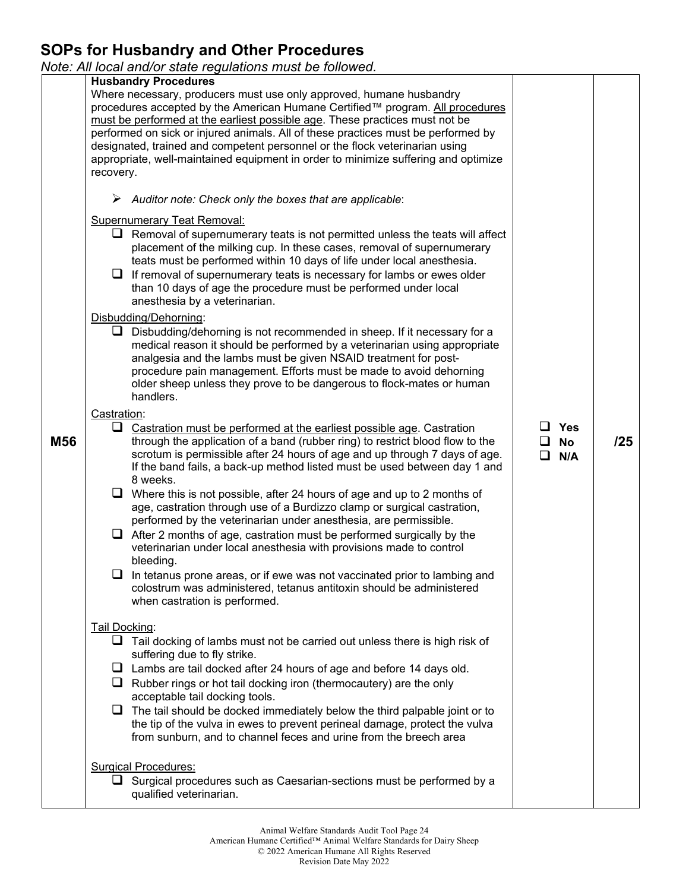## SOPs for Husbandry and Other Procedures

*Note: All local and/or state regulations must be followed.*

| | | | |
|---|---|---|---|
| M56 | **Husbandry Procedures**<br>Where necessary, producers must use only approved, humane husbandry procedures accepted by the American Humane Certified™ program. <u>All procedures must be performed at the earliest possible age</u>. These practices must not be performed on sick or injured animals. All of these practices must be performed by designated, trained and competent personnel or the flock veterinarian using appropriate, well-maintained equipment in order to minimize suffering and optimize recovery.<br><br>➢ *Auditor note: Check only the boxes that are applicable*:<br><br><u>Supernumerary Teat Removal:</u><br>☐ Removal of supernumerary teats is not permitted unless the teats will affect placement of the milking cup. In these cases, removal of supernumerary teats must be performed within 10 days of life under local anesthesia.<br>☐ If removal of supernumerary teats is necessary for lambs or ewes older than 10 days of age the procedure must be performed under local anesthesia by a veterinarian.<br><br><u>Disbudding/Dehorning</u>:<br>☐ Disbudding/dehorning is not recommended in sheep. If it necessary for a medical reason it should be performed by a veterinarian using appropriate analgesia and the lambs must be given NSAID treatment for post-procedure pain management. Efforts must be made to avoid dehorning older sheep unless they prove to be dangerous to flock-mates or human handlers.<br><br><u>Castration</u>:<br>☐ <u>Castration must be performed at the earliest possible age</u>. Castration through the application of a band (rubber ring) to restrict blood flow to the scrotum is permissible after 24 hours of age and up through 7 days of age. If the band fails, a back-up method listed must be used between day 1 and 8 weeks.<br>☐ Where this is not possible, after 24 hours of age and up to 2 months of age, castration through use of a Burdizzo clamp or surgical castration, performed by the veterinarian under anesthesia, are permissible.<br>☐ After 2 months of age, castration must be performed surgically by the veterinarian under local anesthesia with provisions made to control bleeding.<br>☐ In tetanus prone areas, or if ewe was not vaccinated prior to lambing and colostrum was administered, tetanus antitoxin should be administered when castration is performed.<br><br><u>Tail Docking</u>:<br>☐ Tail docking of lambs must not be carried out unless there is high risk of suffering due to fly strike.<br>☐ Lambs are tail docked after 24 hours of age and before 14 days old.<br>☐ Rubber rings or hot tail docking iron (thermocautery) are the only acceptable tail docking tools.<br>☐ The tail should be docked immediately below the third palpable joint or to the tip of the vulva in ewes to prevent perineal damage, protect the vulva from sunburn, and to channel feces and urine from the breech area<br><br><u>Surgical Procedures:</u><br>☐ Surgical procedures such as Caesarian-sections must be performed by a qualified veterinarian. | ☐ **Yes**<br>☐ **No**<br>☐ **N/A** | **/25** |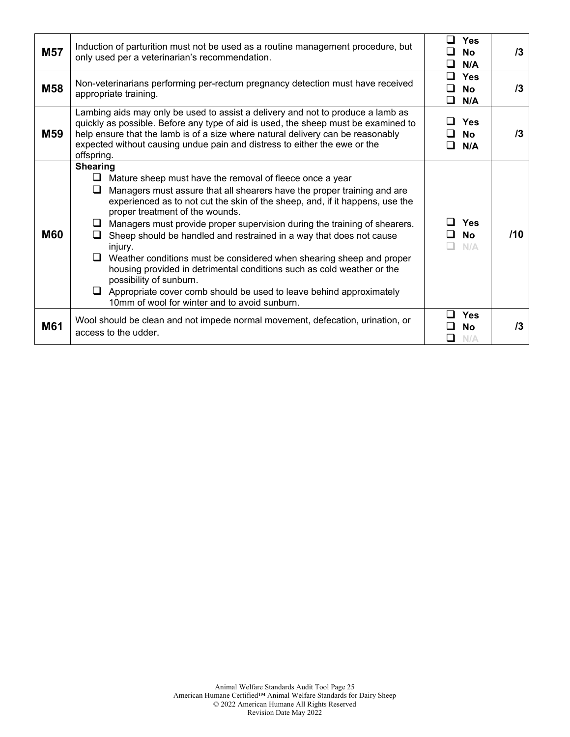| | | | |
|---|---|---|---|
| **M57** | Induction of parturition must not be used as a routine management procedure, but only used per a veterinarian's recommendation. | ❑ **Yes**<br>❑ **No**<br>❑ **N/A** | **/3** |
| **M58** | Non-veterinarians performing per-rectum pregnancy detection must have received appropriate training. | ❑ **Yes**<br>❑ **No**<br>❑ **N/A** | **/3** |
| **M59** | Lambing aids may only be used to assist a delivery and not to produce a lamb as quickly as possible. Before any type of aid is used, the sheep must be examined to help ensure that the lamb is of a size where natural delivery can be reasonably expected without causing undue pain and distress to either the ewe or the offspring. | ❑ **Yes**<br>❑ **No**<br>❑ **N/A** | **/3** |
| **M60** | **Shearing**<br>❑ Mature sheep must have the removal of fleece once a year<br>❑ Managers must assure that all shearers have the proper training and are experienced as to not cut the skin of the sheep, and, if it happens, use the proper treatment of the wounds.<br>❑ Managers must provide proper supervision during the training of shearers.<br>❑ Sheep should be handled and restrained in a way that does not cause injury.<br>❑ Weather conditions must be considered when shearing sheep and proper housing provided in detrimental conditions such as cold weather or the possibility of sunburn.<br>❑ Appropriate cover comb should be used to leave behind approximately 10mm of wool for winter and to avoid sunburn. | ❑ **Yes**<br>❑ **No**<br>❑ N/A | **/10** |
| **M61** | Wool should be clean and not impede normal movement, defecation, urination, or access to the udder. | ❑ **Yes**<br>❑ **No**<br>❑ N/A | **/3** |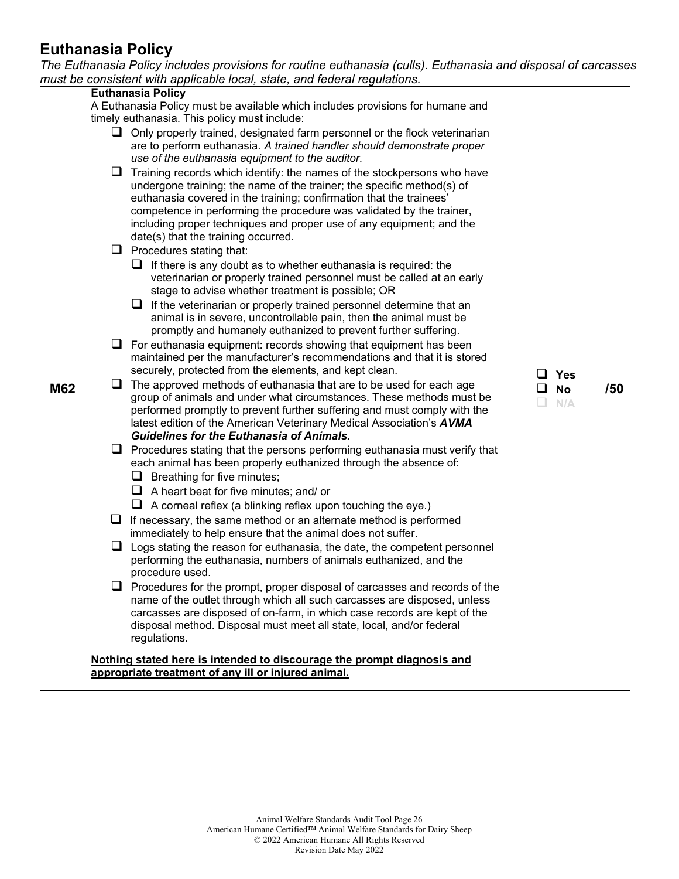## Euthanasia Policy

*The Euthanasia Policy includes provisions for routine euthanasia (culls). Euthanasia and disposal of carcasses must be consistent with applicable local, state, and federal regulations.*

| | | | |
|---|---|---|---|
| **M62** | **Euthanasia Policy**<br>A Euthanasia Policy must be available which includes provisions for humane and timely euthanasia. This policy must include:<br>❑ Only properly trained, designated farm personnel or the flock veterinarian are to perform euthanasia. *A trained handler should demonstrate proper use of the euthanasia equipment to the auditor.*<br>❑ Training records which identify: the names of the stockpersons who have undergone training; the name of the trainer; the specific method(s) of euthanasia covered in the training; confirmation that the trainees' competence in performing the procedure was validated by the trainer, including proper techniques and proper use of any equipment; and the date(s) that the training occurred.<br>❑ Procedures stating that:<br>&nbsp;&nbsp;&nbsp;&nbsp;❑ If there is any doubt as to whether euthanasia is required: the veterinarian or properly trained personnel must be called at an early stage to advise whether treatment is possible; OR<br>&nbsp;&nbsp;&nbsp;&nbsp;❑ If the veterinarian or properly trained personnel determine that an animal is in severe, uncontrollable pain, then the animal must be promptly and humanely euthanized to prevent further suffering.<br>❑ For euthanasia equipment: records showing that equipment has been maintained per the manufacturer's recommendations and that it is stored securely, protected from the elements, and kept clean.<br>❑ The approved methods of euthanasia that are to be used for each age group of animals and under what circumstances. These methods must be performed promptly to prevent further suffering and must comply with the latest edition of the American Veterinary Medical Association's ***AVMA Guidelines for the Euthanasia of Animals.***<br>❑ Procedures stating that the persons performing euthanasia must verify that each animal has been properly euthanized through the absence of:<br>&nbsp;&nbsp;&nbsp;&nbsp;❑ Breathing for five minutes;<br>&nbsp;&nbsp;&nbsp;&nbsp;❑ A heart beat for five minutes; and/ or<br>&nbsp;&nbsp;&nbsp;&nbsp;❑ A corneal reflex (a blinking reflex upon touching the eye.)<br>❑ If necessary, the same method or an alternate method is performed immediately to help ensure that the animal does not suffer.<br>❑ Logs stating the reason for euthanasia, the date, the competent personnel performing the euthanasia, numbers of animals euthanized, and the procedure used.<br>❑ Procedures for the prompt, proper disposal of carcasses and records of the name of the outlet through which all such carcasses are disposed, unless carcasses are disposed of on-farm, in which case records are kept of the disposal method. Disposal must meet all state, local, and/or federal regulations.<br><br>**Nothing stated here is intended to discourage the prompt diagnosis and appropriate treatment of any ill or injured animal.** | ❑ **Yes**<br>❑ **No**<br>❑ N/A | **/50** |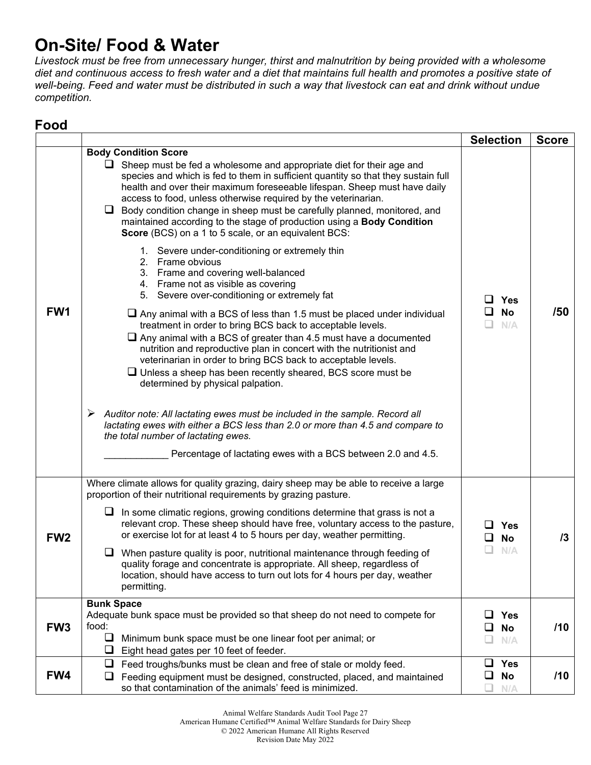# On-Site/ Food & Water

*Livestock must be free from unnecessary hunger, thirst and malnutrition by being provided with a wholesome diet and continuous access to fresh water and a diet that maintains full health and promotes a positive state of well-being. Feed and water must be distributed in such a way that livestock can eat and drink without undue competition.*

## Food

| | | Selection | Score |
|---|---|---|---|
| **FW1** | **Body Condition Score**<br>❑ Sheep must be fed a wholesome and appropriate diet for their age and species and which is fed to them in sufficient quantity so that they sustain full health and over their maximum foreseeable lifespan. Sheep must have daily access to food, unless otherwise required by the veterinarian.<br>❑ Body condition change in sheep must be carefully planned, monitored, and maintained according to the stage of production using a **Body Condition Score** (BCS) on a 1 to 5 scale, or an equivalent BCS:<br>1. Severe under-conditioning or extremely thin<br>2. Frame obvious<br>3. Frame and covering well-balanced<br>4. Frame not as visible as covering<br>5. Severe over-conditioning or extremely fat<br>❑ Any animal with a BCS of less than 1.5 must be placed under individual treatment in order to bring BCS back to acceptable levels.<br>❑ Any animal with a BCS of greater than 4.5 must have a documented nutrition and reproductive plan in concert with the nutritionist and veterinarian in order to bring BCS back to acceptable levels.<br>❑ Unless a sheep has been recently sheared, BCS score must be determined by physical palpation.<br>➢ *Auditor note: All lactating ewes must be included in the sample. Record all lactating ewes with either a BCS less than 2.0 or more than 4.5 and compare to the total number of lactating ewes.*<br>____________ Percentage of lactating ewes with a BCS between 2.0 and 4.5. | ❑ Yes<br>❑ No<br>❑ N/A | /50 |
| **FW2** | Where climate allows for quality grazing, dairy sheep may be able to receive a large proportion of their nutritional requirements by grazing pasture.<br>❑ In some climatic regions, growing conditions determine that grass is not a relevant crop. These sheep should have free, voluntary access to the pasture, or exercise lot for at least 4 to 5 hours per day, weather permitting.<br>❑ When pasture quality is poor, nutritional maintenance through feeding of quality forage and concentrate is appropriate. All sheep, regardless of location, should have access to turn out lots for 4 hours per day, weather permitting. | ❑ Yes<br>❑ No<br>❑ N/A | /3 |
| **FW3** | **Bunk Space**<br>Adequate bunk space must be provided so that sheep do not need to compete for food:<br>❑ Minimum bunk space must be one linear foot per animal; or<br>❑ Eight head gates per 10 feet of feeder. | ❑ Yes<br>❑ No<br>❑ N/A | /10 |
| **FW4** | ❑ Feed troughs/bunks must be clean and free of stale or moldy feed.<br>❑ Feeding equipment must be designed, constructed, placed, and maintained so that contamination of the animals' feed is minimized. | ❑ Yes<br>❑ No<br>❑ N/A | /10 |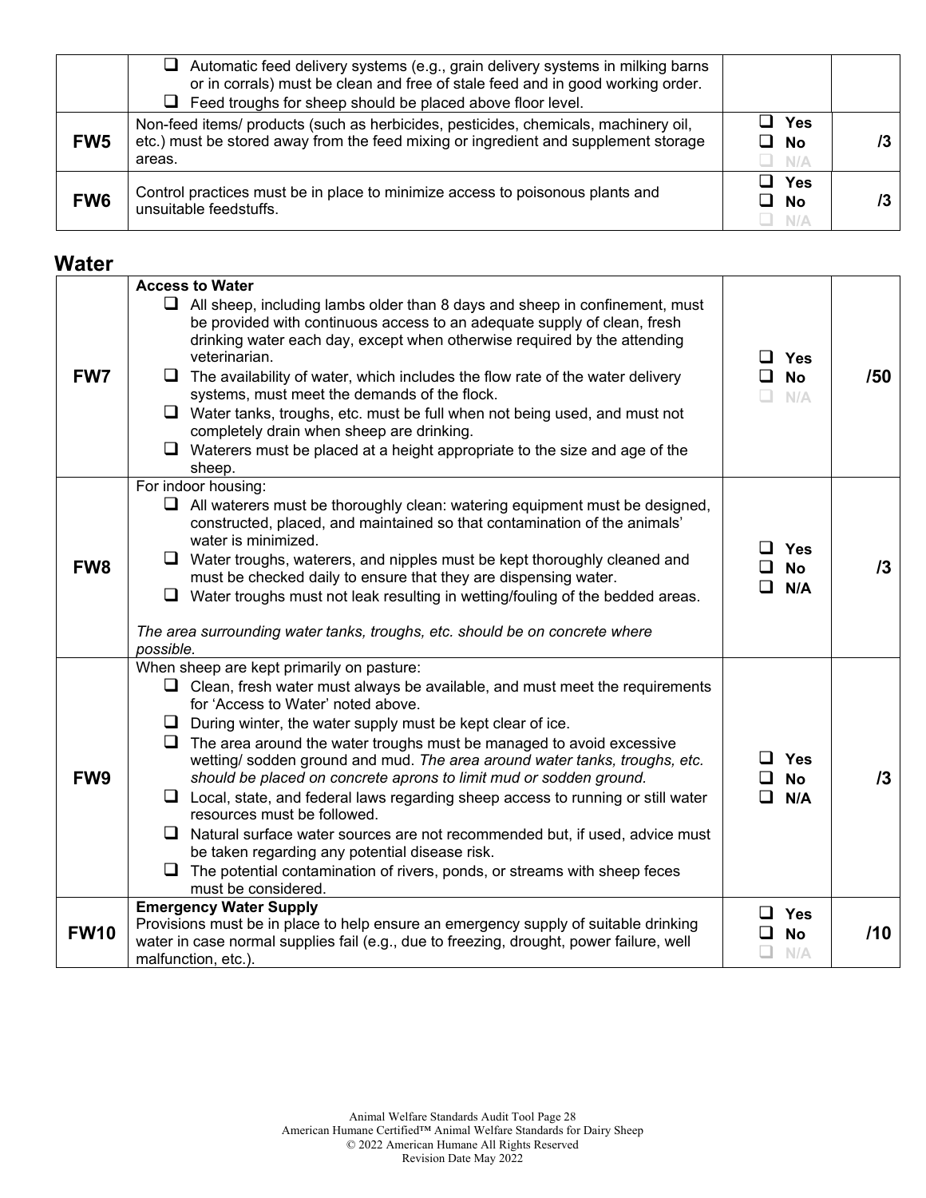| | | | |
|---|---|---|---|
| | ❑ Automatic feed delivery systems (e.g., grain delivery systems in milking barns or in corrals) must be clean and free of stale feed and in good working order.<br>❑ Feed troughs for sheep should be placed above floor level. | | |
| **FW5** | Non-feed items/ products (such as herbicides, pesticides, chemicals, machinery oil, etc.) must be stored away from the feed mixing or ingredient and supplement storage areas. | ❑ **Yes**<br>❑ **No**<br>❑ N/A | **/3** |
| **FW6** | Control practices must be in place to minimize access to poisonous plants and unsuitable feedstuffs. | ❑ **Yes**<br>❑ **No**<br>❑ N/A | **/3** |

## Water

| | | | |
|---|---|---|---|
| **FW7** | **Access to Water**<br>❑ All sheep, including lambs older than 8 days and sheep in confinement, must be provided with continuous access to an adequate supply of clean, fresh drinking water each day, except when otherwise required by the attending veterinarian.<br>❑ The availability of water, which includes the flow rate of the water delivery systems, must meet the demands of the flock.<br>❑ Water tanks, troughs, etc. must be full when not being used, and must not completely drain when sheep are drinking.<br>❑ Waterers must be placed at a height appropriate to the size and age of the sheep. | ❑ **Yes**<br>❑ **No**<br>❑ N/A | **/50** |
| **FW8** | For indoor housing:<br>❑ All waterers must be thoroughly clean: watering equipment must be designed, constructed, placed, and maintained so that contamination of the animals' water is minimized.<br>❑ Water troughs, waterers, and nipples must be kept thoroughly cleaned and must be checked daily to ensure that they are dispensing water.<br>❑ Water troughs must not leak resulting in wetting/fouling of the bedded areas.<br><br>*The area surrounding water tanks, troughs, etc. should be on concrete where possible.* | ❑ **Yes**<br>❑ **No**<br>❑ **N/A** | **/3** |
| **FW9** | When sheep are kept primarily on pasture:<br>❑ Clean, fresh water must always be available, and must meet the requirements for 'Access to Water' noted above.<br>❑ During winter, the water supply must be kept clear of ice.<br>❑ The area around the water troughs must be managed to avoid excessive wetting/ sodden ground and mud. *The area around water tanks, troughs, etc. should be placed on concrete aprons to limit mud or sodden ground.*<br>❑ Local, state, and federal laws regarding sheep access to running or still water resources must be followed.<br>❑ Natural surface water sources are not recommended but, if used, advice must be taken regarding any potential disease risk.<br>❑ The potential contamination of rivers, ponds, or streams with sheep feces must be considered. | ❑ **Yes**<br>❑ **No**<br>❑ **N/A** | **/3** |
| **FW10** | **Emergency Water Supply**<br>Provisions must be in place to help ensure an emergency supply of suitable drinking water in case normal supplies fail (e.g., due to freezing, drought, power failure, well malfunction, etc.). | ❑ **Yes**<br>❑ **No**<br>❑ N/A | **/10** |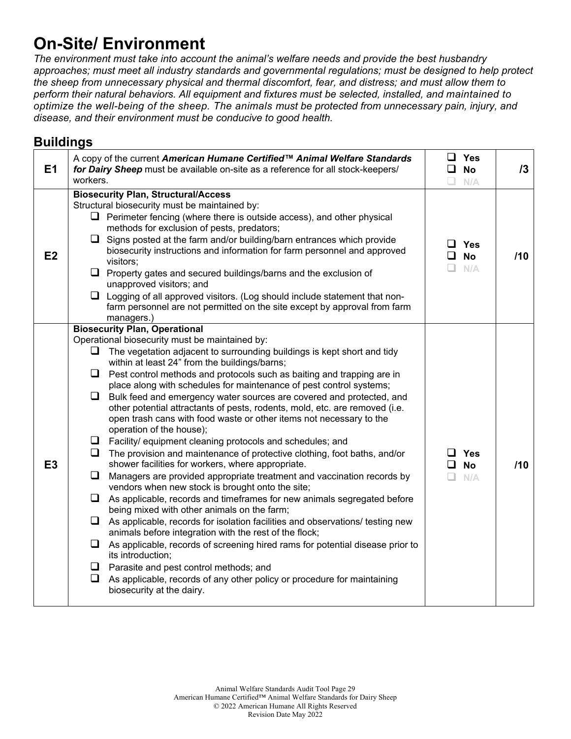# On-Site/ Environment

*The environment must take into account the animal's welfare needs and provide the best husbandry approaches; must meet all industry standards and governmental regulations; must be designed to help protect the sheep from unnecessary physical and thermal discomfort, fear, and distress; and must allow them to perform their natural behaviors. All equipment and fixtures must be selected, installed, and maintained to optimize the well-being of the sheep. The animals must be protected from unnecessary pain, injury, and disease, and their environment must be conducive to good health.*

## Buildings

| | | | |
|---|---|---|---|
| **E1** | A copy of the current ***American Humane Certified™ Animal Welfare Standards for Dairy Sheep*** must be available on-site as a reference for all stock-keepers/ workers. | ❑ **Yes**<br>❑ **No**<br>❑ N/A | **/3** |
| **E2** | **Biosecurity Plan, Structural/Access**<br>Structural biosecurity must be maintained by:<br>❑ Perimeter fencing (where there is outside access), and other physical methods for exclusion of pests, predators;<br>❑ Signs posted at the farm and/or building/barn entrances which provide biosecurity instructions and information for farm personnel and approved visitors;<br>❑ Property gates and secured buildings/barns and the exclusion of unapproved visitors; and<br>❑ Logging of all approved visitors. (Log should include statement that non-farm personnel are not permitted on the site except by approval from farm managers.) | ❑ **Yes**<br>❑ **No**<br>❑ N/A | **/10** |
| **E3** | **Biosecurity Plan, Operational**<br>Operational biosecurity must be maintained by:<br>❑ The vegetation adjacent to surrounding buildings is kept short and tidy within at least 24" from the buildings/barns;<br>❑ Pest control methods and protocols such as baiting and trapping are in place along with schedules for maintenance of pest control systems;<br>❑ Bulk feed and emergency water sources are covered and protected, and other potential attractants of pests, rodents, mold, etc. are removed (i.e. open trash cans with food waste or other items not necessary to the operation of the house);<br>❑ Facility/ equipment cleaning protocols and schedules; and<br>❑ The provision and maintenance of protective clothing, foot baths, and/or shower facilities for workers, where appropriate.<br>❑ Managers are provided appropriate treatment and vaccination records by vendors when new stock is brought onto the site;<br>❑ As applicable, records and timeframes for new animals segregated before being mixed with other animals on the farm;<br>❑ As applicable, records for isolation facilities and observations/ testing new animals before integration with the rest of the flock;<br>❑ As applicable, records of screening hired rams for potential disease prior to its introduction;<br>❑ Parasite and pest control methods; and<br>❑ As applicable, records of any other policy or procedure for maintaining biosecurity at the dairy. | ❑ **Yes**<br>❑ **No**<br>❑ N/A | **/10** |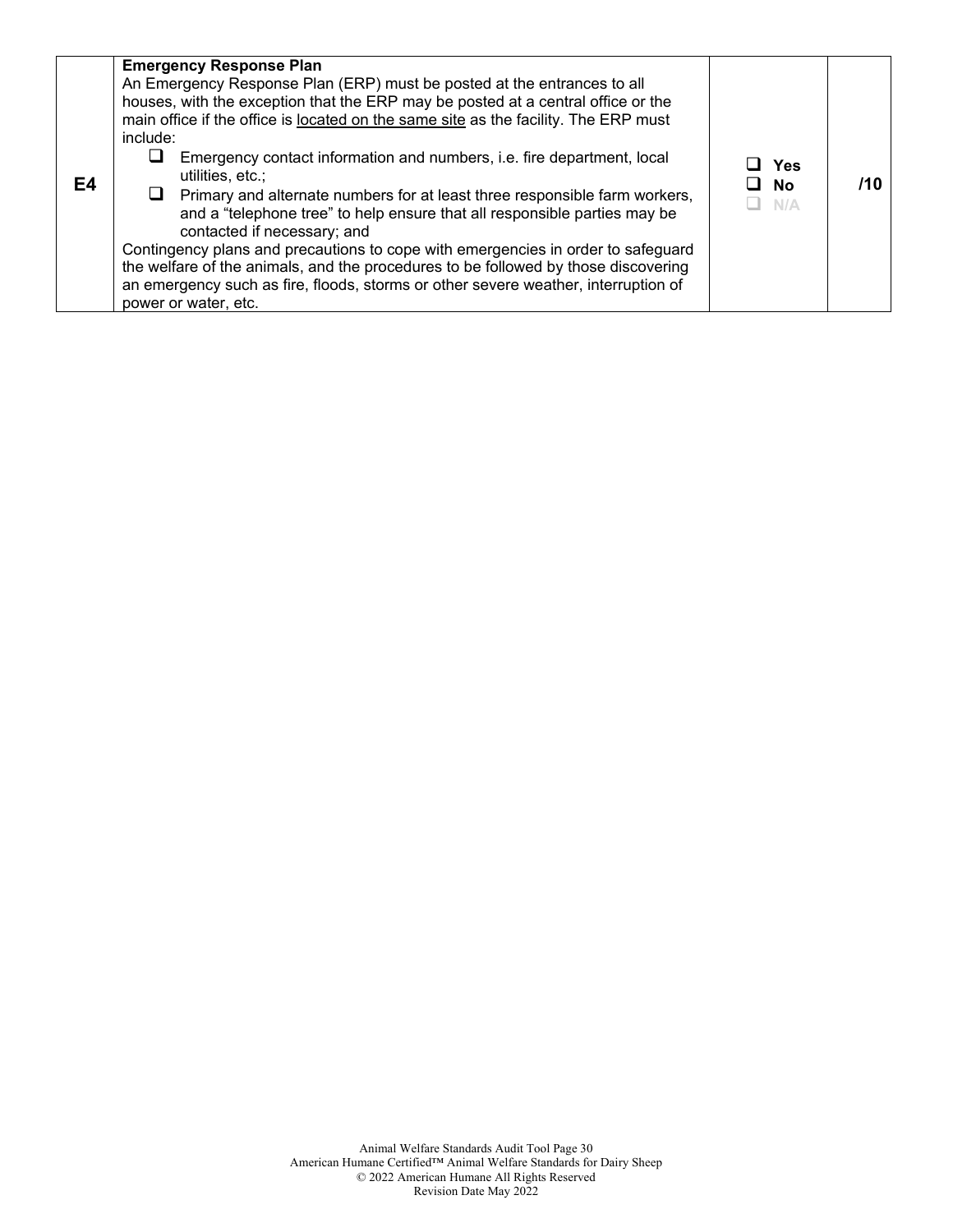| | | | |
|---|---|---|---|
| **E4** | **Emergency Response Plan**<br>An Emergency Response Plan (ERP) must be posted at the entrances to all houses, with the exception that the ERP may be posted at a central office or the main office if the office is <u>located on the same site</u> as the facility. The ERP must include:<br>❑ Emergency contact information and numbers, i.e. fire department, local utilities, etc.;<br>❑ Primary and alternate numbers for at least three responsible farm workers, and a “telephone tree” to help ensure that all responsible parties may be contacted if necessary; and<br>Contingency plans and precautions to cope with emergencies in order to safeguard the welfare of the animals, and the procedures to be followed by those discovering an emergency such as fire, floods, storms or other severe weather, interruption of power or water, etc. | ❑ **Yes**<br>❑ **No**<br>❑ N/A | **/10** |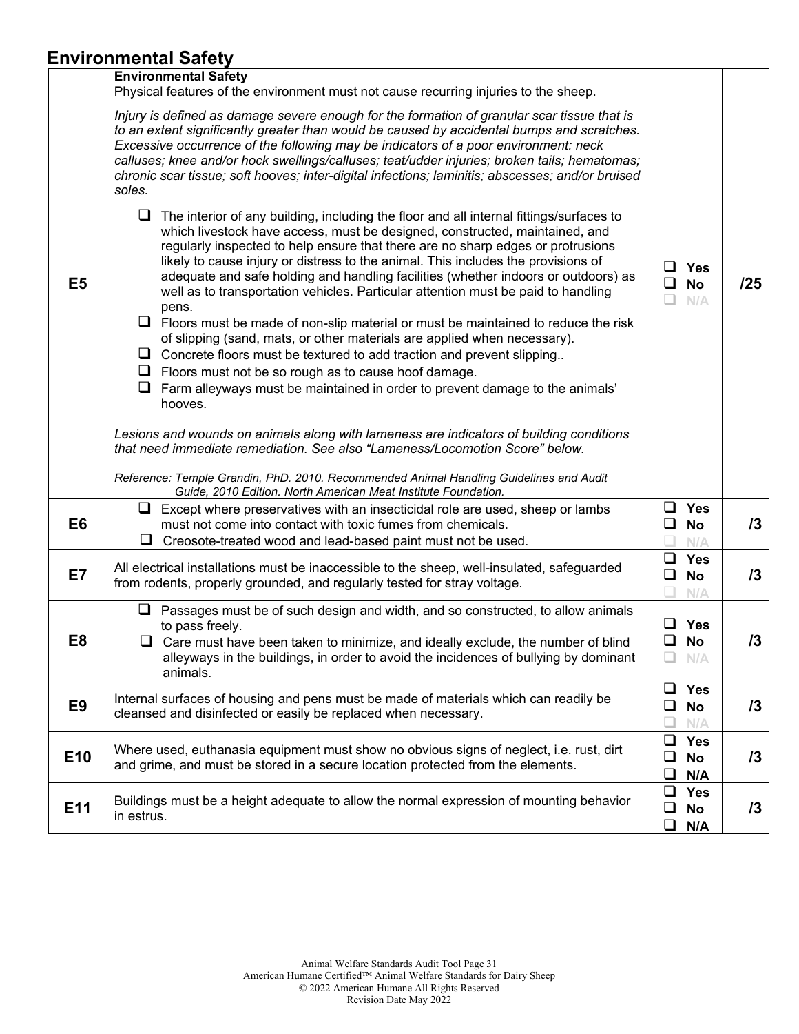## Environmental Safety

| | | | |
|---|---|---|---|
| **E5** | **Environmental Safety**<br>Physical features of the environment must not cause recurring injuries to the sheep.<br><br>*Injury is defined as damage severe enough for the formation of granular scar tissue that is to an extent significantly greater than would be caused by accidental bumps and scratches. Excessive occurrence of the following may be indicators of a poor environment: neck calluses; knee and/or hock swellings/calluses; teat/udder injuries; broken tails; hematomas; chronic scar tissue; soft hooves; inter-digital infections; laminitis; abscesses; and/or bruised soles.*<br><br>❑ The interior of any building, including the floor and all internal fittings/surfaces to which livestock have access, must be designed, constructed, maintained, and regularly inspected to help ensure that there are no sharp edges or protrusions likely to cause injury or distress to the animal. This includes the provisions of adequate and safe holding and handling facilities (whether indoors or outdoors) as well as to transportation vehicles. Particular attention must be paid to handling pens.<br>❑ Floors must be made of non-slip material or must be maintained to reduce the risk of slipping (sand, mats, or other materials are applied when necessary).<br>❑ Concrete floors must be textured to add traction and prevent slipping..<br>❑ Floors must not be so rough as to cause hoof damage.<br>❑ Farm alleyways must be maintained in order to prevent damage to the animals' hooves.<br><br>*Lesions and wounds on animals along with lameness are indicators of building conditions that need immediate remediation. See also "Lameness/Locomotion Score" below.*<br><br>*Reference: Temple Grandin, PhD. 2010. Recommended Animal Handling Guidelines and Audit Guide, 2010 Edition. North American Meat Institute Foundation.* | ❑ Yes<br>❑ No<br>❑ N/A | /25 |
| **E6** | ❑ Except where preservatives with an insecticidal role are used, sheep or lambs must not come into contact with toxic fumes from chemicals.<br>❑ Creosote-treated wood and lead-based paint must not be used. | ❑ Yes<br>❑ No<br>❑ N/A | /3 |
| **E7** | All electrical installations must be inaccessible to the sheep, well-insulated, safeguarded from rodents, properly grounded, and regularly tested for stray voltage. | ❑ Yes<br>❑ No<br>❑ N/A | /3 |
| **E8** | ❑ Passages must be of such design and width, and so constructed, to allow animals to pass freely.<br>❑ Care must have been taken to minimize, and ideally exclude, the number of blind alleyways in the buildings, in order to avoid the incidences of bullying by dominant animals. | ❑ Yes<br>❑ No<br>❑ N/A | /3 |
| **E9** | Internal surfaces of housing and pens must be made of materials which can readily be cleansed and disinfected or easily be replaced when necessary. | ❑ Yes<br>❑ No<br>❑ N/A | /3 |
| **E10** | Where used, euthanasia equipment must show no obvious signs of neglect, i.e. rust, dirt and grime, and must be stored in a secure location protected from the elements. | ❑ Yes<br>❑ No<br>❑ N/A | /3 |
| **E11** | Buildings must be a height adequate to allow the normal expression of mounting behavior in estrus. | ❑ Yes<br>❑ No<br>❑ N/A | /3 |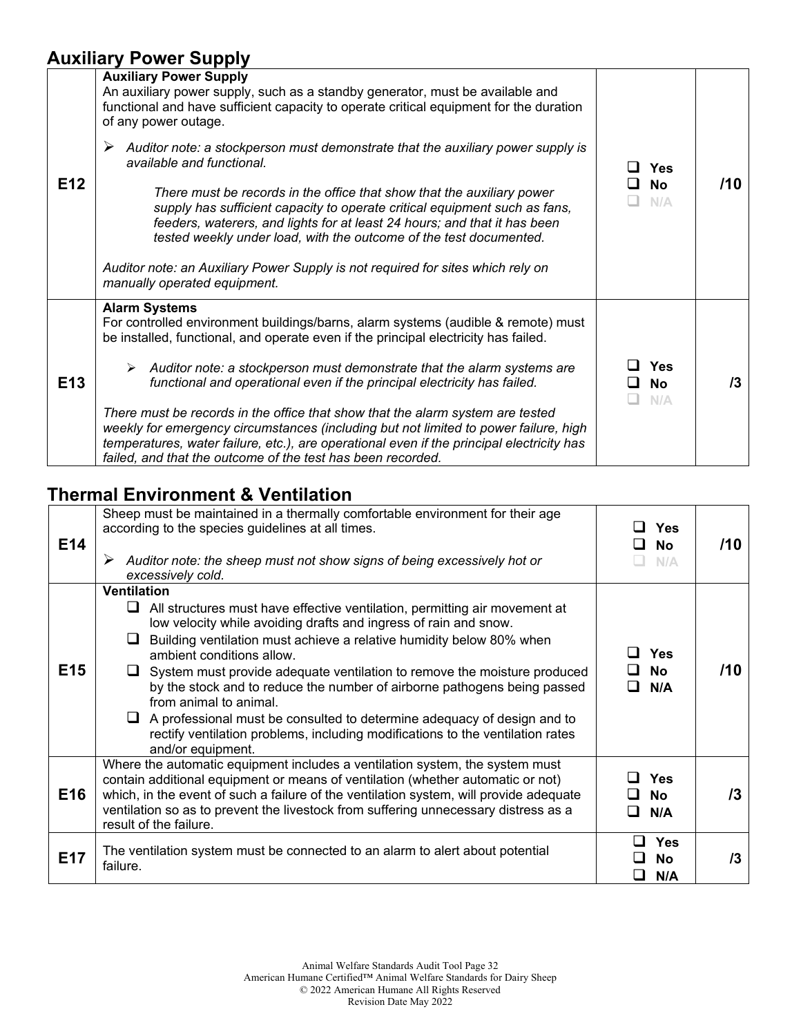## Auxiliary Power Supply

| | | | |
|---|---|---|---|
| E12 | **Auxiliary Power Supply**<br>An auxiliary power supply, such as a standby generator, must be available and functional and have sufficient capacity to operate critical equipment for the duration of any power outage.<br>➢ *Auditor note: a stockperson must demonstrate that the auxiliary power supply is available and functional.*<br>*There must be records in the office that show that the auxiliary power supply has sufficient capacity to operate critical equipment such as fans, feeders, waterers, and lights for at least 24 hours; and that it has been tested weekly under load, with the outcome of the test documented.*<br>*Auditor note: an Auxiliary Power Supply is not required for sites which rely on manually operated equipment.* | ❑ Yes<br>❑ No<br>❑ N/A | /10 |
| E13 | **Alarm Systems**<br>For controlled environment buildings/barns, alarm systems (audible & remote) must be installed, functional, and operate even if the principal electricity has failed.<br>➢ *Auditor note: a stockperson must demonstrate that the alarm systems are functional and operational even if the principal electricity has failed.*<br>*There must be records in the office that show that the alarm system are tested weekly for emergency circumstances (including but not limited to power failure, high temperatures, water failure, etc.), are operational even if the principal electricity has failed, and that the outcome of the test has been recorded.* | ❑ Yes<br>❑ No<br>❑ N/A | /3 |

## Thermal Environment & Ventilation

| | | | |
|---|---|---|---|
| E14 | Sheep must be maintained in a thermally comfortable environment for their age according to the species guidelines at all times.<br>➢ *Auditor note: the sheep must not show signs of being excessively hot or excessively cold.* | ❑ Yes<br>❑ No<br>❑ N/A | /10 |
| E15 | **Ventilation**<br>❑ All structures must have effective ventilation, permitting air movement at low velocity while avoiding drafts and ingress of rain and snow.<br>❑ Building ventilation must achieve a relative humidity below 80% when ambient conditions allow.<br>❑ System must provide adequate ventilation to remove the moisture produced by the stock and to reduce the number of airborne pathogens being passed from animal to animal.<br>❑ A professional must be consulted to determine adequacy of design and to rectify ventilation problems, including modifications to the ventilation rates and/or equipment. | ❑ Yes<br>❑ No<br>❑ N/A | /10 |
| E16 | Where the automatic equipment includes a ventilation system, the system must contain additional equipment or means of ventilation (whether automatic or not) which, in the event of such a failure of the ventilation system, will provide adequate ventilation so as to prevent the livestock from suffering unnecessary distress as a result of the failure. | ❑ Yes<br>❑ No<br>❑ N/A | /3 |
| E17 | The ventilation system must be connected to an alarm to alert about potential failure. | ❑ Yes<br>❑ No<br>❑ N/A | /3 |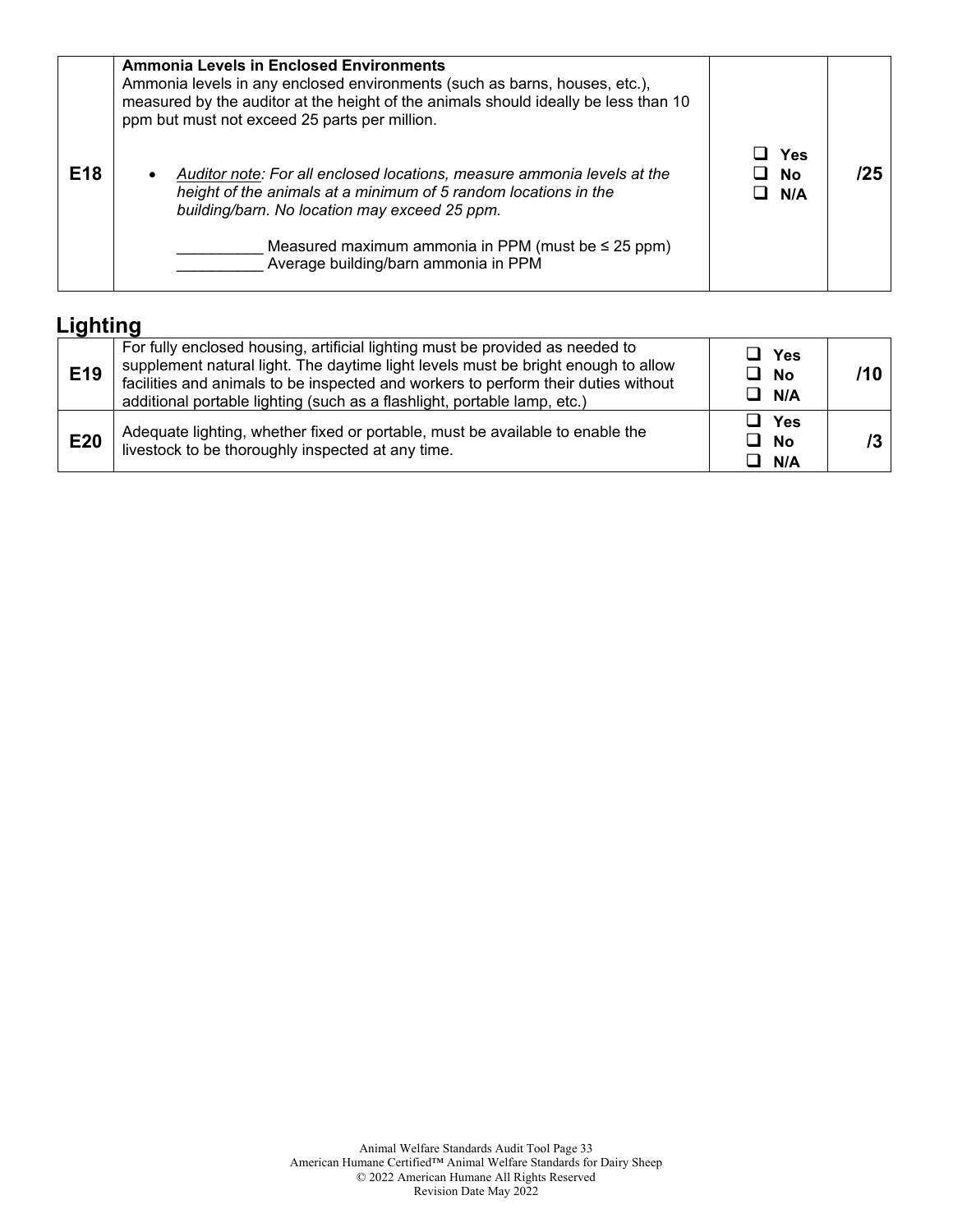| | | | |
|---|---|---|---|
| E18 | **Ammonia Levels in Enclosed Environments**<br>Ammonia levels in any enclosed environments (such as barns, houses, etc.), measured by the auditor at the height of the animals should ideally be less than 10 ppm but must not exceed 25 parts per million.<br><br>• *<u>Auditor note</u>: For all enclosed locations, measure ammonia levels at the height of the animals at a minimum of 5 random locations in the building/barn. No location may exceed 25 ppm.*<br><br>__________ Measured maximum ammonia in PPM (must be ≤ 25 ppm)<br>__________ Average building/barn ammonia in PPM | ❑ **Yes**<br>❑ **No**<br>❑ **N/A** | **/25** |

## Lighting

| | | | |
|---|---|---|---|
| **E19** | For fully enclosed housing, artificial lighting must be provided as needed to supplement natural light. The daytime light levels must be bright enough to allow facilities and animals to be inspected and workers to perform their duties without additional portable lighting (such as a flashlight, portable lamp, etc.) | ❑ **Yes**<br>❑ **No**<br>❑ **N/A** | **/10** |
| **E20** | Adequate lighting, whether fixed or portable, must be available to enable the livestock to be thoroughly inspected at any time. | ❑ **Yes**<br>❑ **No**<br>❑ **N/A** | **/3** |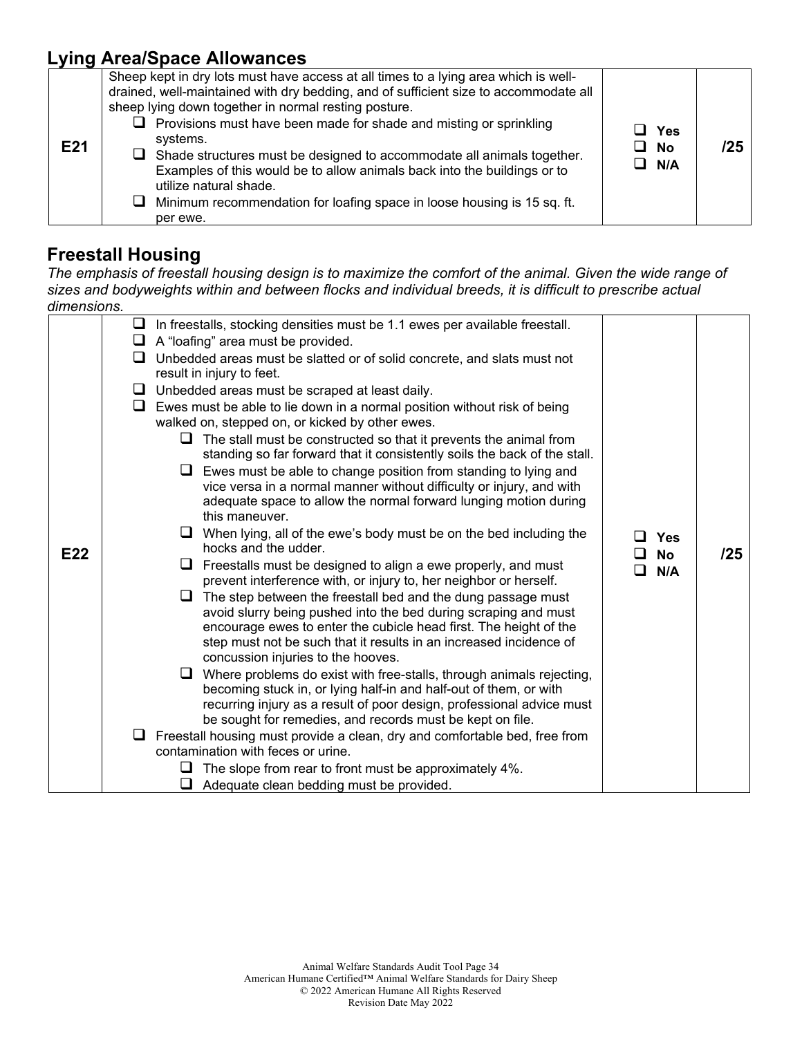## Lying Area/Space Allowances

| | | | |
|---|---|---|---|
| E21 | Sheep kept in dry lots must have access at all times to a lying area which is well-drained, well-maintained with dry bedding, and of sufficient size to accommodate all sheep lying down together in normal resting posture.<br>❑ Provisions must have been made for shade and misting or sprinkling systems.<br>❑ Shade structures must be designed to accommodate all animals together. Examples of this would be to allow animals back into the buildings or to utilize natural shade.<br>❑ Minimum recommendation for loafing space in loose housing is 15 sq. ft. per ewe. | ❑ Yes<br>❑ No<br>❑ N/A | /25 |

## Freestall Housing

*The emphasis of freestall housing design is to maximize the comfort of the animal. Given the wide range of sizes and bodyweights within and between flocks and individual breeds, it is difficult to prescribe actual dimensions.*

| | | | |
|---|---|---|---|
| E22 | ❑ In freestalls, stocking densities must be 1.1 ewes per available freestall.<br>❑ A "loafing" area must be provided.<br>❑ Unbedded areas must be slatted or of solid concrete, and slats must not result in injury to feet.<br>❑ Unbedded areas must be scraped at least daily.<br>❑ Ewes must be able to lie down in a normal position without risk of being walked on, stepped on, or kicked by other ewes.<br>&nbsp;&nbsp;&nbsp;&nbsp;❑ The stall must be constructed so that it prevents the animal from standing so far forward that it consistently soils the back of the stall.<br>&nbsp;&nbsp;&nbsp;&nbsp;❑ Ewes must be able to change position from standing to lying and vice versa in a normal manner without difficulty or injury, and with adequate space to allow the normal forward lunging motion during this maneuver.<br>&nbsp;&nbsp;&nbsp;&nbsp;❑ When lying, all of the ewe's body must be on the bed including the hocks and the udder.<br>&nbsp;&nbsp;&nbsp;&nbsp;❑ Freestalls must be designed to align a ewe properly, and must prevent interference with, or injury to, her neighbor or herself.<br>&nbsp;&nbsp;&nbsp;&nbsp;❑ The step between the freestall bed and the dung passage must avoid slurry being pushed into the bed during scraping and must encourage ewes to enter the cubicle head first. The height of the step must not be such that it results in an increased incidence of concussion injuries to the hooves.<br>&nbsp;&nbsp;&nbsp;&nbsp;❑ Where problems do exist with free-stalls, through animals rejecting, becoming stuck in, or lying half-in and half-out of them, or with recurring injury as a result of poor design, professional advice must be sought for remedies, and records must be kept on file.<br>❑ Freestall housing must provide a clean, dry and comfortable bed, free from contamination with feces or urine.<br>&nbsp;&nbsp;&nbsp;&nbsp;❑ The slope from rear to front must be approximately 4%.<br>&nbsp;&nbsp;&nbsp;&nbsp;❑ Adequate clean bedding must be provided. | ❑ Yes<br>❑ No<br>❑ N/A | /25 |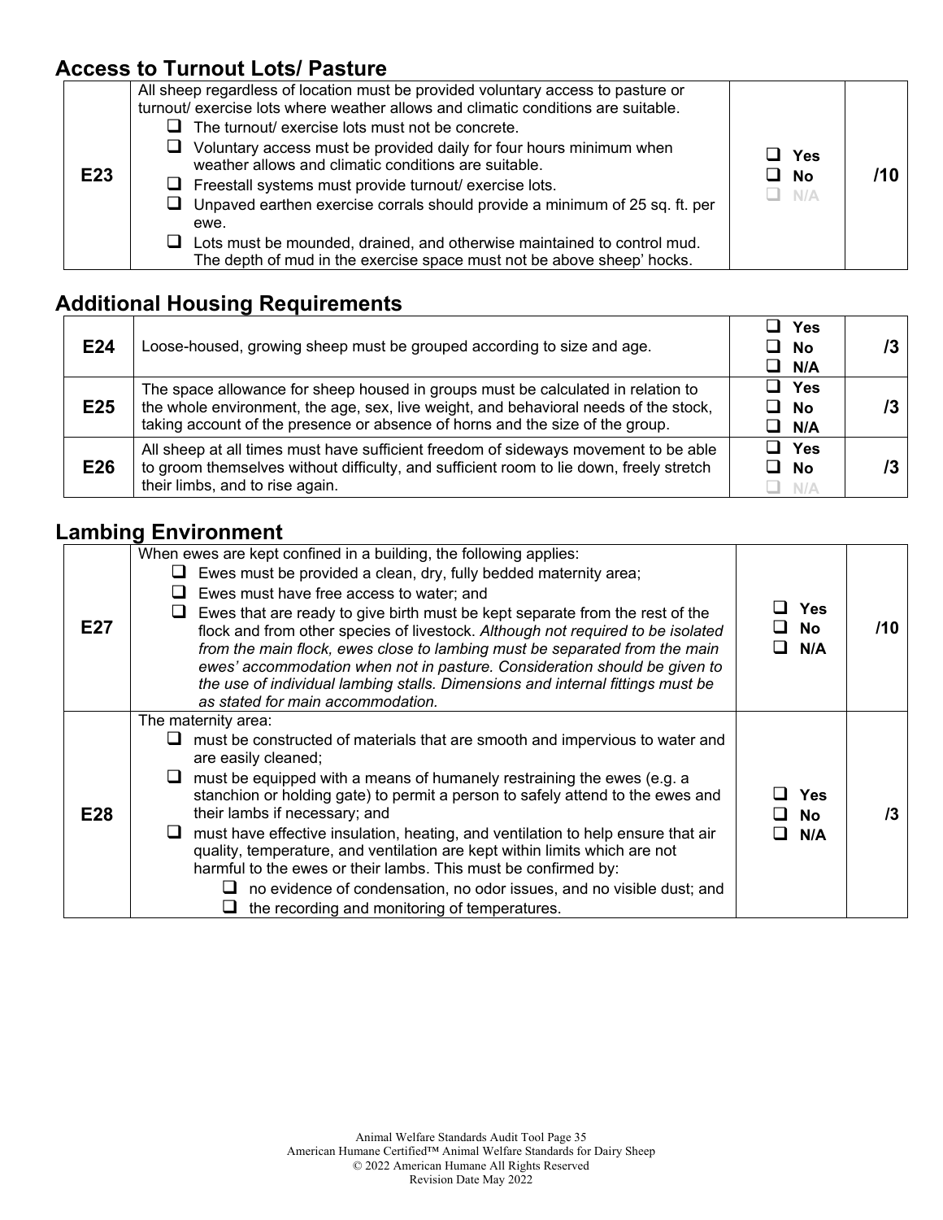## Access to Turnout Lots/ Pasture

| | | | |
|---|---|---|---|
| E23 | All sheep regardless of location must be provided voluntary access to pasture or turnout/ exercise lots where weather allows and climatic conditions are suitable.<br>❑ The turnout/ exercise lots must not be concrete.<br>❑ Voluntary access must be provided daily for four hours minimum when weather allows and climatic conditions are suitable.<br>❑ Freestall systems must provide turnout/ exercise lots.<br>❑ Unpaved earthen exercise corrals should provide a minimum of 25 sq. ft. per ewe.<br>❑ Lots must be mounded, drained, and otherwise maintained to control mud. The depth of mud in the exercise space must not be above sheep' hocks. | ❑ **Yes**<br>❑ **No**<br>❑ N/A | **/10** |

## Additional Housing Requirements

| | | | |
|---|---|---|---|
| E24 | Loose-housed, growing sheep must be grouped according to size and age. | ❑ **Yes**<br>❑ **No**<br>❑ **N/A** | **/3** |
| E25 | The space allowance for sheep housed in groups must be calculated in relation to the whole environment, the age, sex, live weight, and behavioral needs of the stock, taking account of the presence or absence of horns and the size of the group. | ❑ **Yes**<br>❑ **No**<br>❑ **N/A** | **/3** |
| E26 | All sheep at all times must have sufficient freedom of sideways movement to be able to groom themselves without difficulty, and sufficient room to lie down, freely stretch their limbs, and to rise again. | ❑ **Yes**<br>❑ **No**<br>❑ N/A | **/3** |

## Lambing Environment

| | | | |
|---|---|---|---|
| E27 | When ewes are kept confined in a building, the following applies:<br>❑ Ewes must be provided a clean, dry, fully bedded maternity area;<br>❑ Ewes must have free access to water; and<br>❑ Ewes that are ready to give birth must be kept separate from the rest of the flock and from other species of livestock. *Although not required to be isolated from the main flock, ewes close to lambing must be separated from the main ewes' accommodation when not in pasture. Consideration should be given to the use of individual lambing stalls. Dimensions and internal fittings must be as stated for main accommodation.* | ❑ **Yes**<br>❑ **No**<br>❑ **N/A** | **/10** |
| E28 | The maternity area:<br>❑ must be constructed of materials that are smooth and impervious to water and are easily cleaned;<br>❑ must be equipped with a means of humanely restraining the ewes (e.g. a stanchion or holding gate) to permit a person to safely attend to the ewes and their lambs if necessary; and<br>❑ must have effective insulation, heating, and ventilation to help ensure that air quality, temperature, and ventilation are kept within limits which are not harmful to the ewes or their lambs. This must be confirmed by:<br>&nbsp;&nbsp;&nbsp;&nbsp;❑ no evidence of condensation, no odor issues, and no visible dust; and<br>&nbsp;&nbsp;&nbsp;&nbsp;❑ the recording and monitoring of temperatures. | ❑ **Yes**<br>❑ **No**<br>❑ **N/A** | **/3** |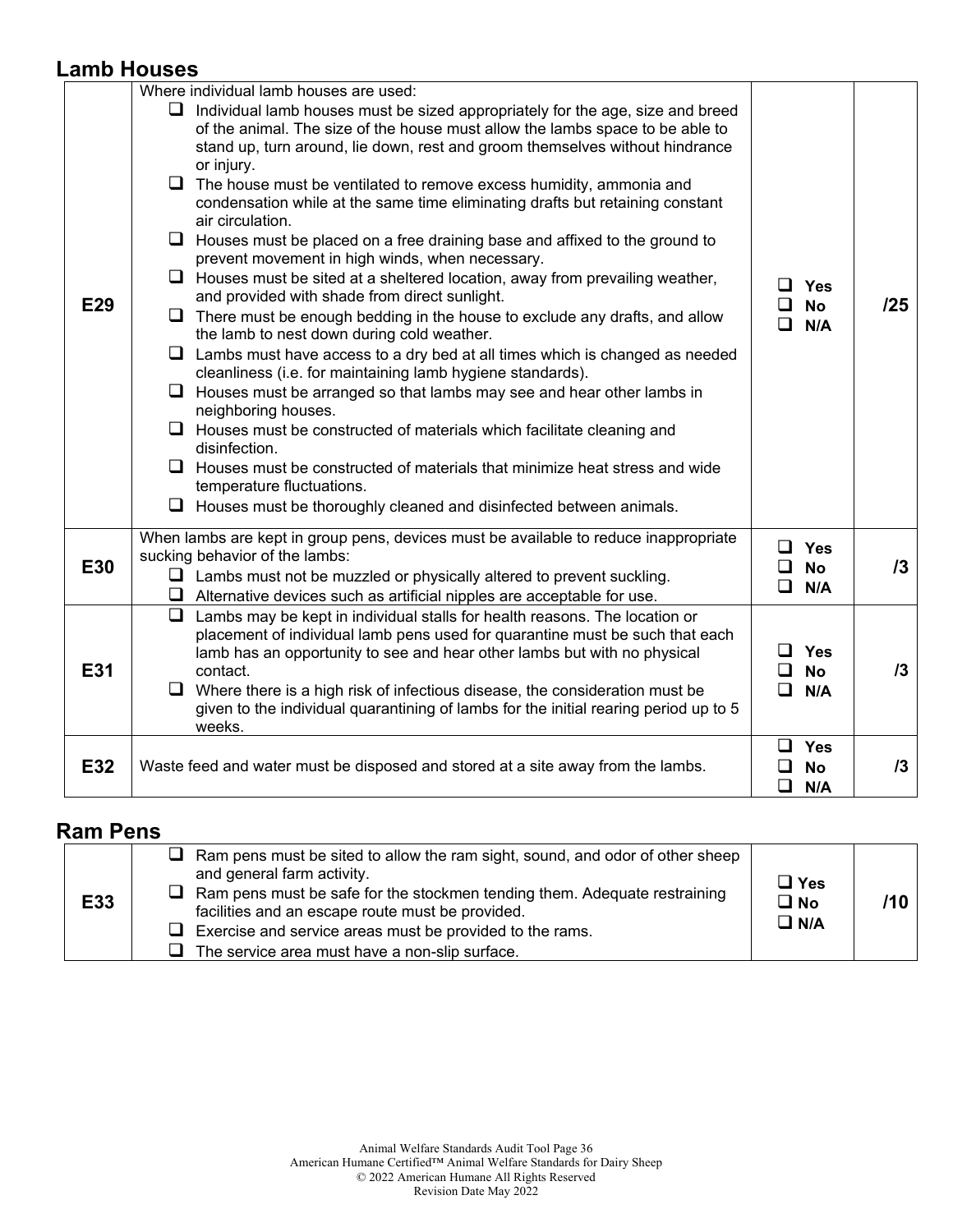## Lamb Houses

| | | | |
|---|---|---|---|
| E29 | Where individual lamb houses are used:<br>❑ Individual lamb houses must be sized appropriately for the age, size and breed of the animal. The size of the house must allow the lambs space to be able to stand up, turn around, lie down, rest and groom themselves without hindrance or injury.<br>❑ The house must be ventilated to remove excess humidity, ammonia and condensation while at the same time eliminating drafts but retaining constant air circulation.<br>❑ Houses must be placed on a free draining base and affixed to the ground to prevent movement in high winds, when necessary.<br>❑ Houses must be sited at a sheltered location, away from prevailing weather, and provided with shade from direct sunlight.<br>❑ There must be enough bedding in the house to exclude any drafts, and allow the lamb to nest down during cold weather.<br>❑ Lambs must have access to a dry bed at all times which is changed as needed cleanliness (i.e. for maintaining lamb hygiene standards).<br>❑ Houses must be arranged so that lambs may see and hear other lambs in neighboring houses.<br>❑ Houses must be constructed of materials which facilitate cleaning and disinfection.<br>❑ Houses must be constructed of materials that minimize heat stress and wide temperature fluctuations.<br>❑ Houses must be thoroughly cleaned and disinfected between animals. | ❑ Yes<br>❑ No<br>❑ N/A | /25 |
| E30 | When lambs are kept in group pens, devices must be available to reduce inappropriate sucking behavior of the lambs:<br>❑ Lambs must not be muzzled or physically altered to prevent suckling.<br>❑ Alternative devices such as artificial nipples are acceptable for use. | ❑ Yes<br>❑ No<br>❑ N/A | /3 |
| E31 | ❑ Lambs may be kept in individual stalls for health reasons. The location or placement of individual lamb pens used for quarantine must be such that each lamb has an opportunity to see and hear other lambs but with no physical contact.<br>❑ Where there is a high risk of infectious disease, the consideration must be given to the individual quarantining of lambs for the initial rearing period up to 5 weeks. | ❑ Yes<br>❑ No<br>❑ N/A | /3 |
| E32 | Waste feed and water must be disposed and stored at a site away from the lambs. | ❑ Yes<br>❑ No<br>❑ N/A | /3 |

## Ram Pens

| | | | |
|---|---|---|---|
| E33 | ❑ Ram pens must be sited to allow the ram sight, sound, and odor of other sheep and general farm activity.<br>❑ Ram pens must be safe for the stockmen tending them. Adequate restraining facilities and an escape route must be provided.<br>❑ Exercise and service areas must be provided to the rams.<br>❑ The service area must have a non-slip surface. | ❑ Yes<br>❑ No<br>❑ N/A | /10 |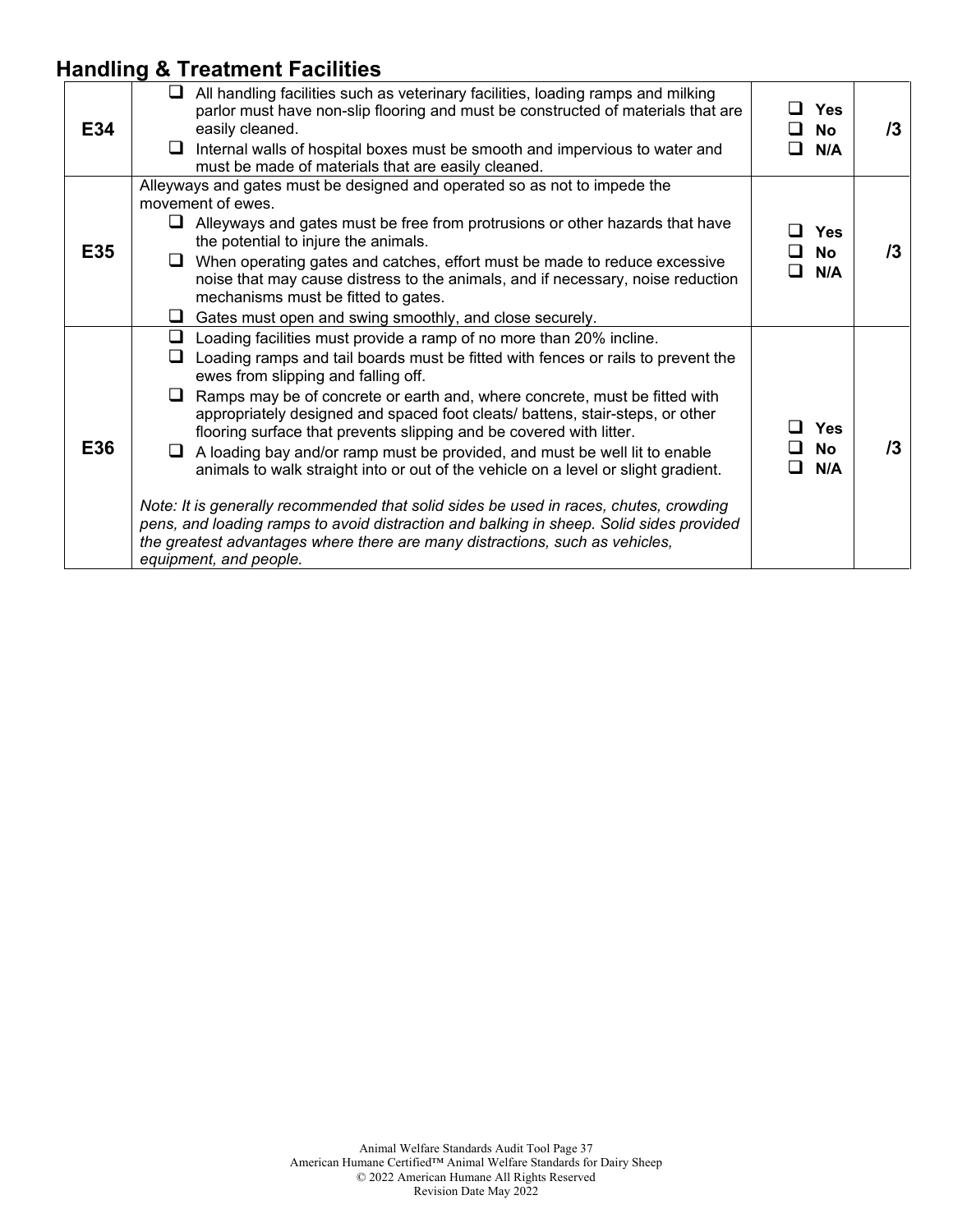## Handling & Treatment Facilities

| | | | |
|---|---|---|---|
| **E34** | ❑ All handling facilities such as veterinary facilities, loading ramps and milking parlor must have non-slip flooring and must be constructed of materials that are easily cleaned.<br>❑ Internal walls of hospital boxes must be smooth and impervious to water and must be made of materials that are easily cleaned. | ❑ **Yes**<br>❑ **No**<br>❑ **N/A** | **/3** |
| **E35** | Alleyways and gates must be designed and operated so as not to impede the movement of ewes.<br>❑ Alleyways and gates must be free from protrusions or other hazards that have the potential to injure the animals.<br>❑ When operating gates and catches, effort must be made to reduce excessive noise that may cause distress to the animals, and if necessary, noise reduction mechanisms must be fitted to gates.<br>❑ Gates must open and swing smoothly, and close securely. | ❑ **Yes**<br>❑ **No**<br>❑ **N/A** | **/3** |
| **E36** | ❑ Loading facilities must provide a ramp of no more than 20% incline.<br>❑ Loading ramps and tail boards must be fitted with fences or rails to prevent the ewes from slipping and falling off.<br>❑ Ramps may be of concrete or earth and, where concrete, must be fitted with appropriately designed and spaced foot cleats/ battens, stair-steps, or other flooring surface that prevents slipping and be covered with litter.<br>❑ A loading bay and/or ramp must be provided, and must be well lit to enable animals to walk straight into or out of the vehicle on a level or slight gradient.<br><br>*Note: It is generally recommended that solid sides be used in races, chutes, crowding pens, and loading ramps to avoid distraction and balking in sheep. Solid sides provided the greatest advantages where there are many distractions, such as vehicles, equipment, and people.* | ❑ **Yes**<br>❑ **No**<br>❑ **N/A** | **/3** |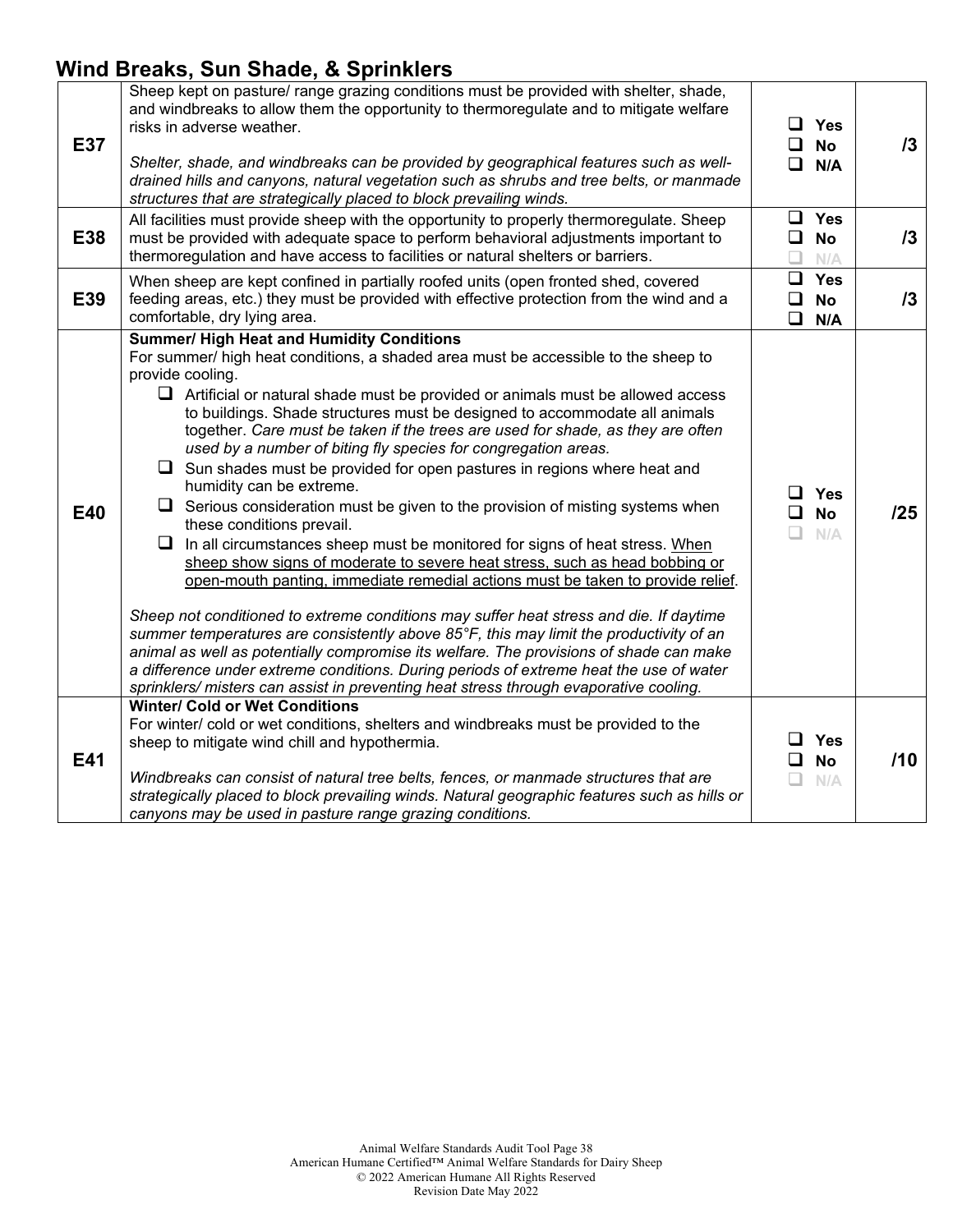## Wind Breaks, Sun Shade, & Sprinklers

| | | | |
|---|---|---|---|
| **E37** | Sheep kept on pasture/ range grazing conditions must be provided with shelter, shade, and windbreaks to allow them the opportunity to thermoregulate and to mitigate welfare risks in adverse weather.<br><br>*Shelter, shade, and windbreaks can be provided by geographical features such as well-drained hills and canyons, natural vegetation such as shrubs and tree belts, or manmade structures that are strategically placed to block prevailing winds.* | ❑ **Yes**<br>❑ **No**<br>❑ **N/A** | **/3** |
| **E38** | All facilities must provide sheep with the opportunity to properly thermoregulate. Sheep must be provided with adequate space to perform behavioral adjustments important to thermoregulation and have access to facilities or natural shelters or barriers. | ❑ **Yes**<br>❑ **No**<br>❑ N/A | **/3** |
| **E39** | When sheep are kept confined in partially roofed units (open fronted shed, covered feeding areas, etc.) they must be provided with effective protection from the wind and a comfortable, dry lying area. | ❑ **Yes**<br>❑ **No**<br>❑ **N/A** | **/3** |
| **E40** | **Summer/ High Heat and Humidity Conditions**<br>For summer/ high heat conditions, a shaded area must be accessible to the sheep to provide cooling.<br>❑ Artificial or natural shade must be provided or animals must be allowed access to buildings. Shade structures must be designed to accommodate all animals together. *Care must be taken if the trees are used for shade, as they are often used by a number of biting fly species for congregation areas.*<br>❑ Sun shades must be provided for open pastures in regions where heat and humidity can be extreme.<br>❑ Serious consideration must be given to the provision of misting systems when these conditions prevail.<br>❑ In all circumstances sheep must be monitored for signs of heat stress. <u>When sheep show signs of moderate to severe heat stress, such as head bobbing or open-mouth panting, immediate remedial actions must be taken to provide relief</u>.<br><br>*Sheep not conditioned to extreme conditions may suffer heat stress and die. If daytime summer temperatures are consistently above 85°F, this may limit the productivity of an animal as well as potentially compromise its welfare. The provisions of shade can make a difference under extreme conditions. During periods of extreme heat the use of water sprinklers/ misters can assist in preventing heat stress through evaporative cooling.* | ❑ **Yes**<br>❑ **No**<br>❑ N/A | **/25** |
| **E41** | **Winter/ Cold or Wet Conditions**<br>For winter/ cold or wet conditions, shelters and windbreaks must be provided to the sheep to mitigate wind chill and hypothermia.<br><br>*Windbreaks can consist of natural tree belts, fences, or manmade structures that are strategically placed to block prevailing winds. Natural geographic features such as hills or canyons may be used in pasture range grazing conditions.* | ❑ **Yes**<br>❑ **No**<br>❑ N/A | **/10** |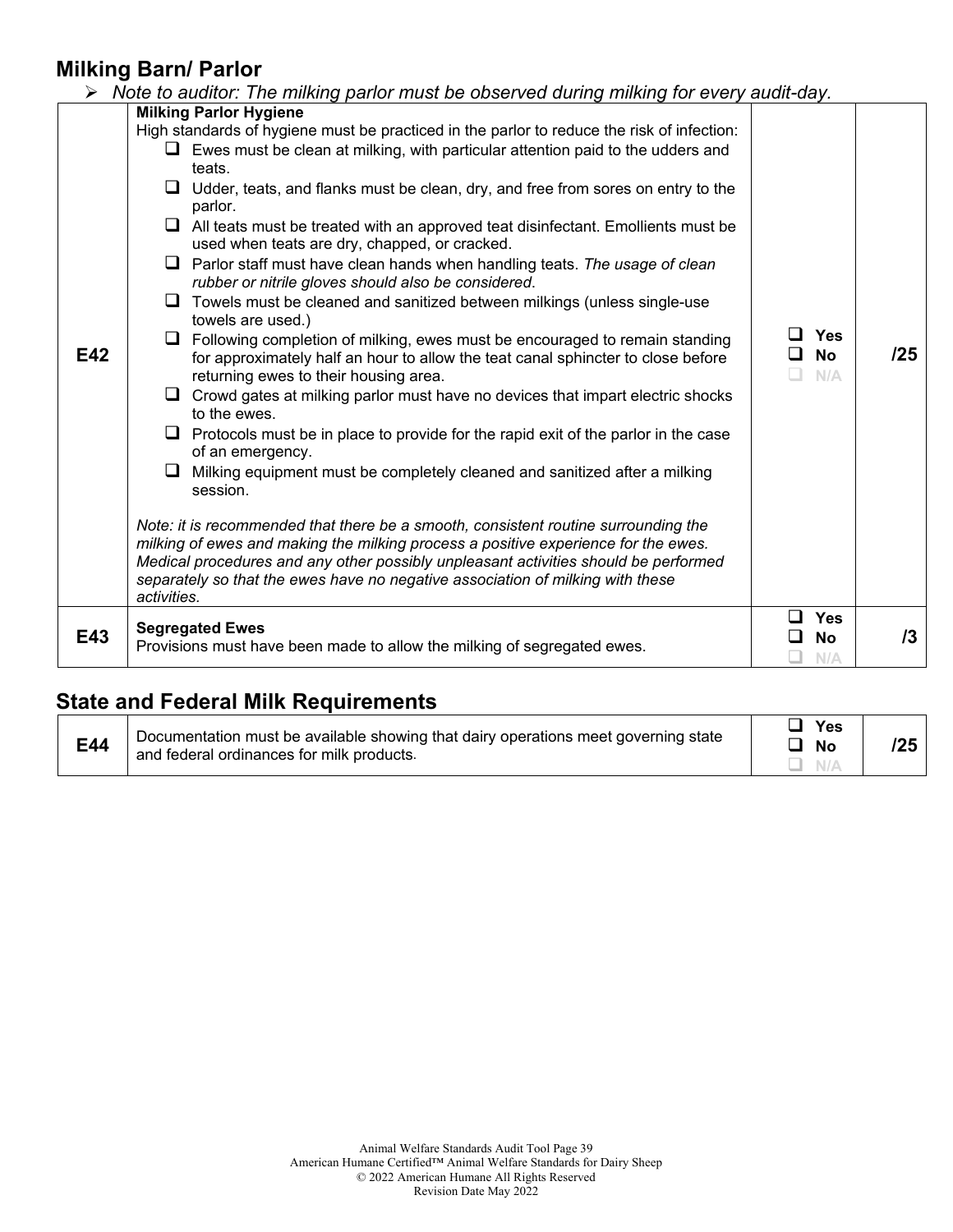## Milking Barn/ Parlor

- *Note to auditor: The milking parlor must be observed during milking for every audit-day.*

| | | | |
|---|---|---|---|
| E42 | **Milking Parlor Hygiene**<br>High standards of hygiene must be practiced in the parlor to reduce the risk of infection:<br>❑ Ewes must be clean at milking, with particular attention paid to the udders and teats.<br>❑ Udder, teats, and flanks must be clean, dry, and free from sores on entry to the parlor.<br>❑ All teats must be treated with an approved teat disinfectant. Emollients must be used when teats are dry, chapped, or cracked.<br>❑ Parlor staff must have clean hands when handling teats. *The usage of clean rubber or nitrile gloves should also be considered*.<br>❑ Towels must be cleaned and sanitized between milkings (unless single-use towels are used.)<br>❑ Following completion of milking, ewes must be encouraged to remain standing for approximately half an hour to allow the teat canal sphincter to close before returning ewes to their housing area.<br>❑ Crowd gates at milking parlor must have no devices that impart electric shocks to the ewes.<br>❑ Protocols must be in place to provide for the rapid exit of the parlor in the case of an emergency.<br>❑ Milking equipment must be completely cleaned and sanitized after a milking session.<br><br>*Note: it is recommended that there be a smooth, consistent routine surrounding the milking of ewes and making the milking process a positive experience for the ewes. Medical procedures and any other possibly unpleasant activities should be performed separately so that the ewes have no negative association of milking with these activities.* | ❑ Yes<br>❑ No<br>❑ N/A | /25 |
| E43 | **Segregated Ewes**<br>Provisions must have been made to allow the milking of segregated ewes. | ❑ Yes<br>❑ No<br>❑ N/A | /3 |

## State and Federal Milk Requirements

| | | | |
|---|---|---|---|
| E44 | Documentation must be available showing that dairy operations meet governing state and federal ordinances for milk products. | ❑ Yes<br>❑ No<br>❑ N/A | /25 |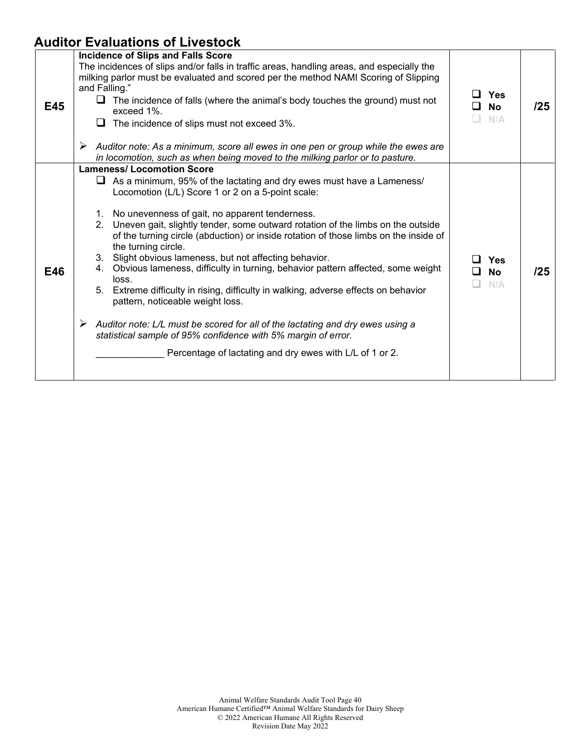## Auditor Evaluations of Livestock

| | | | |
|---|---|---|---|
| **E45** | **Incidence of Slips and Falls Score**<br>The incidences of slips and/or falls in traffic areas, handling areas, and especially the milking parlor must be evaluated and scored per the method NAMI Scoring of Slipping and Falling."<br>❑ The incidence of falls (where the animal's body touches the ground) must not exceed 1%.<br>❑ The incidence of slips must not exceed 3%.<br><br>➢ *Auditor note: As a minimum, score all ewes in one pen or group while the ewes are in locomotion, such as when being moved to the milking parlor or to pasture.* | ❑ **Yes**<br>❑ **No**<br>❑ N/A | **/25** |
| **E46** | **Lameness/ Locomotion Score**<br>❑ As a minimum, 95% of the lactating and dry ewes must have a Lameness/ Locomotion (L/L) Score 1 or 2 on a 5-point scale:<br><br>1. No unevenness of gait, no apparent tenderness.<br>2. Uneven gait, slightly tender, some outward rotation of the limbs on the outside of the turning circle (abduction) or inside rotation of those limbs on the inside of the turning circle.<br>3. Slight obvious lameness, but not affecting behavior.<br>4. Obvious lameness, difficulty in turning, behavior pattern affected, some weight loss.<br>5. Extreme difficulty in rising, difficulty in walking, adverse effects on behavior pattern, noticeable weight loss.<br><br>➢ *Auditor note: L/L must be scored for all of the lactating and dry ewes using a statistical sample of 95% confidence with 5% margin of error.*<br><br>_____________ Percentage of lactating and dry ewes with L/L of 1 or 2. | ❑ **Yes**<br>❑ **No**<br>❑ N/A | **/25** |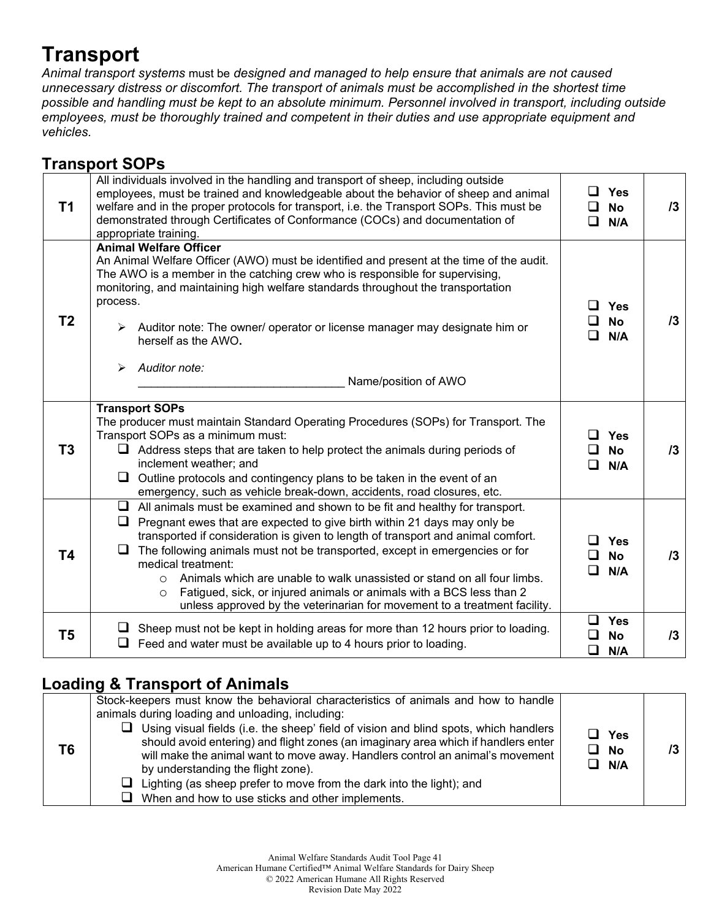# Transport

*Animal transport systems* must be *designed and managed to help ensure that animals are not caused unnecessary distress or discomfort. The transport of animals must be accomplished in the shortest time possible and handling must be kept to an absolute minimum. Personnel involved in transport, including outside employees, must be thoroughly trained and competent in their duties and use appropriate equipment and vehicles.*

## Transport SOPs

| | | | |
|---|---|---|---|
| **T1** | All individuals involved in the handling and transport of sheep, including outside employees, must be trained and knowledgeable about the behavior of sheep and animal welfare and in the proper protocols for transport, i.e. the Transport SOPs. This must be demonstrated through Certificates of Conformance (COCs) and documentation of appropriate training. | ❑ Yes<br>❑ No<br>❑ N/A | /3 |
| **T2** | **Animal Welfare Officer**<br>An Animal Welfare Officer (AWO) must be identified and present at the time of the audit. The AWO is a member in the catching crew who is responsible for supervising, monitoring, and maintaining high welfare standards throughout the transportation process.<br>➢ Auditor note: The owner/ operator or license manager may designate him or herself as the AWO**.**<br>➢ *Auditor note:*<br>_______________________________ Name/position of AWO | ❑ Yes<br>❑ No<br>❑ N/A | /3 |
| **T3** | **Transport SOPs**<br>The producer must maintain Standard Operating Procedures (SOPs) for Transport. The Transport SOPs as a minimum must:<br>❑ Address steps that are taken to help protect the animals during periods of inclement weather; and<br>❑ Outline protocols and contingency plans to be taken in the event of an emergency, such as vehicle break-down, accidents, road closures, etc. | ❑ Yes<br>❑ No<br>❑ N/A | /3 |
| **T4** | ❑ All animals must be examined and shown to be fit and healthy for transport.<br>❑ Pregnant ewes that are expected to give birth within 21 days may only be transported if consideration is given to length of transport and animal comfort.<br>❑ The following animals must not be transported, except in emergencies or for medical treatment:<br>○ Animals which are unable to walk unassisted or stand on all four limbs.<br>○ Fatigued, sick, or injured animals or animals with a BCS less than 2 unless approved by the veterinarian for movement to a treatment facility. | ❑ Yes<br>❑ No<br>❑ N/A | /3 |
| **T5** | ❑ Sheep must not be kept in holding areas for more than 12 hours prior to loading.<br>❑ Feed and water must be available up to 4 hours prior to loading. | ❑ Yes<br>❑ No<br>❑ N/A | /3 |

## Loading & Transport of Animals

| | | | |
|---|---|---|---|
| **T6** | Stock-keepers must know the behavioral characteristics of animals and how to handle animals during loading and unloading, including:<br>❑ Using visual fields (i.e. the sheep' field of vision and blind spots, which handlers should avoid entering) and flight zones (an imaginary area which if handlers enter will make the animal want to move away. Handlers control an animal's movement by understanding the flight zone).<br>❑ Lighting (as sheep prefer to move from the dark into the light); and<br>❑ When and how to use sticks and other implements. | ❑ Yes<br>❑ No<br>❑ N/A | /3 |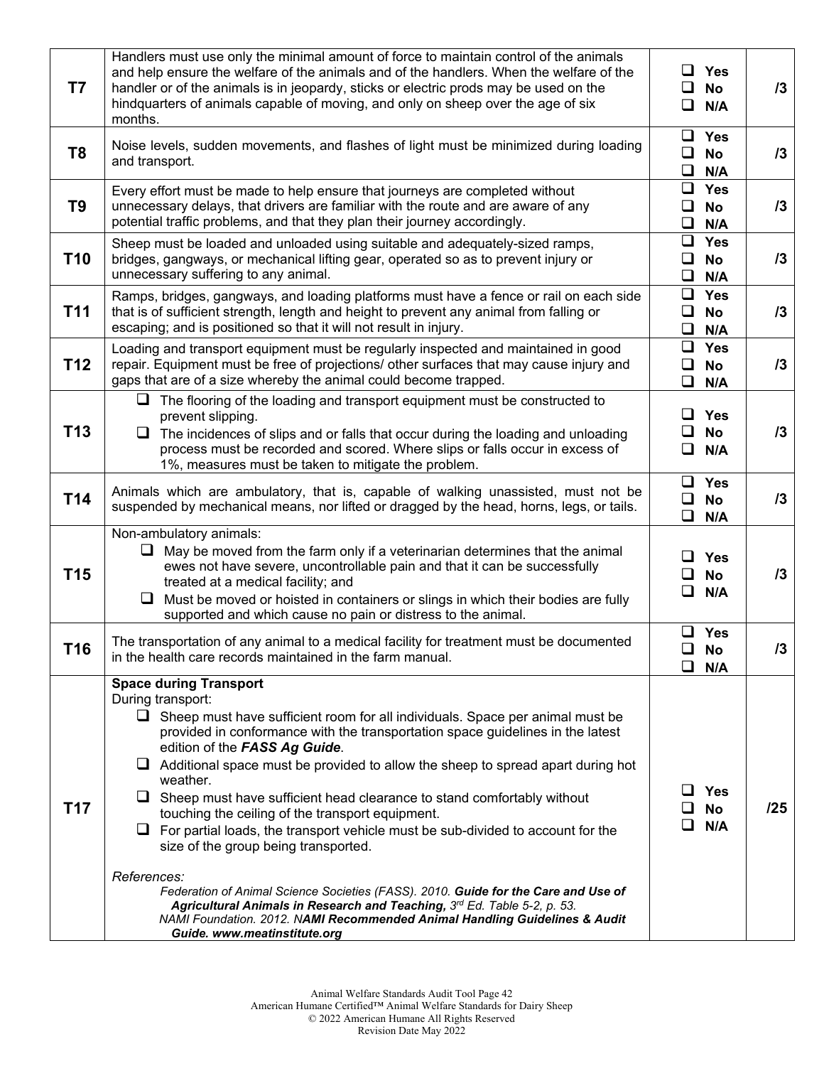| | | | |
|---|---|---|---|
| **T7** | Handlers must use only the minimal amount of force to maintain control of the animals and help ensure the welfare of the animals and of the handlers. When the welfare of the handler or of the animals is in jeopardy, sticks or electric prods may be used on the hindquarters of animals capable of moving, and only on sheep over the age of six months. | ❑ **Yes**<br>❑ **No**<br>❑ **N/A** | **/3** |
| **T8** | Noise levels, sudden movements, and flashes of light must be minimized during loading and transport. | ❑ **Yes**<br>❑ **No**<br>❑ **N/A** | **/3** |
| **T9** | Every effort must be made to help ensure that journeys are completed without unnecessary delays, that drivers are familiar with the route and are aware of any potential traffic problems, and that they plan their journey accordingly. | ❑ **Yes**<br>❑ **No**<br>❑ **N/A** | **/3** |
| **T10** | Sheep must be loaded and unloaded using suitable and adequately-sized ramps, bridges, gangways, or mechanical lifting gear, operated so as to prevent injury or unnecessary suffering to any animal. | ❑ **Yes**<br>❑ **No**<br>❑ **N/A** | **/3** |
| **T11** | Ramps, bridges, gangways, and loading platforms must have a fence or rail on each side that is of sufficient strength, length and height to prevent any animal from falling or escaping; and is positioned so that it will not result in injury. | ❑ **Yes**<br>❑ **No**<br>❑ **N/A** | **/3** |
| **T12** | Loading and transport equipment must be regularly inspected and maintained in good repair. Equipment must be free of projections/ other surfaces that may cause injury and gaps that are of a size whereby the animal could become trapped. | ❑ **Yes**<br>❑ **No**<br>❑ **N/A** | **/3** |
| **T13** | ❑ The flooring of the loading and transport equipment must be constructed to prevent slipping.<br>❑ The incidences of slips and or falls that occur during the loading and unloading process must be recorded and scored. Where slips or falls occur in excess of 1%, measures must be taken to mitigate the problem. | ❑ **Yes**<br>❑ **No**<br>❑ **N/A** | **/3** |
| **T14** | Animals which are ambulatory, that is, capable of walking unassisted, must not be suspended by mechanical means, nor lifted or dragged by the head, horns, legs, or tails. | ❑ **Yes**<br>❑ **No**<br>❑ **N/A** | **/3** |
| **T15** | Non-ambulatory animals:<br>❑ May be moved from the farm only if a veterinarian determines that the animal ewes not have severe, uncontrollable pain and that it can be successfully treated at a medical facility; and<br>❑ Must be moved or hoisted in containers or slings in which their bodies are fully supported and which cause no pain or distress to the animal. | ❑ **Yes**<br>❑ **No**<br>❑ **N/A** | **/3** |
| **T16** | The transportation of any animal to a medical facility for treatment must be documented in the health care records maintained in the farm manual. | ❑ **Yes**<br>❑ **No**<br>❑ **N/A** | **/3** |
| **T17** | **Space during Transport**<br>During transport:<br>❑ Sheep must have sufficient room for all individuals. Space per animal must be provided in conformance with the transportation space guidelines in the latest edition of the ***FASS Ag Guide***.<br>❑ Additional space must be provided to allow the sheep to spread apart during hot weather.<br>❑ Sheep must have sufficient head clearance to stand comfortably without touching the ceiling of the transport equipment.<br>❑ For partial loads, the transport vehicle must be sub-divided to account for the size of the group being transported.<br><br>*References:*<br>*Federation of Animal Science Societies (FASS). 2010.* ***Guide for the Care and Use of Agricultural Animals in Research and Teaching,*** *3rd Ed. Table 5-2, p. 53.*<br>*NAMI Foundation. 2012.* ***NAMI Recommended Animal Handling Guidelines & Audit Guide. www.meatinstitute.org*** | ❑ **Yes**<br>❑ **No**<br>❑ **N/A** | **/25** |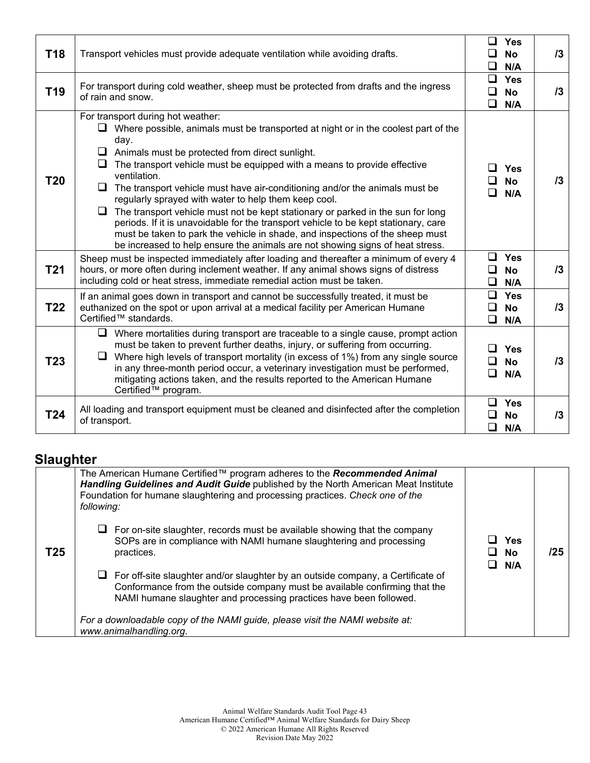| | | | |
|---|---|---|---|
| **T18** | Transport vehicles must provide adequate ventilation while avoiding drafts. | ❑ **Yes**<br>❑ **No**<br>❑ **N/A** | **/3** |
| **T19** | For transport during cold weather, sheep must be protected from drafts and the ingress of rain and snow. | ❑ **Yes**<br>❑ **No**<br>❑ **N/A** | **/3** |
| **T20** | For transport during hot weather:<br>❑ Where possible, animals must be transported at night or in the coolest part of the day.<br>❑ Animals must be protected from direct sunlight.<br>❑ The transport vehicle must be equipped with a means to provide effective ventilation.<br>❑ The transport vehicle must have air-conditioning and/or the animals must be regularly sprayed with water to help them keep cool.<br>❑ The transport vehicle must not be kept stationary or parked in the sun for long periods. If it is unavoidable for the transport vehicle to be kept stationary, care must be taken to park the vehicle in shade, and inspections of the sheep must be increased to help ensure the animals are not showing signs of heat stress. | ❑ **Yes**<br>❑ **No**<br>❑ **N/A** | **/3** |
| **T21** | Sheep must be inspected immediately after loading and thereafter a minimum of every 4 hours, or more often during inclement weather. If any animal shows signs of distress including cold or heat stress, immediate remedial action must be taken. | ❑ **Yes**<br>❑ **No**<br>❑ **N/A** | **/3** |
| **T22** | If an animal goes down in transport and cannot be successfully treated, it must be euthanized on the spot or upon arrival at a medical facility per American Humane Certified™ standards. | ❑ **Yes**<br>❑ **No**<br>❑ **N/A** | **/3** |
| **T23** | ❑ Where mortalities during transport are traceable to a single cause, prompt action must be taken to prevent further deaths, injury, or suffering from occurring.<br>❑ Where high levels of transport mortality (in excess of 1%) from any single source in any three-month period occur, a veterinary investigation must be performed, mitigating actions taken, and the results reported to the American Humane Certified™ program. | ❑ **Yes**<br>❑ **No**<br>❑ **N/A** | **/3** |
| **T24** | All loading and transport equipment must be cleaned and disinfected after the completion of transport. | ❑ **Yes**<br>❑ **No**<br>❑ **N/A** | **/3** |

## Slaughter

| | | | |
|---|---|---|---|
| **T25** | The American Humane Certified™ program adheres to the ***Recommended Animal Handling Guidelines and Audit Guide*** published by the North American Meat Institute Foundation for humane slaughtering and processing practices. *Check one of the following:*<br><br>❑ For on-site slaughter, records must be available showing that the company SOPs are in compliance with NAMI humane slaughtering and processing practices.<br><br>❑ For off-site slaughter and/or slaughter by an outside company, a Certificate of Conformance from the outside company must be available confirming that the NAMI humane slaughter and processing practices have been followed.<br><br>*For a downloadable copy of the NAMI guide, please visit the NAMI website at: www.animalhandling.org.* | ❑ **Yes**<br>❑ **No**<br>❑ **N/A** | **/25** |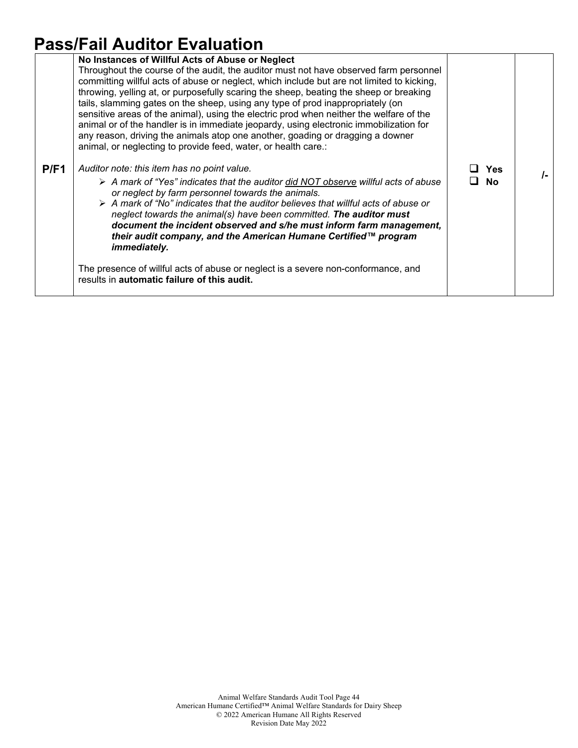# Pass/Fail Auditor Evaluation

| | | | |
|---|---|---|---|
| **P/F1** | **No Instances of Willful Acts of Abuse or Neglect**<br>Throughout the course of the audit, the auditor must not have observed farm personnel committing willful acts of abuse or neglect, which include but are not limited to kicking, throwing, yelling at, or purposefully scaring the sheep, beating the sheep or breaking tails, slamming gates on the sheep, using any type of prod inappropriately (on sensitive areas of the animal), using the electric prod when neither the welfare of the animal or of the handler is in immediate jeopardy, using electronic immobilization for any reason, driving the animals atop one another, goading or dragging a downer animal, or neglecting to provide feed, water, or health care.:<br><br>*Auditor note: this item has no point value.*<br>➢ *A mark of "Yes" indicates that the auditor <u>did NOT observe</u> willful acts of abuse or neglect by farm personnel towards the animals.*<br>➢ *A mark of "No" indicates that the auditor believes that willful acts of abuse or neglect towards the animal(s) have been committed.* ***The auditor must document the incident observed and s/he must inform farm management, their audit company, and the American Humane Certified™ program immediately.***<br><br>The presence of willful acts of abuse or neglect is a severe non-conformance, and results in **automatic failure of this audit.** | ❑ **Yes**<br>❑ **No** | **/-** |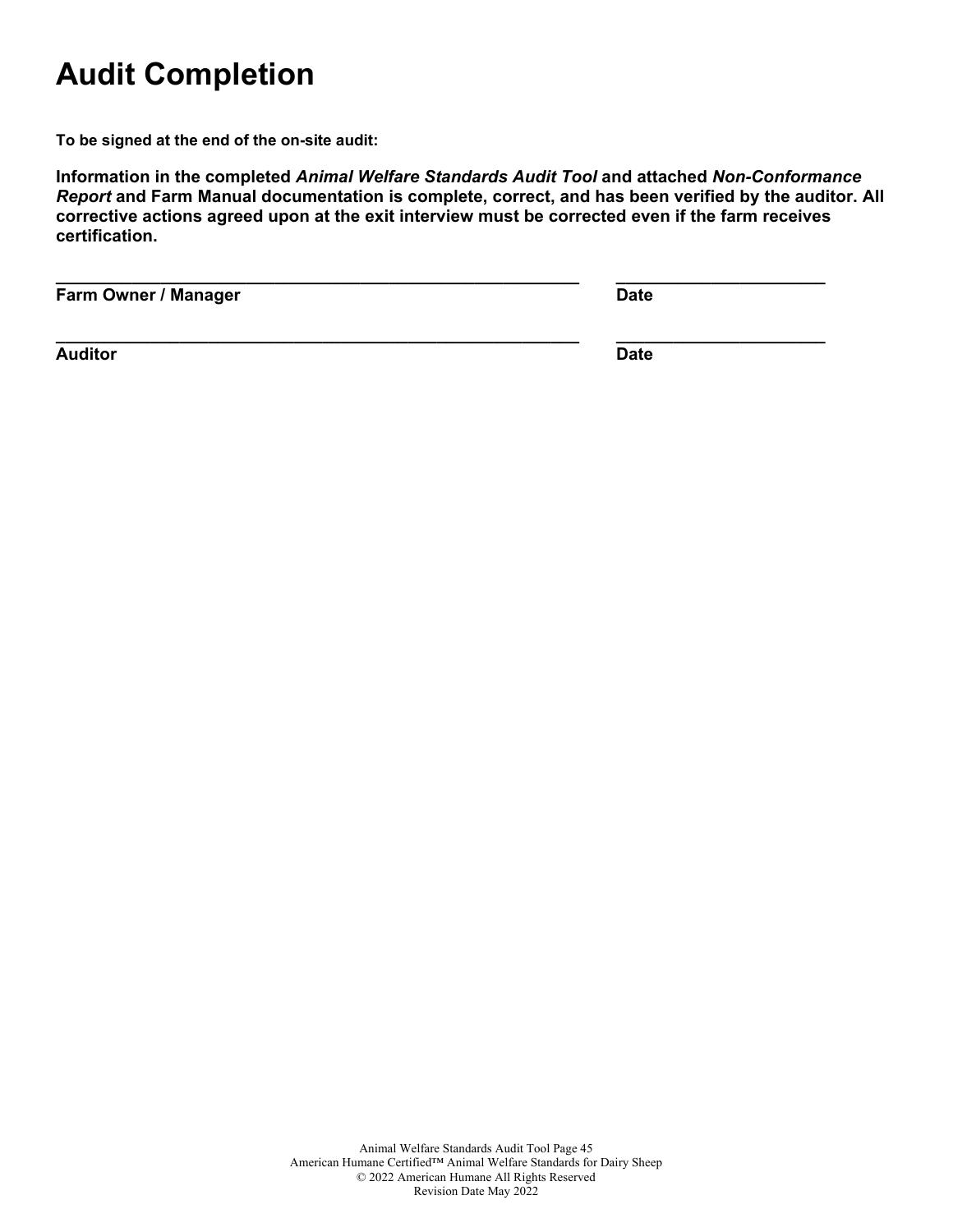# Audit Completion

**To be signed at the end of the on-site audit:**

**Information in the completed *Animal Welfare Standards Audit Tool* and attached *Non-Conformance Report* and Farm Manual documentation is complete, correct, and has been verified by the auditor. All corrective actions agreed upon at the exit interview must be corrected even if the farm receives certification.**

\_\_\_\_\_\_\_\_\_\_\_\_\_\_\_\_\_\_\_\_\_\_\_\_\_\_\_\_\_\_\_\_\_\_\_\_\_\_\_\_\_\_\_\_\_\_\_\_\_\_\_\_\_\_\_\_\_\_ \_\_\_\_\_\_\_\_\_\_\_\_\_\_\_\_\_\_\_\_\_\_\_

**Farm Owner / Manager** **Date**

\_\_\_\_\_\_\_\_\_\_\_\_\_\_\_\_\_\_\_\_\_\_\_\_\_\_\_\_\_\_\_\_\_\_\_\_\_\_\_\_\_\_\_\_\_\_\_\_\_\_\_\_\_\_\_\_\_\_ \_\_\_\_\_\_\_\_\_\_\_\_\_\_\_\_\_\_\_\_\_\_\_

**Auditor** **Date**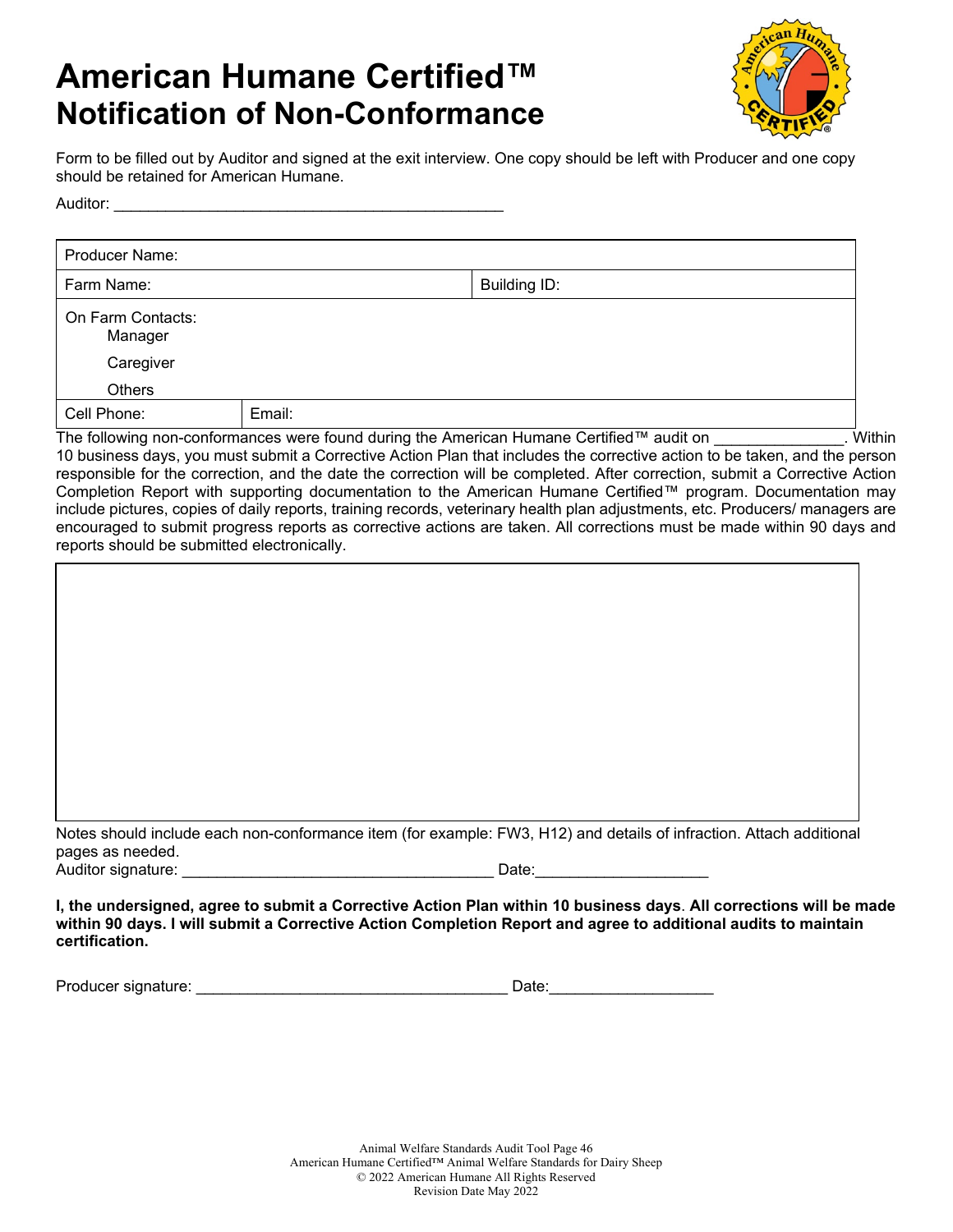# American Humane Certified™ Notification of Non-Conformance

Form to be filled out by Auditor and signed at the exit interview. One copy should be left with Producer and one copy should be retained for American Humane.

Auditor: _______________________________________________

| | |
|---|---|
| Producer Name: | |
| Farm Name: | Building ID: |
| On Farm Contacts:<br>Manager<br>Caregiver<br>Others | |
| Cell Phone: | Email: |

The following non-conformances were found during the American Humane Certified™ audit on _______________. Within 10 business days, you must submit a Corrective Action Plan that includes the corrective action to be taken, and the person responsible for the correction, and the date the correction will be completed. After correction, submit a Corrective Action Completion Report with supporting documentation to the American Humane Certified™ program. Documentation may include pictures, copies of daily reports, training records, veterinary health plan adjustments, etc. Producers/ managers are encouraged to submit progress reports as corrective actions are taken. All corrections must be made within 90 days and reports should be submitted electronically.

Notes should include each non-conformance item (for example: FW3, H12) and details of infraction. Attach additional pages as needed.

Auditor signature: _____________________________________ Date:____________________

**I, the undersigned, agree to submit a Corrective Action Plan within 10 business days. All corrections will be made within 90 days. I will submit a Corrective Action Completion Report and agree to additional audits to maintain certification.**

Producer signature: _____________________________________ Date:___________________